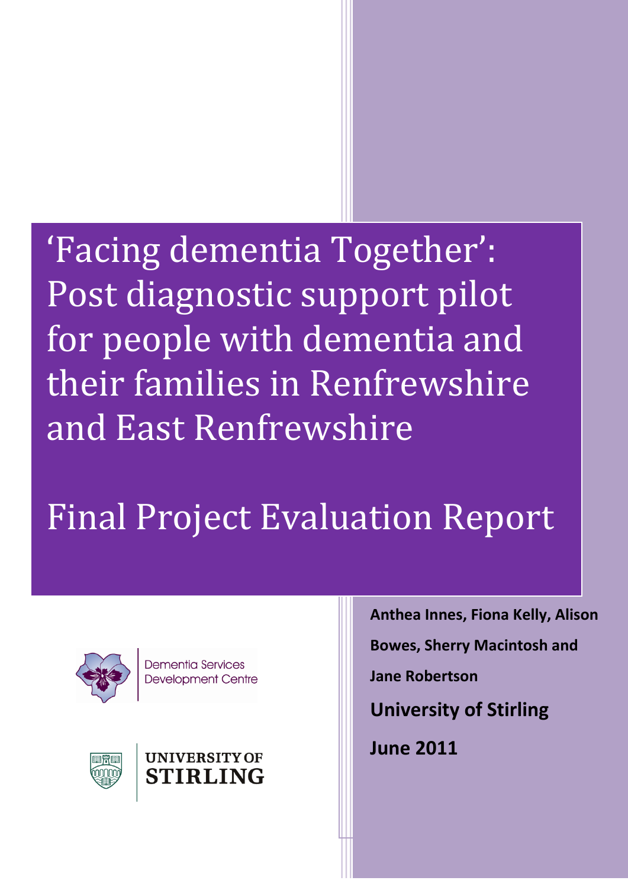# 'Facing dementia Together': Post diagnostic support pilot for people with dementia and their families in Renfrewshire and East Renfrewshire

# Final Project Evaluation Report

Dementia Services Development Centre

UNIVERSITY OF STIRLING

**Anthea Innes, Fiona Kelly, Alison Bowes, Sherry Macintosh and Jane Robertson**

**University of Stirling**

**June 2011**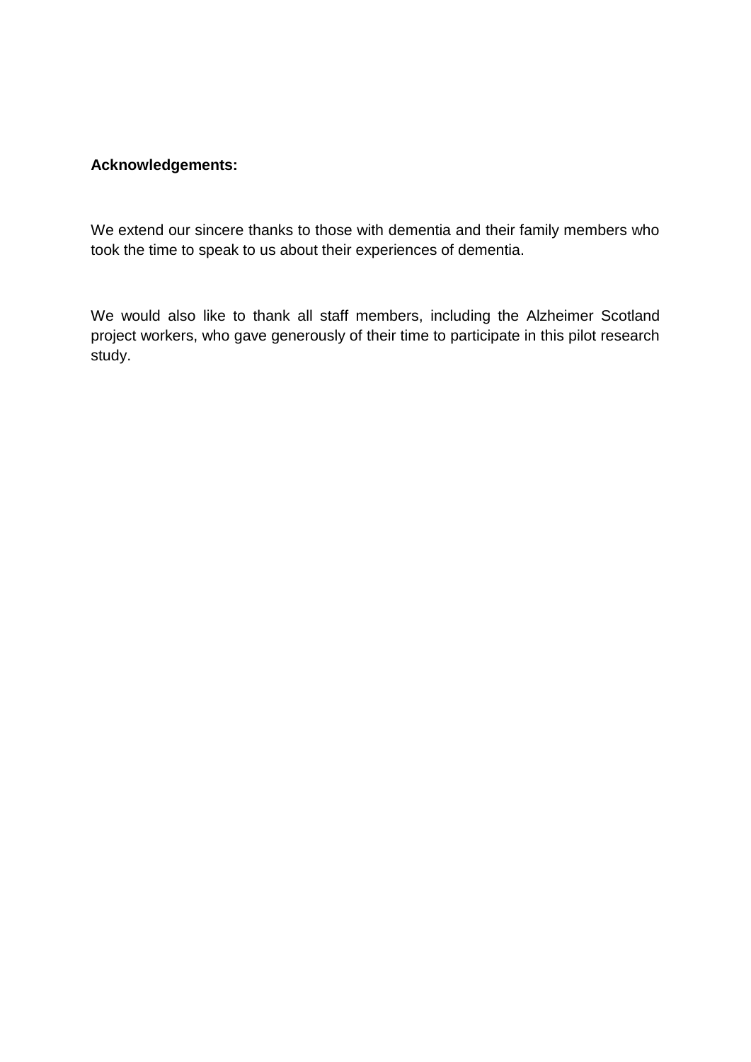**Acknowledgements:**

We extend our sincere thanks to those with dementia and their family members who took the time to speak to us about their experiences of dementia.

We would also like to thank all staff members, including the Alzheimer Scotland project workers, who gave generously of their time to participate in this pilot research study.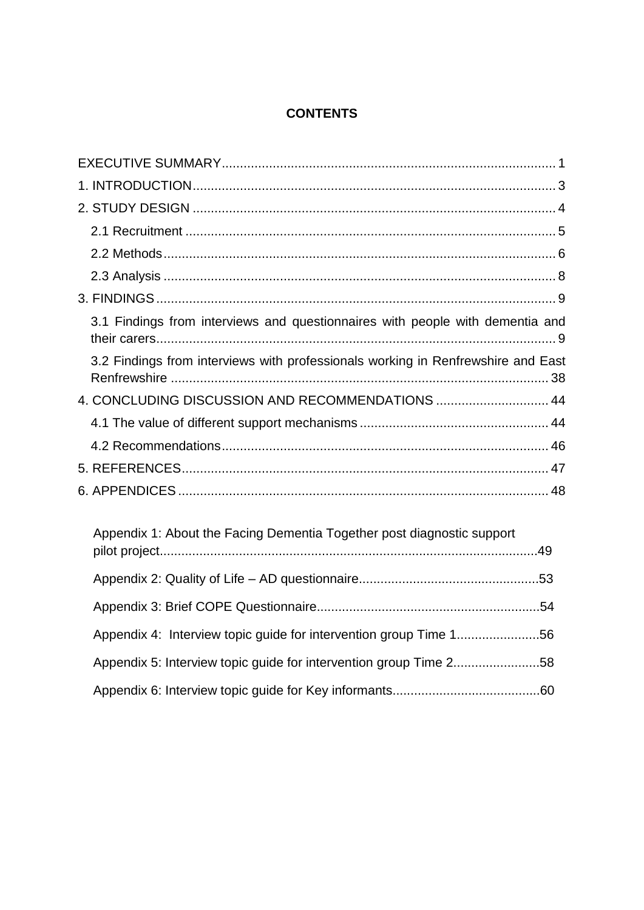**CONTENTS**

EXECUTIVE SUMMARY ........................................................................................ 1

1. INTRODUCTION ............................................................................................ 3

2. STUDY DESIGN ............................................................................................ 4

- 2.1 Recruitment ............................................................................................ 5
- 2.2 Methods ................................................................................................. 6
- 2.3 Analysis ................................................................................................. 8

3. FINDINGS ..................................................................................................... 9

- 3.1 Findings from interviews and questionnaires with people with dementia and their carers ...................................................................................................... 9
- 3.2 Findings from interviews with professionals working in Renfrewshire and East Renfrewshire ............................................................................................ 38

4. CONCLUDING DISCUSSION AND RECOMMENDATIONS ............................... 44

- 4.1 The value of different support mechanisms .................................................. 44
- 4.2 Recommendations ..................................................................................... 46

5. REFERENCES ................................................................................................ 47

6. APPENDICES ................................................................................................. 48

- Appendix 1: About the Facing Dementia Together post diagnostic support pilot project ........................................................................................................ 49
- Appendix 2: Quality of Life – AD questionnaire ................................................. 53
- Appendix 3: Brief COPE Questionnaire ............................................................. 54
- Appendix 4: Interview topic guide for intervention group Time 1 ....................... 56
- Appendix 5: Interview topic guide for intervention group Time 2 ....................... 58
- Appendix 6: Interview topic guide for Key informants ........................................ 60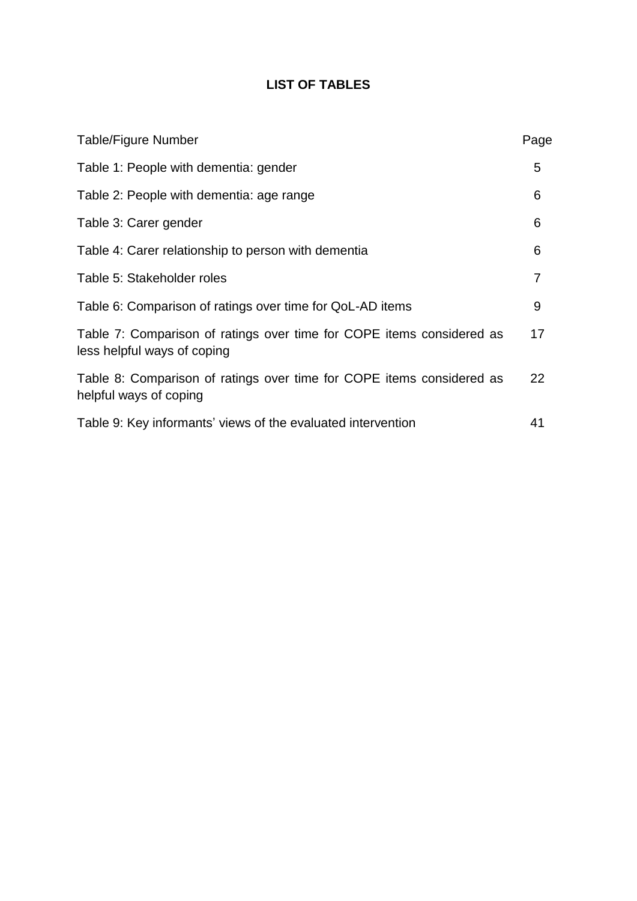# LIST OF TABLES

| Table/Figure Number | Page |
|---|---|
| Table 1: People with dementia: gender | 5 |
| Table 2: People with dementia: age range | 6 |
| Table 3: Carer gender | 6 |
| Table 4: Carer relationship to person with dementia | 6 |
| Table 5: Stakeholder roles | 7 |
| Table 6: Comparison of ratings over time for QoL-AD items | 9 |
| Table 7: Comparison of ratings over time for COPE items considered as less helpful ways of coping | 17 |
| Table 8: Comparison of ratings over time for COPE items considered as helpful ways of coping | 22 |
| Table 9: Key informants' views of the evaluated intervention | 41 |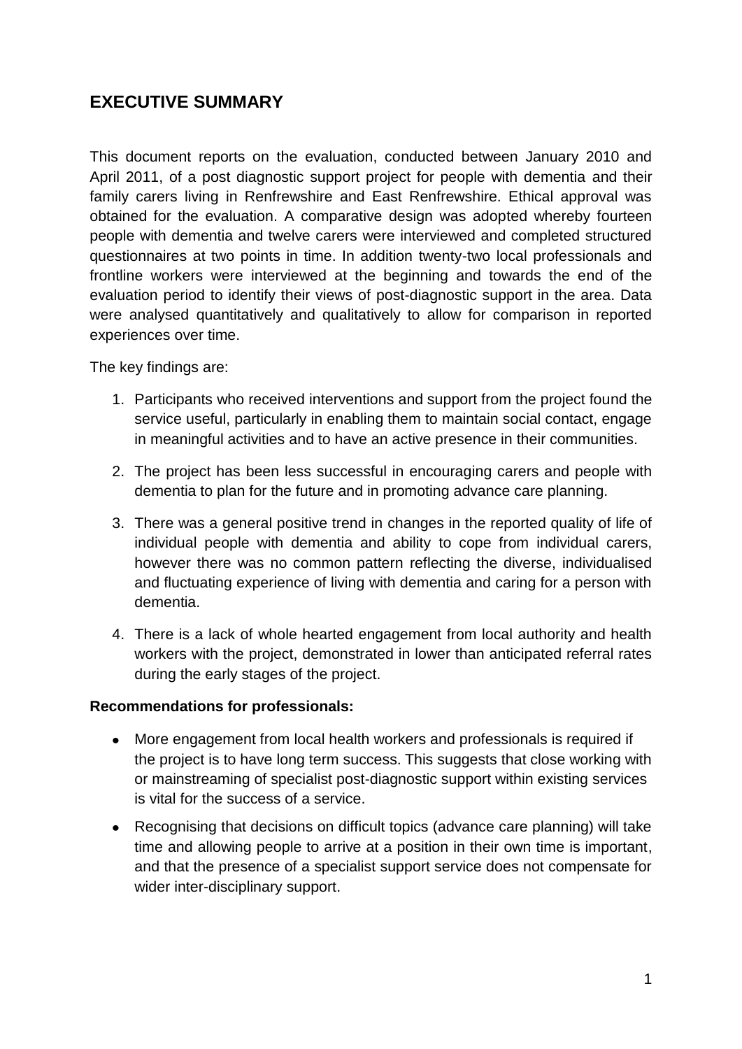## EXECUTIVE SUMMARY

This document reports on the evaluation, conducted between January 2010 and April 2011, of a post diagnostic support project for people with dementia and their family carers living in Renfrewshire and East Renfrewshire. Ethical approval was obtained for the evaluation. A comparative design was adopted whereby fourteen people with dementia and twelve carers were interviewed and completed structured questionnaires at two points in time. In addition twenty-two local professionals and frontline workers were interviewed at the beginning and towards the end of the evaluation period to identify their views of post-diagnostic support in the area. Data were analysed quantitatively and qualitatively to allow for comparison in reported experiences over time.

The key findings are:

1. Participants who received interventions and support from the project found the service useful, particularly in enabling them to maintain social contact, engage in meaningful activities and to have an active presence in their communities.
2. The project has been less successful in encouraging carers and people with dementia to plan for the future and in promoting advance care planning.
3. There was a general positive trend in changes in the reported quality of life of individual people with dementia and ability to cope from individual carers, however there was no common pattern reflecting the diverse, individualised and fluctuating experience of living with dementia and caring for a person with dementia.
4. There is a lack of whole hearted engagement from local authority and health workers with the project, demonstrated in lower than anticipated referral rates during the early stages of the project.

**Recommendations for professionals:**

- More engagement from local health workers and professionals is required if the project is to have long term success. This suggests that close working with or mainstreaming of specialist post-diagnostic support within existing services is vital for the success of a service.
- Recognising that decisions on difficult topics (advance care planning) will take time and allowing people to arrive at a position in their own time is important, and that the presence of a specialist support service does not compensate for wider inter-disciplinary support.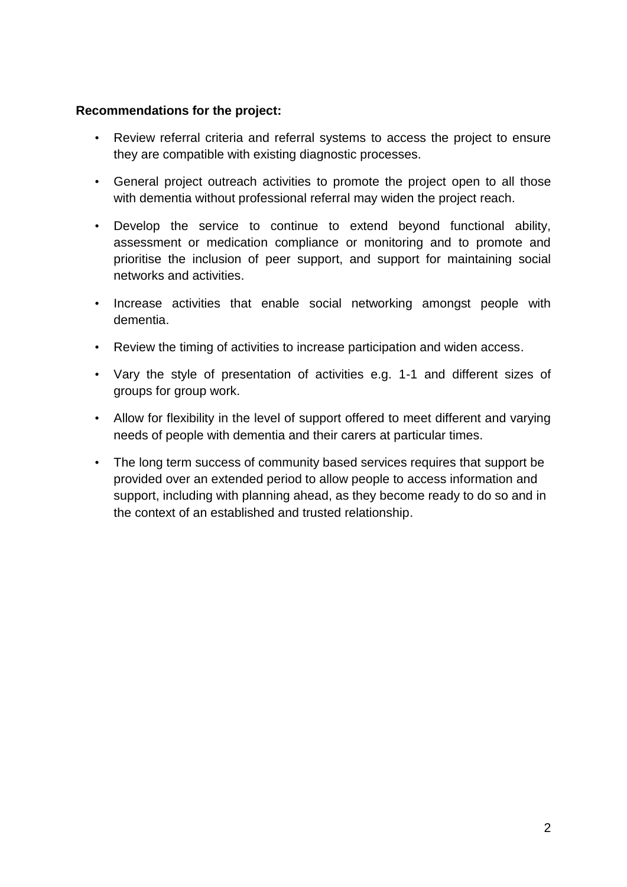**Recommendations for the project:**

- Review referral criteria and referral systems to access the project to ensure they are compatible with existing diagnostic processes.
- General project outreach activities to promote the project open to all those with dementia without professional referral may widen the project reach.
- Develop the service to continue to extend beyond functional ability, assessment or medication compliance or monitoring and to promote and prioritise the inclusion of peer support, and support for maintaining social networks and activities.
- Increase activities that enable social networking amongst people with dementia.
- Review the timing of activities to increase participation and widen access.
- Vary the style of presentation of activities e.g. 1-1 and different sizes of groups for group work.
- Allow for flexibility in the level of support offered to meet different and varying needs of people with dementia and their carers at particular times.
- The long term success of community based services requires that support be provided over an extended period to allow people to access information and support, including with planning ahead, as they become ready to do so and in the context of an established and trusted relationship.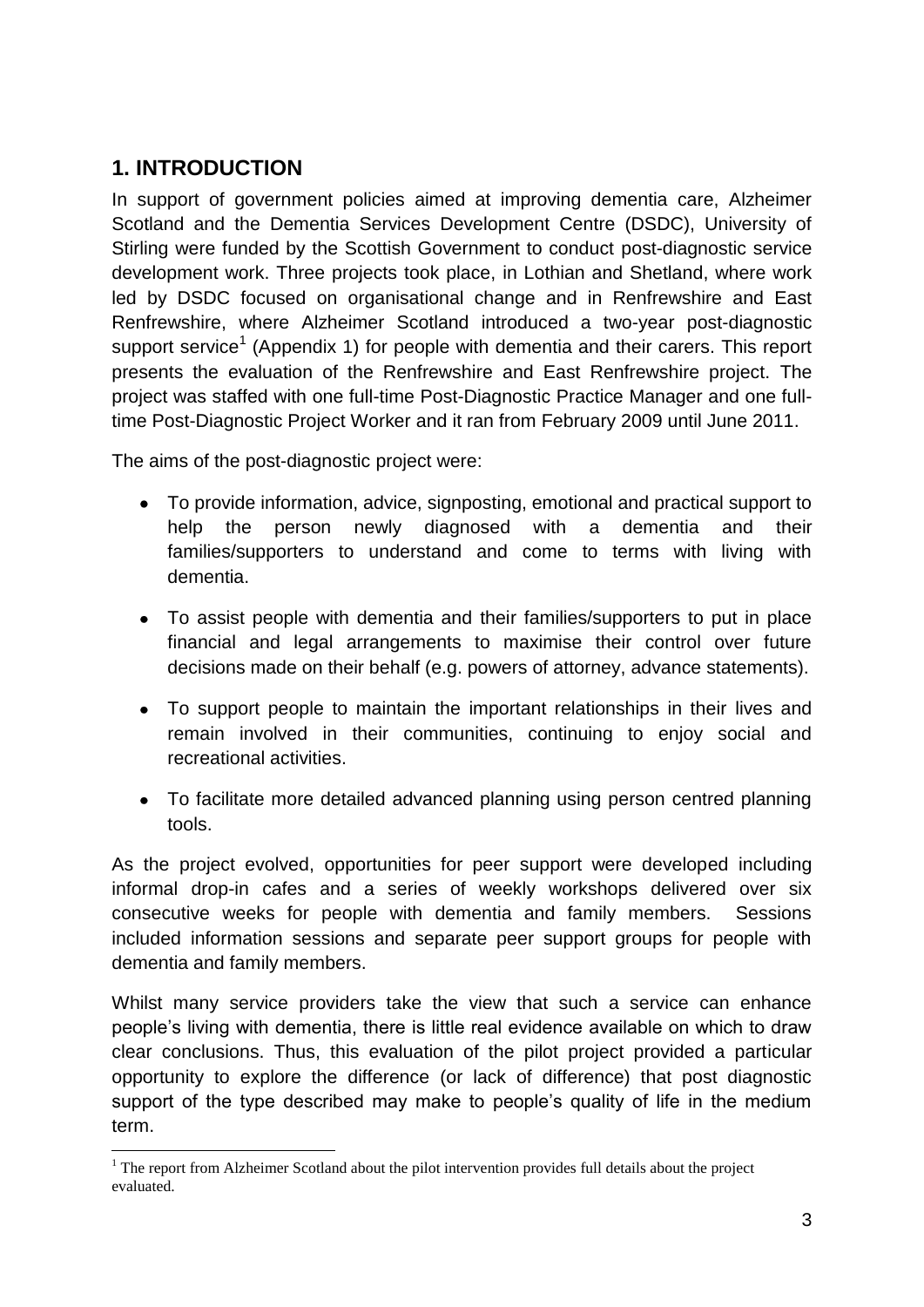## 1. INTRODUCTION

In support of government policies aimed at improving dementia care, Alzheimer Scotland and the Dementia Services Development Centre (DSDC), University of Stirling were funded by the Scottish Government to conduct post-diagnostic service development work. Three projects took place, in Lothian and Shetland, where work led by DSDC focused on organisational change and in Renfrewshire and East Renfrewshire, where Alzheimer Scotland introduced a two-year post-diagnostic support service[1] (Appendix 1) for people with dementia and their carers. This report presents the evaluation of the Renfrewshire and East Renfrewshire project. The project was staffed with one full-time Post-Diagnostic Practice Manager and one full-time Post-Diagnostic Project Worker and it ran from February 2009 until June 2011.

The aims of the post-diagnostic project were:

- To provide information, advice, signposting, emotional and practical support to help the person newly diagnosed with a dementia and their families/supporters to understand and come to terms with living with dementia.
- To assist people with dementia and their families/supporters to put in place financial and legal arrangements to maximise their control over future decisions made on their behalf (e.g. powers of attorney, advance statements).
- To support people to maintain the important relationships in their lives and remain involved in their communities, continuing to enjoy social and recreational activities.
- To facilitate more detailed advanced planning using person centred planning tools.

As the project evolved, opportunities for peer support were developed including informal drop-in cafes and a series of weekly workshops delivered over six consecutive weeks for people with dementia and family members. Sessions included information sessions and separate peer support groups for people with dementia and family members.

Whilst many service providers take the view that such a service can enhance people's living with dementia, there is little real evidence available on which to draw clear conclusions. Thus, this evaluation of the pilot project provided a particular opportunity to explore the difference (or lack of difference) that post diagnostic support of the type described may make to people's quality of life in the medium term.

[1] The report from Alzheimer Scotland about the pilot intervention provides full details about the project evaluated.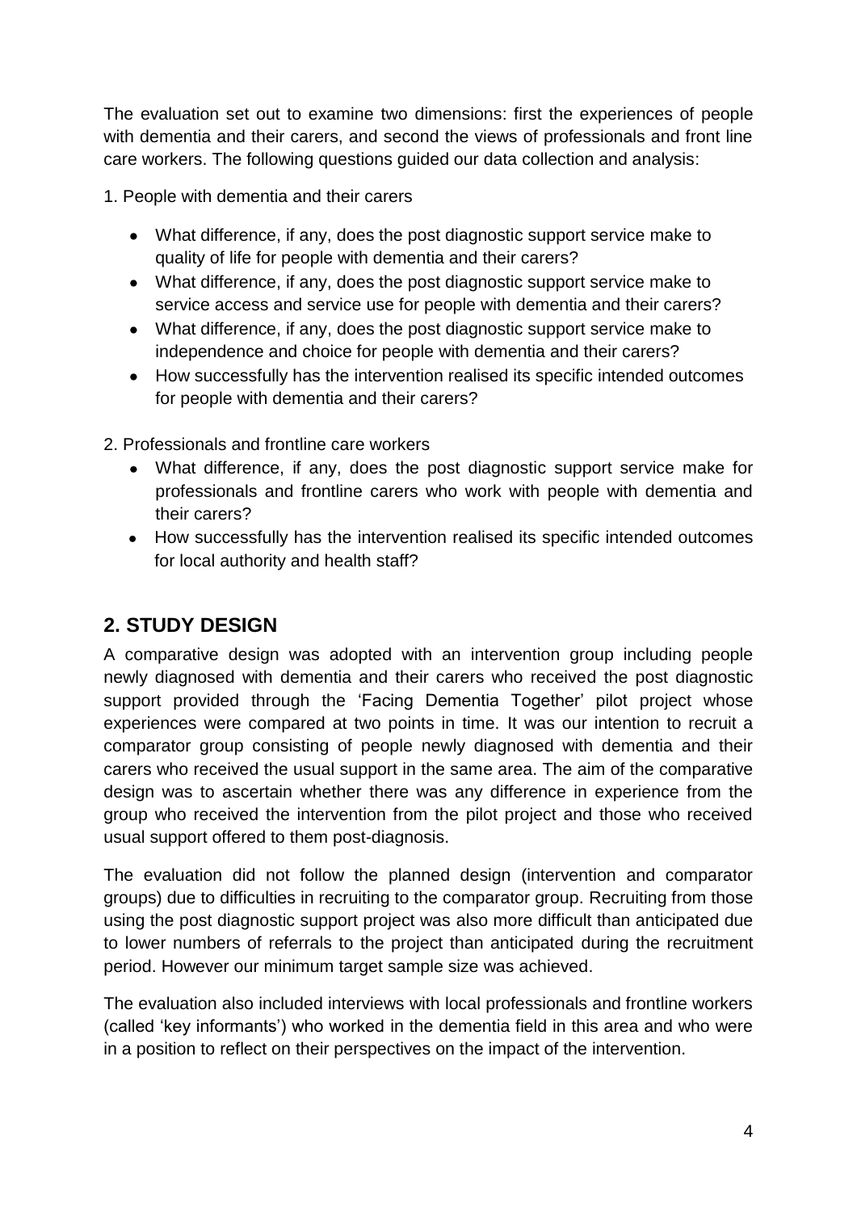The evaluation set out to examine two dimensions: first the experiences of people with dementia and their carers, and second the views of professionals and front line care workers. The following questions guided our data collection and analysis:

1. People with dementia and their carers

- What difference, if any, does the post diagnostic support service make to quality of life for people with dementia and their carers?
- What difference, if any, does the post diagnostic support service make to service access and service use for people with dementia and their carers?
- What difference, if any, does the post diagnostic support service make to independence and choice for people with dementia and their carers?
- How successfully has the intervention realised its specific intended outcomes for people with dementia and their carers?

2. Professionals and frontline care workers

- What difference, if any, does the post diagnostic support service make for professionals and frontline carers who work with people with dementia and their carers?
- How successfully has the intervention realised its specific intended outcomes for local authority and health staff?

## 2. STUDY DESIGN

A comparative design was adopted with an intervention group including people newly diagnosed with dementia and their carers who received the post diagnostic support provided through the 'Facing Dementia Together' pilot project whose experiences were compared at two points in time. It was our intention to recruit a comparator group consisting of people newly diagnosed with dementia and their carers who received the usual support in the same area. The aim of the comparative design was to ascertain whether there was any difference in experience from the group who received the intervention from the pilot project and those who received usual support offered to them post-diagnosis.

The evaluation did not follow the planned design (intervention and comparator groups) due to difficulties in recruiting to the comparator group. Recruiting from those using the post diagnostic support project was also more difficult than anticipated due to lower numbers of referrals to the project than anticipated during the recruitment period. However our minimum target sample size was achieved.

The evaluation also included interviews with local professionals and frontline workers (called 'key informants') who worked in the dementia field in this area and who were in a position to reflect on their perspectives on the impact of the intervention.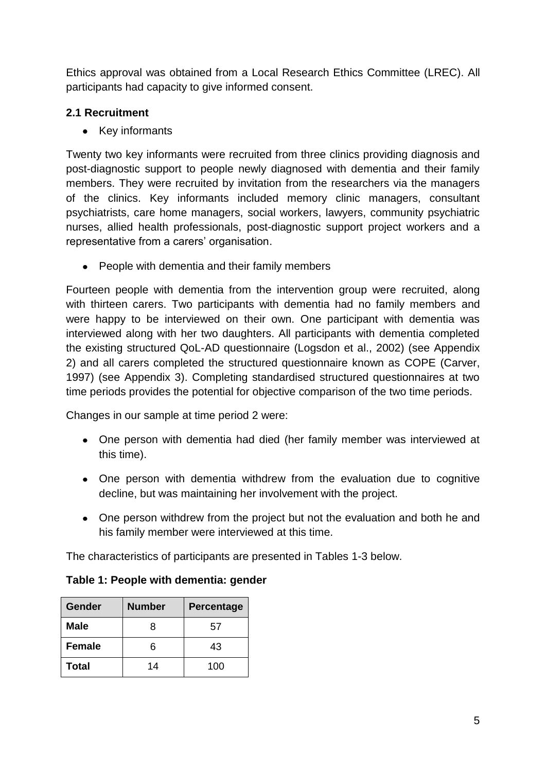Ethics approval was obtained from a Local Research Ethics Committee (LREC). All participants had capacity to give informed consent.

### 2.1 Recruitment

- Key informants

Twenty two key informants were recruited from three clinics providing diagnosis and post-diagnostic support to people newly diagnosed with dementia and their family members. They were recruited by invitation from the researchers via the managers of the clinics. Key informants included memory clinic managers, consultant psychiatrists, care home managers, social workers, lawyers, community psychiatric nurses, allied health professionals, post-diagnostic support project workers and a representative from a carers' organisation.

- People with dementia and their family members

Fourteen people with dementia from the intervention group were recruited, along with thirteen carers. Two participants with dementia had no family members and were happy to be interviewed on their own. One participant with dementia was interviewed along with her two daughters. All participants with dementia completed the existing structured QoL-AD questionnaire (Logsdon et al., 2002) (see Appendix 2) and all carers completed the structured questionnaire known as COPE (Carver, 1997) (see Appendix 3). Completing standardised structured questionnaires at two time periods provides the potential for objective comparison of the two time periods.

Changes in our sample at time period 2 were:

- One person with dementia had died (her family member was interviewed at this time).
- One person with dementia withdrew from the evaluation due to cognitive decline, but was maintaining her involvement with the project.
- One person withdrew from the project but not the evaluation and both he and his family member were interviewed at this time.

The characteristics of participants are presented in Tables 1-3 below.

**Table 1: People with dementia: gender**

| Gender | Number | Percentage |
|---|---|---|
| **Male** | 8 | 57 |
| **Female** | 6 | 43 |
| **Total** | 14 | 100 |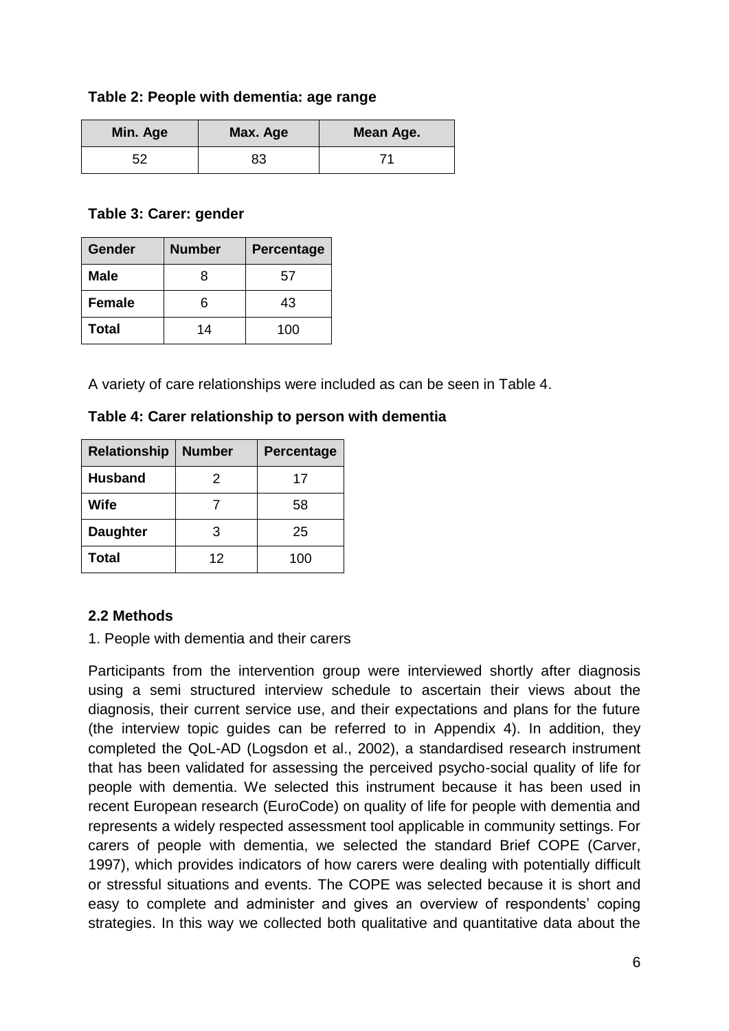**Table 2: People with dementia: age range**

| Min. Age | Max. Age | Mean Age. |
|---|---|---|
| 52 | 83 | 71 |

**Table 3: Carer: gender**

| Gender | Number | Percentage |
|---|---|---|
| **Male** | 8 | 57 |
| **Female** | 6 | 43 |
| **Total** | 14 | 100 |

A variety of care relationships were included as can be seen in Table 4.

**Table 4: Carer relationship to person with dementia**

| Relationship | Number | Percentage |
|---|---|---|
| **Husband** | 2 | 17 |
| **Wife** | 7 | 58 |
| **Daughter** | 3 | 25 |
| **Total** | 12 | 100 |

### 2.2 Methods

1. People with dementia and their carers

Participants from the intervention group were interviewed shortly after diagnosis using a semi structured interview schedule to ascertain their views about the diagnosis, their current service use, and their expectations and plans for the future (the interview topic guides can be referred to in Appendix 4). In addition, they completed the QoL-AD (Logsdon et al., 2002), a standardised research instrument that has been validated for assessing the perceived psycho-social quality of life for people with dementia. We selected this instrument because it has been used in recent European research (EuroCode) on quality of life for people with dementia and represents a widely respected assessment tool applicable in community settings. For carers of people with dementia, we selected the standard Brief COPE (Carver, 1997), which provides indicators of how carers were dealing with potentially difficult or stressful situations and events. The COPE was selected because it is short and easy to complete and administer and gives an overview of respondents' coping strategies. In this way we collected both qualitative and quantitative data about the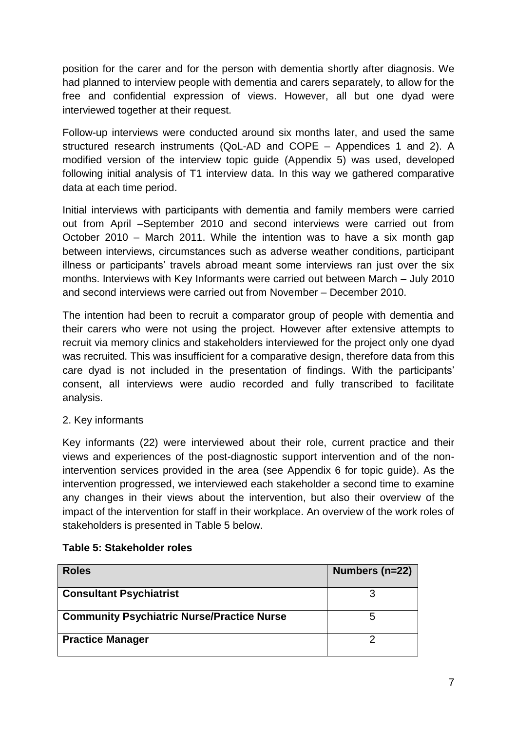position for the carer and for the person with dementia shortly after diagnosis. We had planned to interview people with dementia and carers separately, to allow for the free and confidential expression of views. However, all but one dyad were interviewed together at their request.

Follow-up interviews were conducted around six months later, and used the same structured research instruments (QoL-AD and COPE – Appendices 1 and 2). A modified version of the interview topic guide (Appendix 5) was used, developed following initial analysis of T1 interview data. In this way we gathered comparative data at each time period.

Initial interviews with participants with dementia and family members were carried out from April –September 2010 and second interviews were carried out from October 2010 – March 2011. While the intention was to have a six month gap between interviews, circumstances such as adverse weather conditions, participant illness or participants' travels abroad meant some interviews ran just over the six months. Interviews with Key Informants were carried out between March – July 2010 and second interviews were carried out from November – December 2010.

The intention had been to recruit a comparator group of people with dementia and their carers who were not using the project. However after extensive attempts to recruit via memory clinics and stakeholders interviewed for the project only one dyad was recruited. This was insufficient for a comparative design, therefore data from this care dyad is not included in the presentation of findings. With the participants' consent, all interviews were audio recorded and fully transcribed to facilitate analysis.

2. Key informants

Key informants (22) were interviewed about their role, current practice and their views and experiences of the post-diagnostic support intervention and of the non-intervention services provided in the area (see Appendix 6 for topic guide). As the intervention progressed, we interviewed each stakeholder a second time to examine any changes in their views about the intervention, but also their overview of the impact of the intervention for staff in their workplace. An overview of the work roles of stakeholders is presented in Table 5 below.

**Table 5: Stakeholder roles**

| Roles | Numbers (n=22) |
|---|---|
| **Consultant Psychiatrist** | 3 |
| **Community Psychiatric Nurse/Practice Nurse** | 5 |
| **Practice Manager** | 2 |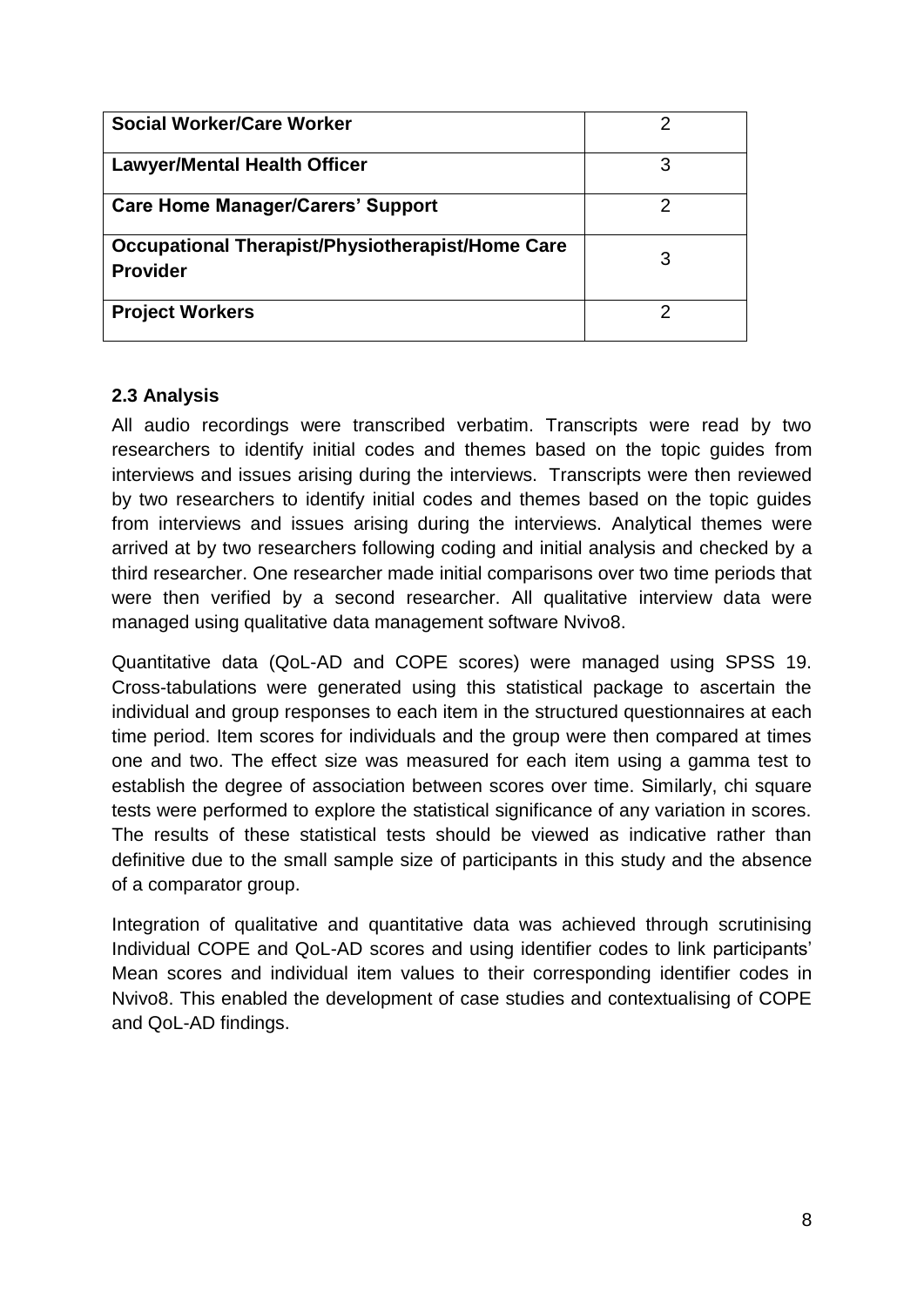| Social Worker/Care Worker | 2 |
|---|---|
| Lawyer/Mental Health Officer | 3 |
| Care Home Manager/Carers' Support | 2 |
| Occupational Therapist/Physiotherapist/Home Care Provider | 3 |
| Project Workers | 2 |

### 2.3 Analysis

All audio recordings were transcribed verbatim. Transcripts were read by two researchers to identify initial codes and themes based on the topic guides from interviews and issues arising during the interviews. Transcripts were then reviewed by two researchers to identify initial codes and themes based on the topic guides from interviews and issues arising during the interviews. Analytical themes were arrived at by two researchers following coding and initial analysis and checked by a third researcher. One researcher made initial comparisons over two time periods that were then verified by a second researcher. All qualitative interview data were managed using qualitative data management software Nvivo8.

Quantitative data (QoL-AD and COPE scores) were managed using SPSS 19. Cross-tabulations were generated using this statistical package to ascertain the individual and group responses to each item in the structured questionnaires at each time period. Item scores for individuals and the group were then compared at times one and two. The effect size was measured for each item using a gamma test to establish the degree of association between scores over time. Similarly, chi square tests were performed to explore the statistical significance of any variation in scores. The results of these statistical tests should be viewed as indicative rather than definitive due to the small sample size of participants in this study and the absence of a comparator group.

Integration of qualitative and quantitative data was achieved through scrutinising Individual COPE and QoL-AD scores and using identifier codes to link participants' Mean scores and individual item values to their corresponding identifier codes in Nvivo8. This enabled the development of case studies and contextualising of COPE and QoL-AD findings.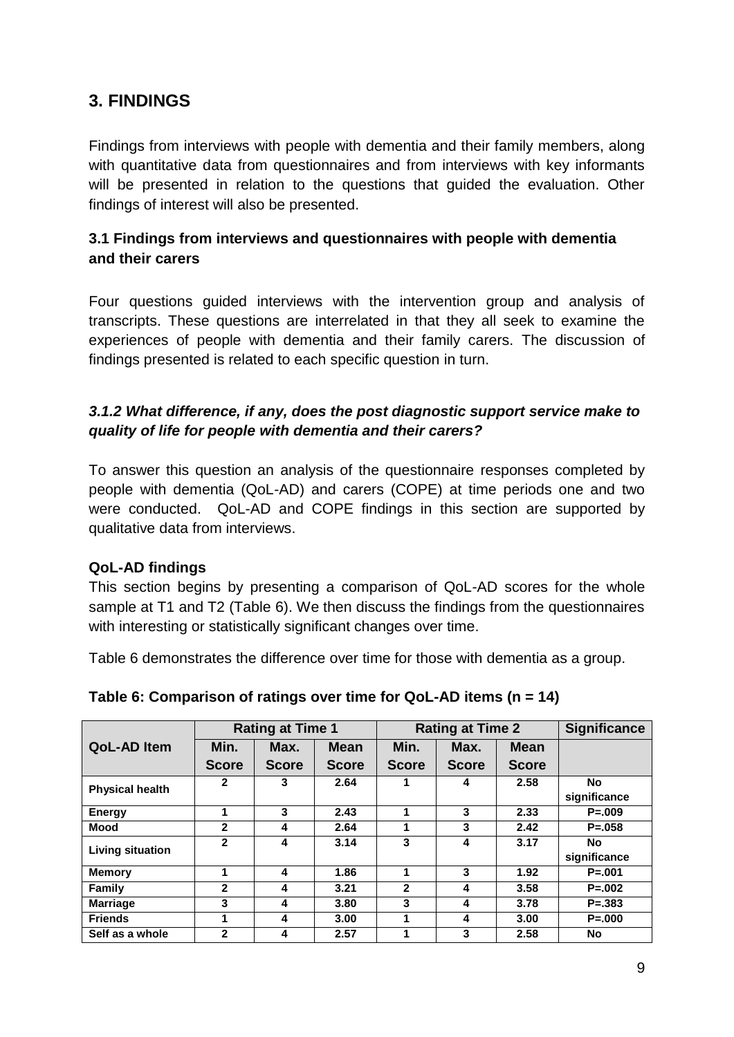## 3. FINDINGS

Findings from interviews with people with dementia and their family members, along with quantitative data from questionnaires and from interviews with key informants will be presented in relation to the questions that guided the evaluation. Other findings of interest will also be presented.

### 3.1 Findings from interviews and questionnaires with people with dementia and their carers

Four questions guided interviews with the intervention group and analysis of transcripts. These questions are interrelated in that they all seek to examine the experiences of people with dementia and their family carers. The discussion of findings presented is related to each specific question in turn.

#### *3.1.2 What difference, if any, does the post diagnostic support service make to quality of life for people with dementia and their carers?*

To answer this question an analysis of the questionnaire responses completed by people with dementia (QoL-AD) and carers (COPE) at time periods one and two were conducted. QoL-AD and COPE findings in this section are supported by qualitative data from interviews.

**QoL-AD findings**

This section begins by presenting a comparison of QoL-AD scores for the whole sample at T1 and T2 (Table 6). We then discuss the findings from the questionnaires with interesting or statistically significant changes over time.

Table 6 demonstrates the difference over time for those with dementia as a group.

**Table 6: Comparison of ratings over time for QoL-AD items (n = 14)**

| QoL-AD Item | Rating at Time 1 | | | Rating at Time 2 | | | Significance |
|---|---|---|---|---|---|---|---|
| | Min. Score | Max. Score | Mean Score | Min. Score | Max. Score | Mean Score | |
| Physical health | 2 | 3 | 2.64 | 1 | 4 | 2.58 | No significance |
| Energy | 1 | 3 | 2.43 | 1 | 3 | 2.33 | P=.009 |
| Mood | 2 | 4 | 2.64 | 1 | 3 | 2.42 | P=.058 |
| Living situation | 2 | 4 | 3.14 | 3 | 4 | 3.17 | No significance |
| Memory | 1 | 4 | 1.86 | 1 | 3 | 1.92 | P=.001 |
| Family | 2 | 4 | 3.21 | 2 | 4 | 3.58 | P=.002 |
| Marriage | 3 | 4 | 3.80 | 3 | 4 | 3.78 | P=.383 |
| Friends | 1 | 4 | 3.00 | 1 | 4 | 3.00 | P=.000 |
| Self as a whole | 2 | 4 | 2.57 | 1 | 3 | 2.58 | No |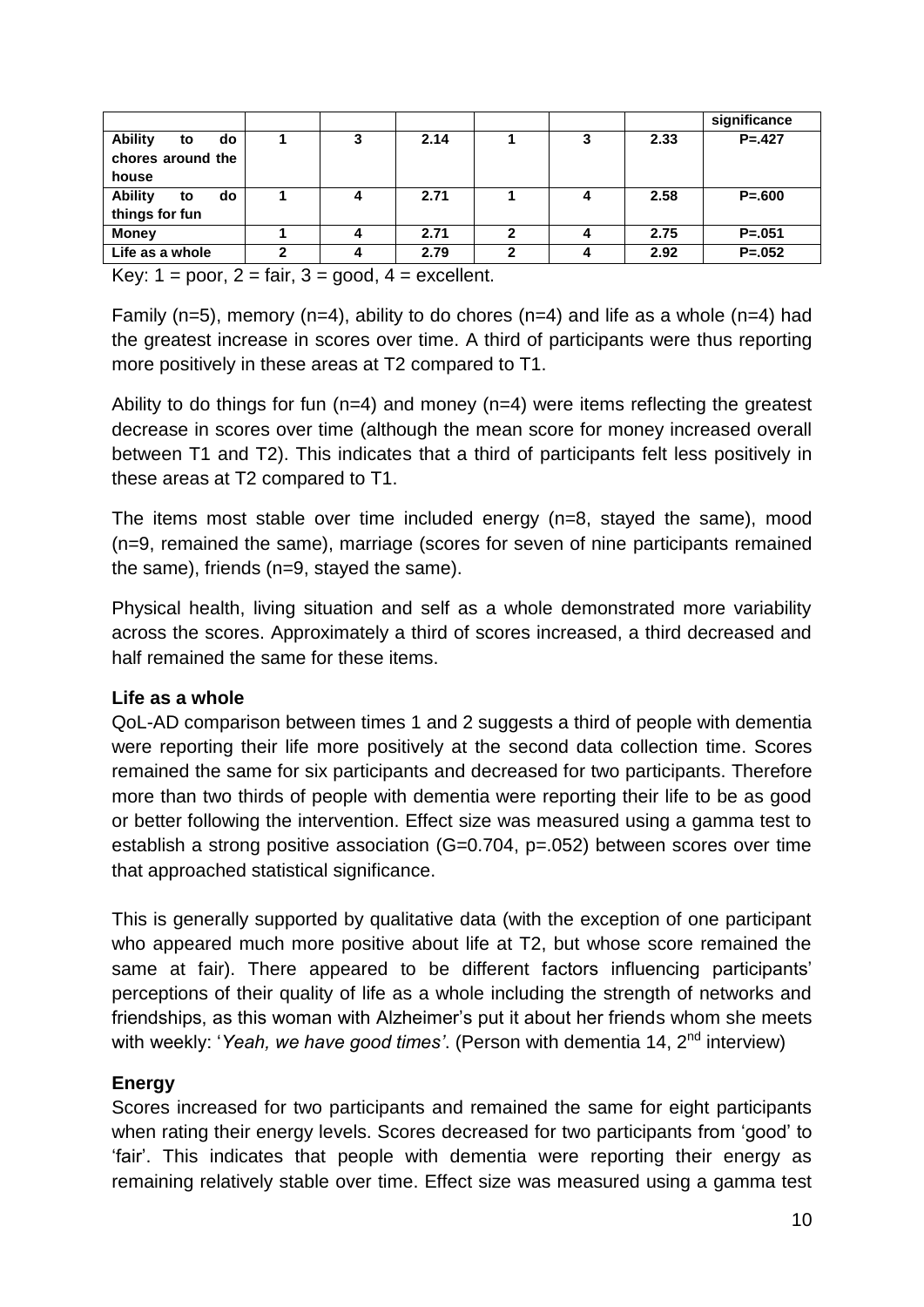| | | | | | | | significance |
|---|---|---|---|---|---|---|---|
| **Ability to do chores around the house** | **1** | **3** | **2.14** | **1** | **3** | **2.33** | **P=.427** |
| **Ability to do things for fun** | **1** | **4** | **2.71** | **1** | **4** | **2.58** | **P=.600** |
| **Money** | **1** | **4** | **2.71** | **2** | **4** | **2.75** | **P=.051** |
| **Life as a whole** | **2** | **4** | **2.79** | **2** | **4** | **2.92** | **P=.052** |

Key: 1 = poor, 2 = fair, 3 = good, 4 = excellent.

Family (n=5), memory (n=4), ability to do chores (n=4) and life as a whole (n=4) had the greatest increase in scores over time. A third of participants were thus reporting more positively in these areas at T2 compared to T1.

Ability to do things for fun (n=4) and money (n=4) were items reflecting the greatest decrease in scores over time (although the mean score for money increased overall between T1 and T2). This indicates that a third of participants felt less positively in these areas at T2 compared to T1.

The items most stable over time included energy (n=8, stayed the same), mood (n=9, remained the same), marriage (scores for seven of nine participants remained the same), friends (n=9, stayed the same).

Physical health, living situation and self as a whole demonstrated more variability across the scores. Approximately a third of scores increased, a third decreased and half remained the same for these items.

**Life as a whole**

QoL-AD comparison between times 1 and 2 suggests a third of people with dementia were reporting their life more positively at the second data collection time. Scores remained the same for six participants and decreased for two participants. Therefore more than two thirds of people with dementia were reporting their life to be as good or better following the intervention. Effect size was measured using a gamma test to establish a strong positive association (G=0.704, p=.052) between scores over time that approached statistical significance.

This is generally supported by qualitative data (with the exception of one participant who appeared much more positive about life at T2, but whose score remained the same at fair). There appeared to be different factors influencing participants' perceptions of their quality of life as a whole including the strength of networks and friendships, as this woman with Alzheimer's put it about her friends whom she meets with weekly: '*Yeah, we have good times'*. (Person with dementia 14, 2nd interview)

**Energy**

Scores increased for two participants and remained the same for eight participants when rating their energy levels. Scores decreased for two participants from 'good' to 'fair'. This indicates that people with dementia were reporting their energy as remaining relatively stable over time. Effect size was measured using a gamma test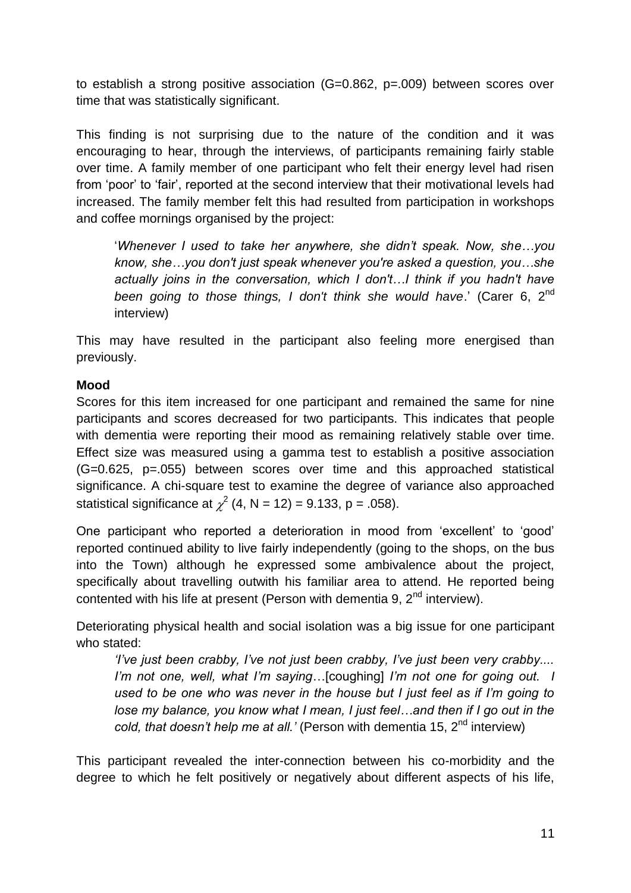to establish a strong positive association (G=0.862, p=.009) between scores over time that was statistically significant.

This finding is not surprising due to the nature of the condition and it was encouraging to hear, through the interviews, of participants remaining fairly stable over time. A family member of one participant who felt their energy level had risen from 'poor' to 'fair', reported at the second interview that their motivational levels had increased. The family member felt this had resulted from participation in workshops and coffee mornings organised by the project:

> '*Whenever I used to take her anywhere, she didn't speak. Now, she…you know, she…you don't just speak whenever you're asked a question, you…she actually joins in the conversation, which I don't…I think if you hadn't have been going to those things, I don't think she would have*.' (Carer 6, 2nd interview)

This may have resulted in the participant also feeling more energised than previously.

**Mood**

Scores for this item increased for one participant and remained the same for nine participants and scores decreased for two participants. This indicates that people with dementia were reporting their mood as remaining relatively stable over time. Effect size was measured using a gamma test to establish a positive association (G=0.625, p=.055) between scores over time and this approached statistical significance. A chi-square test to examine the degree of variance also approached statistical significance at $\chi^2$ (4, N = 12) = 9.133, p = .058).

One participant who reported a deterioration in mood from 'excellent' to 'good' reported continued ability to live fairly independently (going to the shops, on the bus into the Town) although he expressed some ambivalence about the project, specifically about travelling outwith his familiar area to attend. He reported being contented with his life at present (Person with dementia 9, 2nd interview).

Deteriorating physical health and social isolation was a big issue for one participant who stated:

> *'I've just been crabby, I've not just been crabby, I've just been very crabby.... I'm not one, well, what I'm saying*…[coughing] *I'm not one for going out. I used to be one who was never in the house but I just feel as if I'm going to lose my balance, you know what I mean, I just feel…and then if I go out in the cold, that doesn't help me at all.'* (Person with dementia 15, 2nd interview)

This participant revealed the inter-connection between his co-morbidity and the degree to which he felt positively or negatively about different aspects of his life,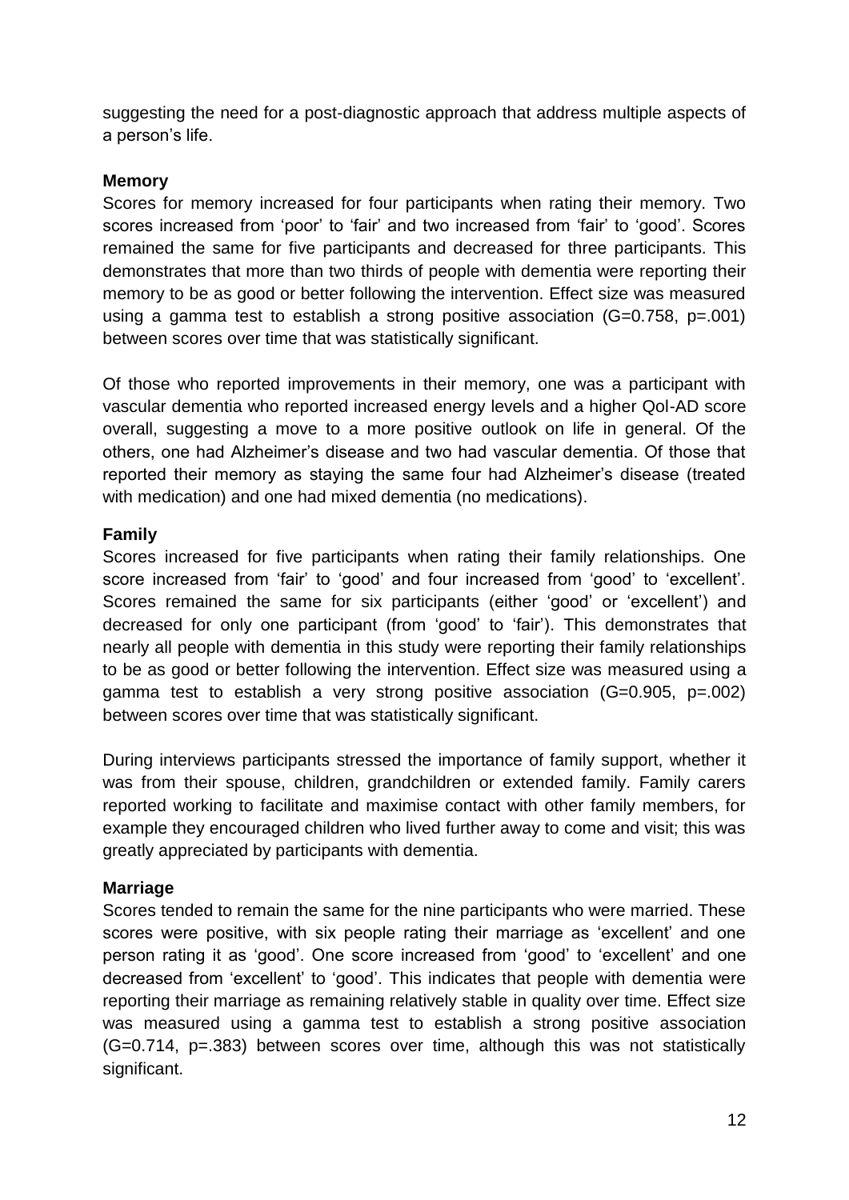suggesting the need for a post-diagnostic approach that address multiple aspects of a person's life.

**Memory**

Scores for memory increased for four participants when rating their memory. Two scores increased from 'poor' to 'fair' and two increased from 'fair' to 'good'. Scores remained the same for five participants and decreased for three participants. This demonstrates that more than two thirds of people with dementia were reporting their memory to be as good or better following the intervention. Effect size was measured using a gamma test to establish a strong positive association ($G=0.758$, $p=.001$) between scores over time that was statistically significant.

Of those who reported improvements in their memory, one was a participant with vascular dementia who reported increased energy levels and a higher Qol-AD score overall, suggesting a move to a more positive outlook on life in general. Of the others, one had Alzheimer's disease and two had vascular dementia. Of those that reported their memory as staying the same four had Alzheimer's disease (treated with medication) and one had mixed dementia (no medications).

**Family**

Scores increased for five participants when rating their family relationships. One score increased from 'fair' to 'good' and four increased from 'good' to 'excellent'. Scores remained the same for six participants (either 'good' or 'excellent') and decreased for only one participant (from 'good' to 'fair'). This demonstrates that nearly all people with dementia in this study were reporting their family relationships to be as good or better following the intervention. Effect size was measured using a gamma test to establish a very strong positive association ($G=0.905$, $p=.002$) between scores over time that was statistically significant.

During interviews participants stressed the importance of family support, whether it was from their spouse, children, grandchildren or extended family. Family carers reported working to facilitate and maximise contact with other family members, for example they encouraged children who lived further away to come and visit; this was greatly appreciated by participants with dementia.

**Marriage**

Scores tended to remain the same for the nine participants who were married. These scores were positive, with six people rating their marriage as 'excellent' and one person rating it as 'good'. One score increased from 'good' to 'excellent' and one decreased from 'excellent' to 'good'. This indicates that people with dementia were reporting their marriage as remaining relatively stable in quality over time. Effect size was measured using a gamma test to establish a strong positive association ($G=0.714$, $p=.383$) between scores over time, although this was not statistically significant.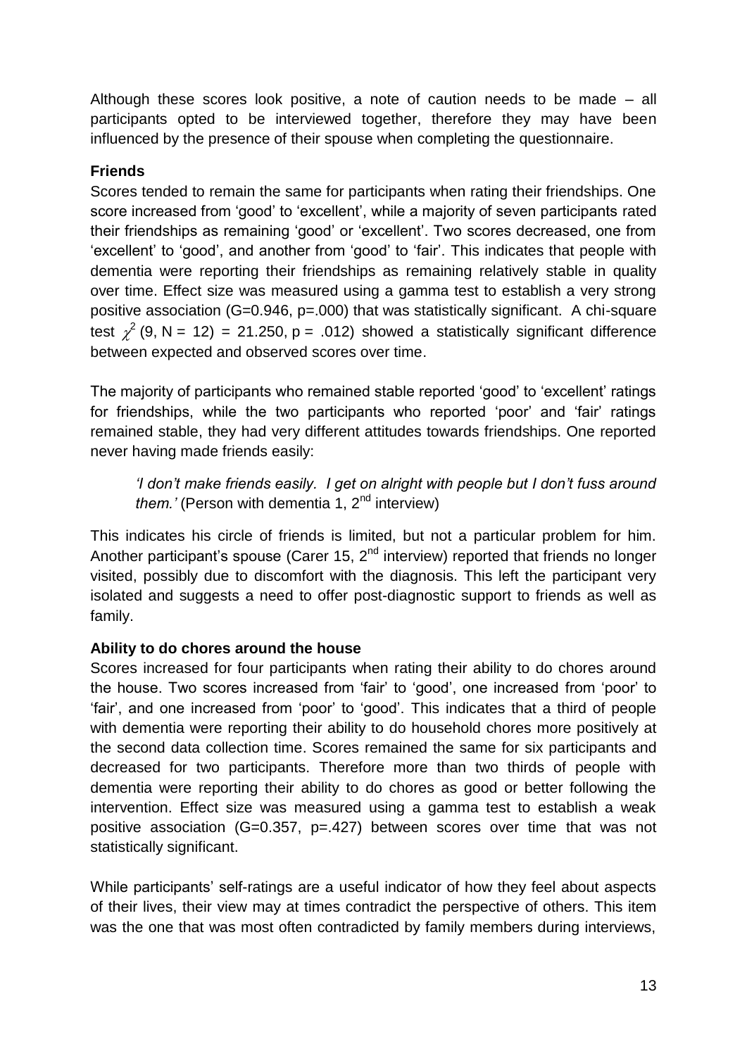Although these scores look positive, a note of caution needs to be made – all participants opted to be interviewed together, therefore they may have been influenced by the presence of their spouse when completing the questionnaire.

**Friends**

Scores tended to remain the same for participants when rating their friendships. One score increased from 'good' to 'excellent', while a majority of seven participants rated their friendships as remaining 'good' or 'excellent'. Two scores decreased, one from 'excellent' to 'good', and another from 'good' to 'fair'. This indicates that people with dementia were reporting their friendships as remaining relatively stable in quality over time. Effect size was measured using a gamma test to establish a very strong positive association (G=0.946, p=.000) that was statistically significant. A chi-square test $\chi^2$ (9, N = 12) = 21.250, p = .012) showed a statistically significant difference between expected and observed scores over time.

The majority of participants who remained stable reported 'good' to 'excellent' ratings for friendships, while the two participants who reported 'poor' and 'fair' ratings remained stable, they had very different attitudes towards friendships. One reported never having made friends easily:

> *'I don't make friends easily. I get on alright with people but I don't fuss around them.'* (Person with dementia 1, 2nd interview)

This indicates his circle of friends is limited, but not a particular problem for him. Another participant's spouse (Carer 15, 2nd interview) reported that friends no longer visited, possibly due to discomfort with the diagnosis. This left the participant very isolated and suggests a need to offer post-diagnostic support to friends as well as family.

**Ability to do chores around the house**

Scores increased for four participants when rating their ability to do chores around the house. Two scores increased from 'fair' to 'good', one increased from 'poor' to 'fair', and one increased from 'poor' to 'good'. This indicates that a third of people with dementia were reporting their ability to do household chores more positively at the second data collection time. Scores remained the same for six participants and decreased for two participants. Therefore more than two thirds of people with dementia were reporting their ability to do chores as good or better following the intervention. Effect size was measured using a gamma test to establish a weak positive association (G=0.357, p=.427) between scores over time that was not statistically significant.

While participants' self-ratings are a useful indicator of how they feel about aspects of their lives, their view may at times contradict the perspective of others. This item was the one that was most often contradicted by family members during interviews,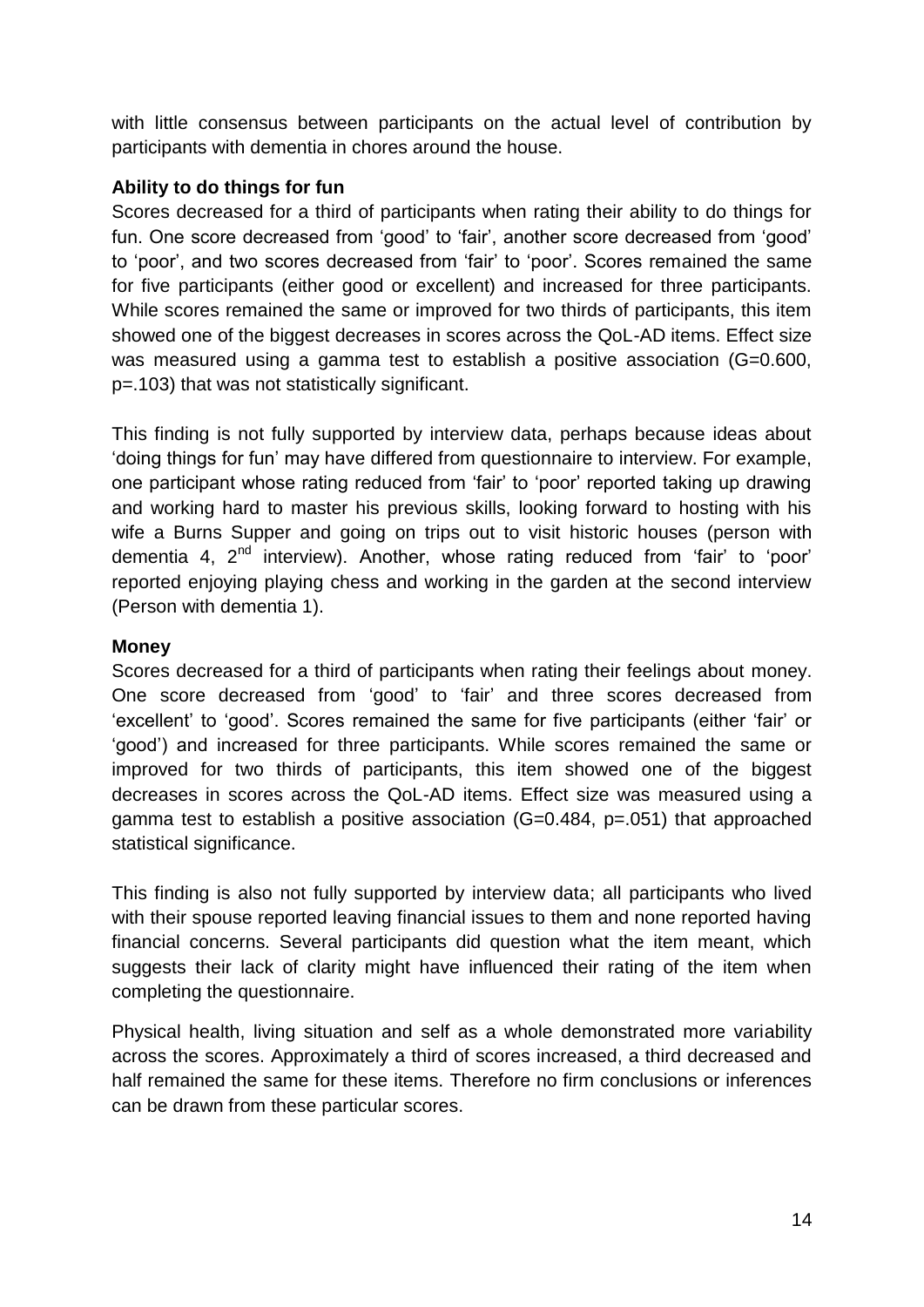with little consensus between participants on the actual level of contribution by participants with dementia in chores around the house.

**Ability to do things for fun**

Scores decreased for a third of participants when rating their ability to do things for fun. One score decreased from 'good' to 'fair', another score decreased from 'good' to 'poor', and two scores decreased from 'fair' to 'poor'. Scores remained the same for five participants (either good or excellent) and increased for three participants. While scores remained the same or improved for two thirds of participants, this item showed one of the biggest decreases in scores across the QoL-AD items. Effect size was measured using a gamma test to establish a positive association ($G=0.600$, $p=.103$) that was not statistically significant.

This finding is not fully supported by interview data, perhaps because ideas about 'doing things for fun' may have differed from questionnaire to interview. For example, one participant whose rating reduced from 'fair' to 'poor' reported taking up drawing and working hard to master his previous skills, looking forward to hosting with his wife a Burns Supper and going on trips out to visit historic houses (person with dementia 4, 2nd interview). Another, whose rating reduced from 'fair' to 'poor' reported enjoying playing chess and working in the garden at the second interview (Person with dementia 1).

**Money**

Scores decreased for a third of participants when rating their feelings about money. One score decreased from 'good' to 'fair' and three scores decreased from 'excellent' to 'good'. Scores remained the same for five participants (either 'fair' or 'good') and increased for three participants. While scores remained the same or improved for two thirds of participants, this item showed one of the biggest decreases in scores across the QoL-AD items. Effect size was measured using a gamma test to establish a positive association ($G=0.484$, $p=.051$) that approached statistical significance.

This finding is also not fully supported by interview data; all participants who lived with their spouse reported leaving financial issues to them and none reported having financial concerns. Several participants did question what the item meant, which suggests their lack of clarity might have influenced their rating of the item when completing the questionnaire.

Physical health, living situation and self as a whole demonstrated more variability across the scores. Approximately a third of scores increased, a third decreased and half remained the same for these items. Therefore no firm conclusions or inferences can be drawn from these particular scores.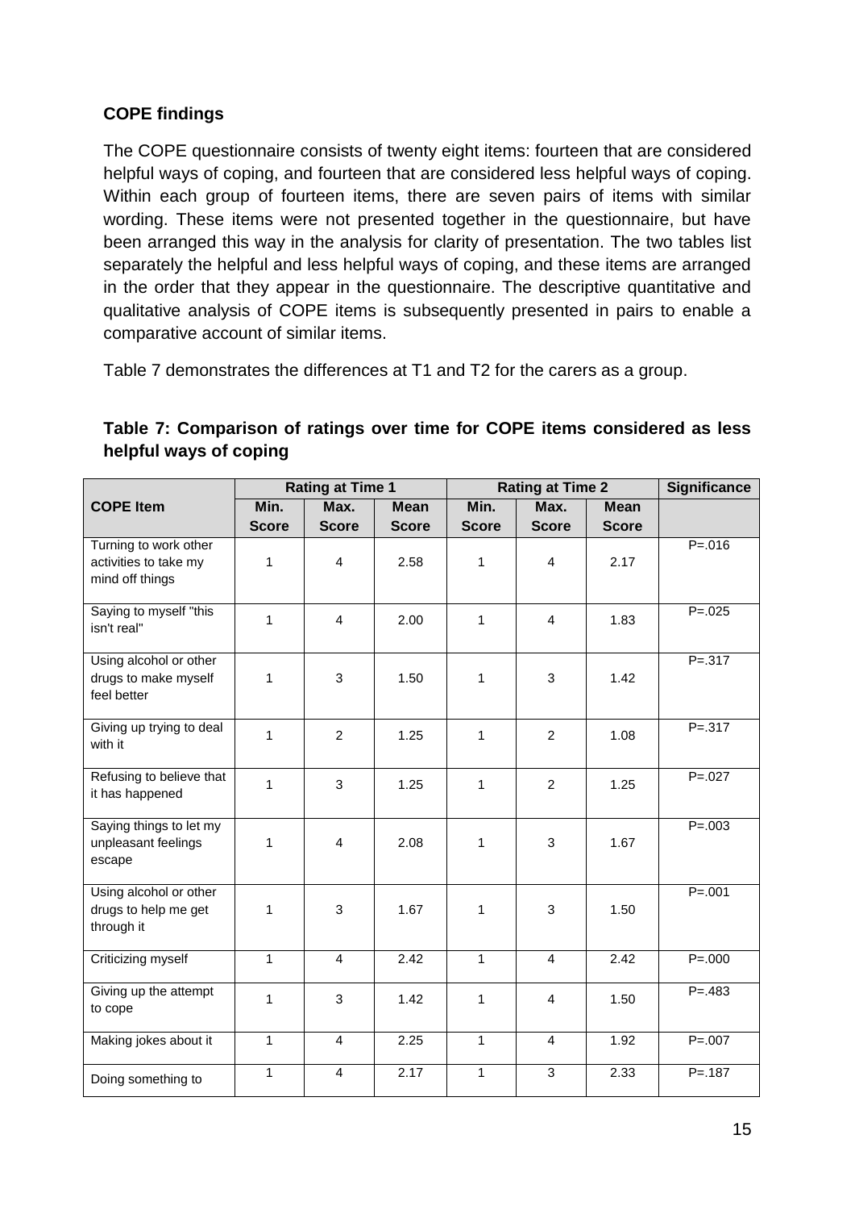### COPE findings

The COPE questionnaire consists of twenty eight items: fourteen that are considered helpful ways of coping, and fourteen that are considered less helpful ways of coping. Within each group of fourteen items, there are seven pairs of items with similar wording. These items were not presented together in the questionnaire, but have been arranged this way in the analysis for clarity of presentation. The two tables list separately the helpful and less helpful ways of coping, and these items are arranged in the order that they appear in the questionnaire. The descriptive quantitative and qualitative analysis of COPE items is subsequently presented in pairs to enable a comparative account of similar items.

Table 7 demonstrates the differences at T1 and T2 for the carers as a group.

**Table 7: Comparison of ratings over time for COPE items considered as less helpful ways of coping**

| | Rating at Time 1 | | | Rating at Time 2 | | | Significance |
|---|---|---|---|---|---|---|---|
| **COPE Item** | **Min. Score** | **Max. Score** | **Mean Score** | **Min. Score** | **Max. Score** | **Mean Score** | |
| Turning to work other activities to take my mind off things | 1 | 4 | 2.58 | 1 | 4 | 2.17 | P=.016 |
| Saying to myself "this isn't real" | 1 | 4 | 2.00 | 1 | 4 | 1.83 | P=.025 |
| Using alcohol or other drugs to make myself feel better | 1 | 3 | 1.50 | 1 | 3 | 1.42 | P=.317 |
| Giving up trying to deal with it | 1 | 2 | 1.25 | 1 | 2 | 1.08 | P=.317 |
| Refusing to believe that it has happened | 1 | 3 | 1.25 | 1 | 2 | 1.25 | P=.027 |
| Saying things to let my unpleasant feelings escape | 1 | 4 | 2.08 | 1 | 3 | 1.67 | P=.003 |
| Using alcohol or other drugs to help me get through it | 1 | 3 | 1.67 | 1 | 3 | 1.50 | P=.001 |
| Criticizing myself | 1 | 4 | 2.42 | 1 | 4 | 2.42 | P=.000 |
| Giving up the attempt to cope | 1 | 3 | 1.42 | 1 | 4 | 1.50 | P=.483 |
| Making jokes about it | 1 | 4 | 2.25 | 1 | 4 | 1.92 | P=.007 |
| Doing something to | 1 | 4 | 2.17 | 1 | 3 | 2.33 | P=.187 |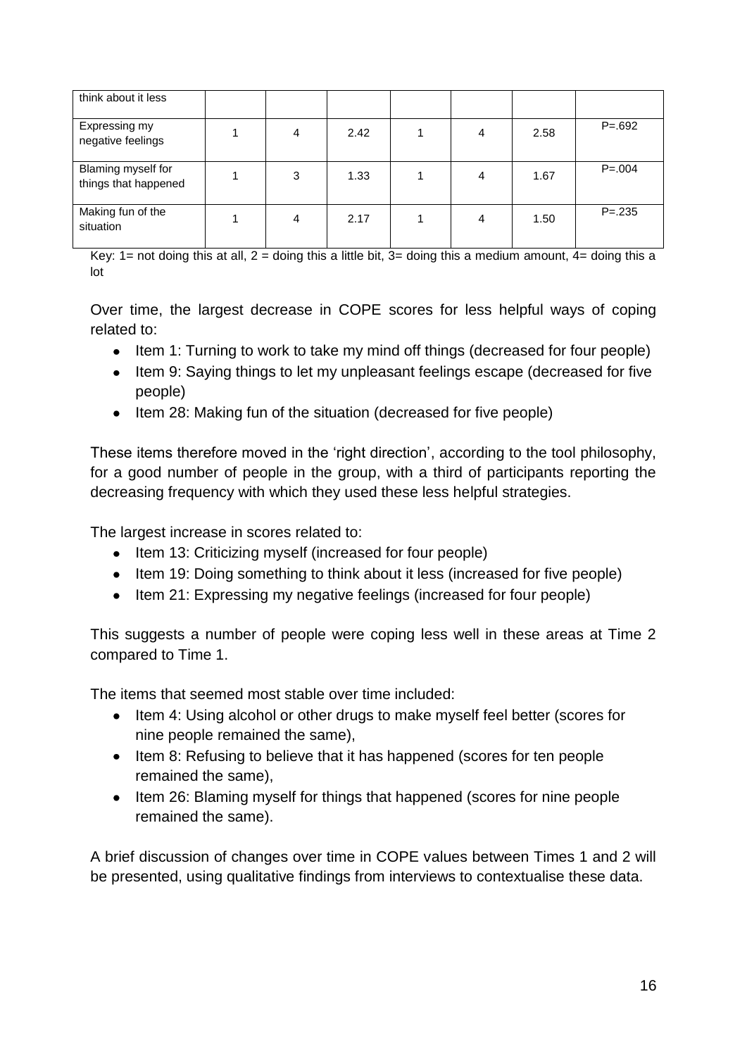| | | | | | | | |
|---|---|---|---|---|---|---|---|
| think about it less | | | | | | | |
| Expressing my negative feelings | 1 | 4 | 2.42 | 1 | 4 | 2.58 | P=.692 |
| Blaming myself for things that happened | 1 | 3 | 1.33 | 1 | 4 | 1.67 | P=.004 |
| Making fun of the situation | 1 | 4 | 2.17 | 1 | 4 | 1.50 | P=.235 |

Key: 1= not doing this at all, 2 = doing this a little bit, 3= doing this a medium amount, 4= doing this a lot

Over time, the largest decrease in COPE scores for less helpful ways of coping related to:

- Item 1: Turning to work to take my mind off things (decreased for four people)
- Item 9: Saying things to let my unpleasant feelings escape (decreased for five people)
- Item 28: Making fun of the situation (decreased for five people)

These items therefore moved in the 'right direction', according to the tool philosophy, for a good number of people in the group, with a third of participants reporting the decreasing frequency with which they used these less helpful strategies.

The largest increase in scores related to:

- Item 13: Criticizing myself (increased for four people)
- Item 19: Doing something to think about it less (increased for five people)
- Item 21: Expressing my negative feelings (increased for four people)

This suggests a number of people were coping less well in these areas at Time 2 compared to Time 1.

The items that seemed most stable over time included:

- Item 4: Using alcohol or other drugs to make myself feel better (scores for nine people remained the same),
- Item 8: Refusing to believe that it has happened (scores for ten people remained the same),
- Item 26: Blaming myself for things that happened (scores for nine people remained the same).

A brief discussion of changes over time in COPE values between Times 1 and 2 will be presented, using qualitative findings from interviews to contextualise these data.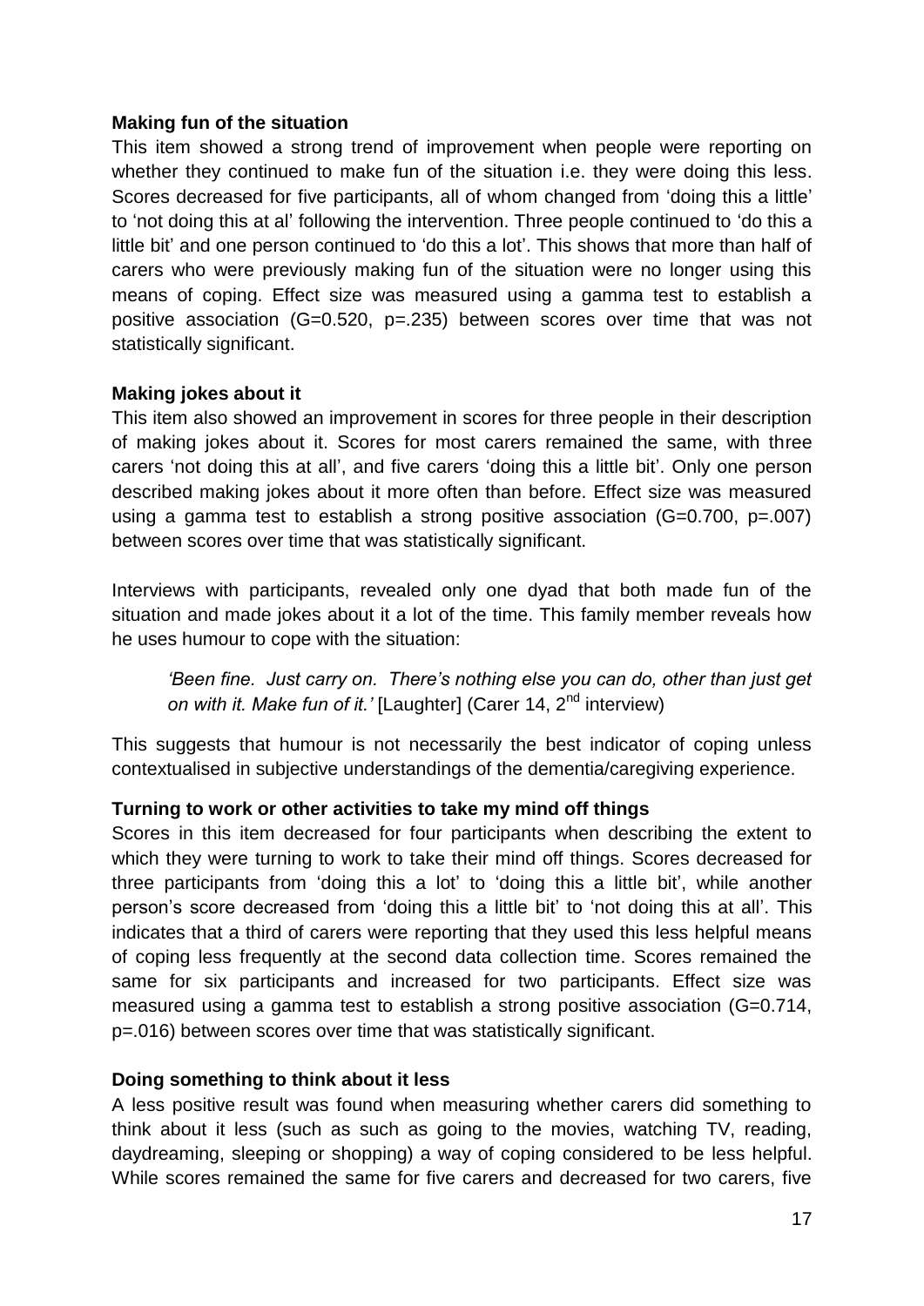**Making fun of the situation**

This item showed a strong trend of improvement when people were reporting on whether they continued to make fun of the situation i.e. they were doing this less. Scores decreased for five participants, all of whom changed from 'doing this a little' to 'not doing this at al' following the intervention. Three people continued to 'do this a little bit' and one person continued to 'do this a lot'. This shows that more than half of carers who were previously making fun of the situation were no longer using this means of coping. Effect size was measured using a gamma test to establish a positive association ($G=0.520$, $p=.235$) between scores over time that was not statistically significant.

**Making jokes about it**

This item also showed an improvement in scores for three people in their description of making jokes about it. Scores for most carers remained the same, with three carers 'not doing this at all', and five carers 'doing this a little bit'. Only one person described making jokes about it more often than before. Effect size was measured using a gamma test to establish a strong positive association ($G=0.700$, $p=.007$) between scores over time that was statistically significant.

Interviews with participants, revealed only one dyad that both made fun of the situation and made jokes about it a lot of the time. This family member reveals how he uses humour to cope with the situation:

> *'Been fine. Just carry on. There's nothing else you can do, other than just get on with it. Make fun of it.'* [Laughter] (Carer 14, 2nd interview)

This suggests that humour is not necessarily the best indicator of coping unless contextualised in subjective understandings of the dementia/caregiving experience.

**Turning to work or other activities to take my mind off things**

Scores in this item decreased for four participants when describing the extent to which they were turning to work to take their mind off things. Scores decreased for three participants from 'doing this a lot' to 'doing this a little bit', while another person's score decreased from 'doing this a little bit' to 'not doing this at all'. This indicates that a third of carers were reporting that they used this less helpful means of coping less frequently at the second data collection time. Scores remained the same for six participants and increased for two participants. Effect size was measured using a gamma test to establish a strong positive association ($G=0.714$, $p=.016$) between scores over time that was statistically significant.

**Doing something to think about it less**

A less positive result was found when measuring whether carers did something to think about it less (such as such as going to the movies, watching TV, reading, daydreaming, sleeping or shopping) a way of coping considered to be less helpful. While scores remained the same for five carers and decreased for two carers, five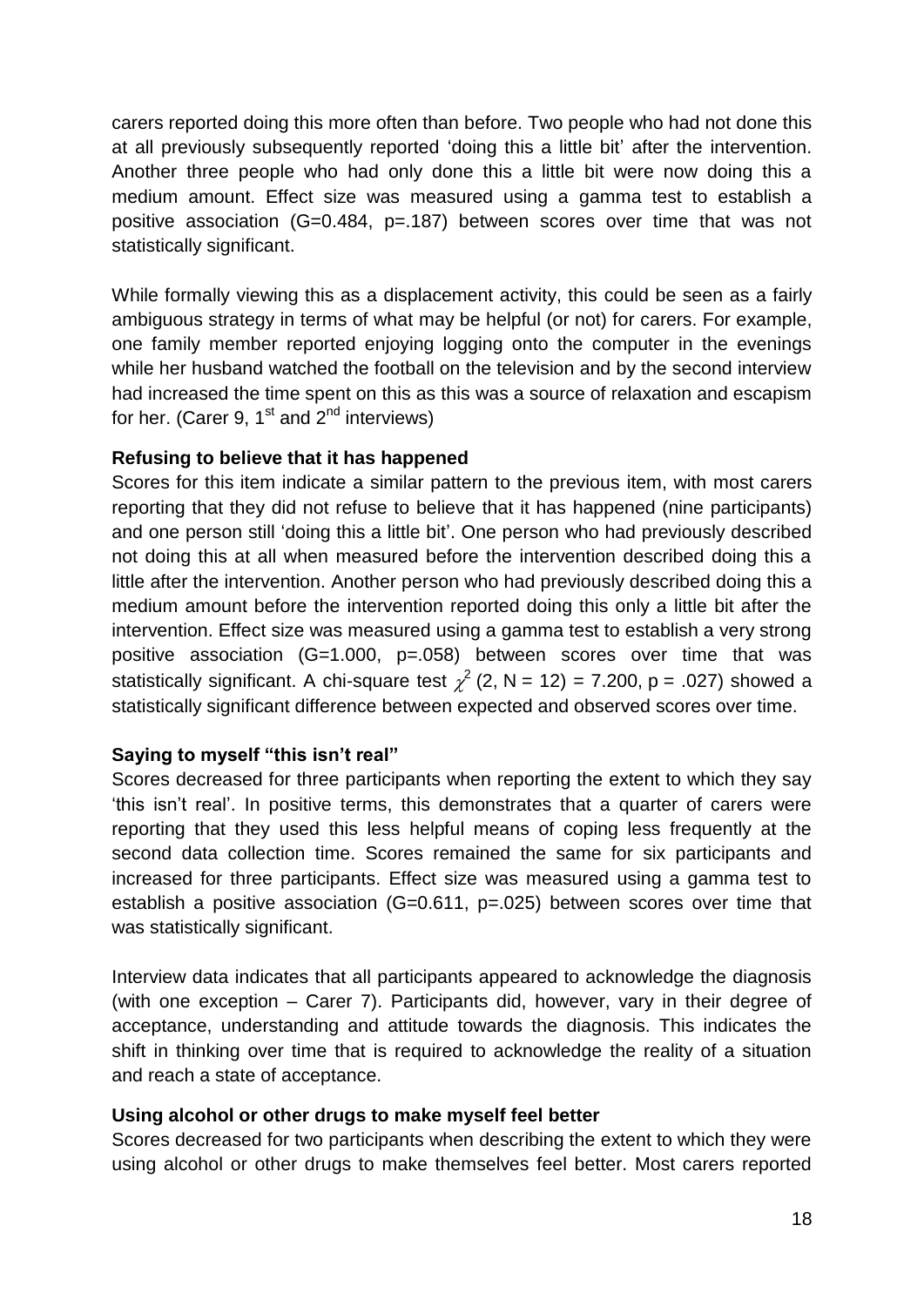carers reported doing this more often than before. Two people who had not done this at all previously subsequently reported 'doing this a little bit' after the intervention. Another three people who had only done this a little bit were now doing this a medium amount. Effect size was measured using a gamma test to establish a positive association (G=0.484, p=.187) between scores over time that was not statistically significant.

While formally viewing this as a displacement activity, this could be seen as a fairly ambiguous strategy in terms of what may be helpful (or not) for carers. For example, one family member reported enjoying logging onto the computer in the evenings while her husband watched the football on the television and by the second interview had increased the time spent on this as this was a source of relaxation and escapism for her. (Carer 9, 1st and 2nd interviews)

**Refusing to believe that it has happened**

Scores for this item indicate a similar pattern to the previous item, with most carers reporting that they did not refuse to believe that it has happened (nine participants) and one person still 'doing this a little bit'. One person who had previously described not doing this at all when measured before the intervention described doing this a little after the intervention. Another person who had previously described doing this a medium amount before the intervention reported doing this only a little bit after the intervention. Effect size was measured using a gamma test to establish a very strong positive association (G=1.000, p=.058) between scores over time that was statistically significant. A chi-square test $\chi^2$ (2, N = 12) = 7.200, p = .027) showed a statistically significant difference between expected and observed scores over time.

**Saying to myself "this isn't real"**

Scores decreased for three participants when reporting the extent to which they say 'this isn't real'. In positive terms, this demonstrates that a quarter of carers were reporting that they used this less helpful means of coping less frequently at the second data collection time. Scores remained the same for six participants and increased for three participants. Effect size was measured using a gamma test to establish a positive association (G=0.611, p=.025) between scores over time that was statistically significant.

Interview data indicates that all participants appeared to acknowledge the diagnosis (with one exception – Carer 7). Participants did, however, vary in their degree of acceptance, understanding and attitude towards the diagnosis. This indicates the shift in thinking over time that is required to acknowledge the reality of a situation and reach a state of acceptance.

**Using alcohol or other drugs to make myself feel better**

Scores decreased for two participants when describing the extent to which they were using alcohol or other drugs to make themselves feel better. Most carers reported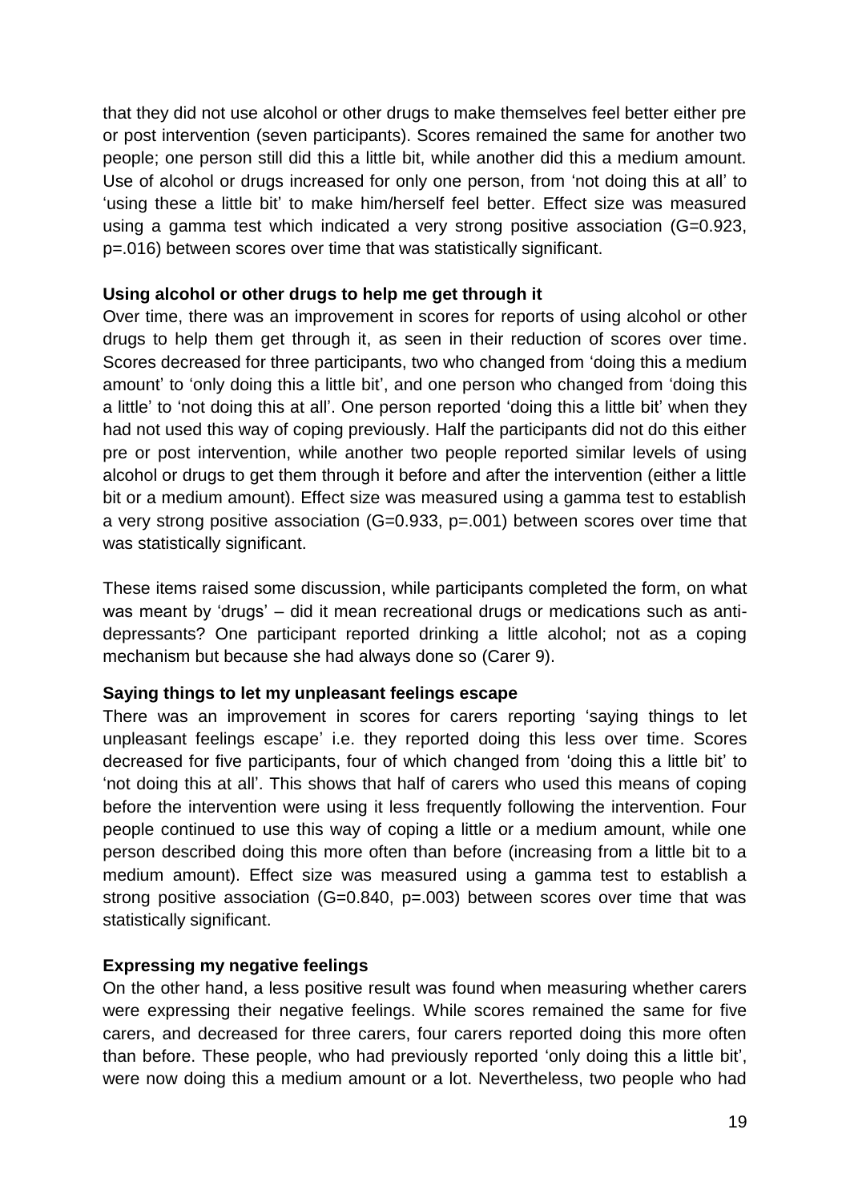that they did not use alcohol or other drugs to make themselves feel better either pre or post intervention (seven participants). Scores remained the same for another two people; one person still did this a little bit, while another did this a medium amount. Use of alcohol or drugs increased for only one person, from ‘not doing this at all’ to ‘using these a little bit’ to make him/herself feel better. Effect size was measured using a gamma test which indicated a very strong positive association ($G=0.923$, $p=.016$) between scores over time that was statistically significant.

**Using alcohol or other drugs to help me get through it**

Over time, there was an improvement in scores for reports of using alcohol or other drugs to help them get through it, as seen in their reduction of scores over time. Scores decreased for three participants, two who changed from ‘doing this a medium amount’ to ‘only doing this a little bit’, and one person who changed from ‘doing this a little’ to ‘not doing this at all’. One person reported ‘doing this a little bit’ when they had not used this way of coping previously. Half the participants did not do this either pre or post intervention, while another two people reported similar levels of using alcohol or drugs to get them through it before and after the intervention (either a little bit or a medium amount). Effect size was measured using a gamma test to establish a very strong positive association ($G=0.933$, $p=.001$) between scores over time that was statistically significant.

These items raised some discussion, while participants completed the form, on what was meant by ‘drugs’ – did it mean recreational drugs or medications such as anti-depressants? One participant reported drinking a little alcohol; not as a coping mechanism but because she had always done so (Carer 9).

**Saying things to let my unpleasant feelings escape**

There was an improvement in scores for carers reporting ‘saying things to let unpleasant feelings escape’ i.e. they reported doing this less over time. Scores decreased for five participants, four of which changed from ‘doing this a little bit’ to ‘not doing this at all’. This shows that half of carers who used this means of coping before the intervention were using it less frequently following the intervention. Four people continued to use this way of coping a little or a medium amount, while one person described doing this more often than before (increasing from a little bit to a medium amount). Effect size was measured using a gamma test to establish a strong positive association ($G=0.840$, $p=.003$) between scores over time that was statistically significant.

**Expressing my negative feelings**

On the other hand, a less positive result was found when measuring whether carers were expressing their negative feelings. While scores remained the same for five carers, and decreased for three carers, four carers reported doing this more often than before. These people, who had previously reported ‘only doing this a little bit’, were now doing this a medium amount or a lot. Nevertheless, two people who had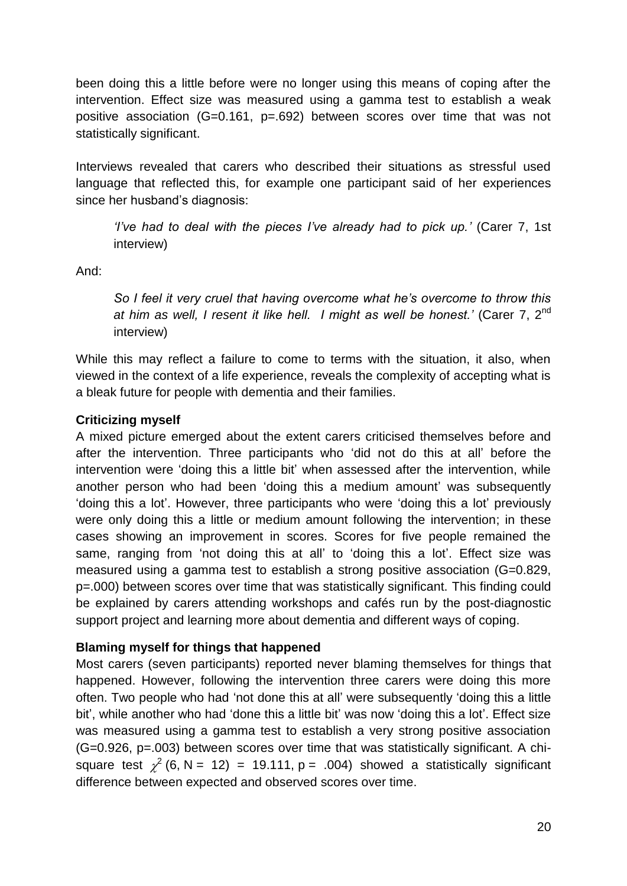been doing this a little before were no longer using this means of coping after the intervention. Effect size was measured using a gamma test to establish a weak positive association (G=0.161, p=.692) between scores over time that was not statistically significant.

Interviews revealed that carers who described their situations as stressful used language that reflected this, for example one participant said of her experiences since her husband's diagnosis:

> *'I've had to deal with the pieces I've already had to pick up.'* (Carer 7, 1st interview)

And:

> *So I feel it very cruel that having overcome what he's overcome to throw this at him as well, I resent it like hell. I might as well be honest.'* (Carer 7, 2nd interview)

While this may reflect a failure to come to terms with the situation, it also, when viewed in the context of a life experience, reveals the complexity of accepting what is a bleak future for people with dementia and their families.

**Criticizing myself**

A mixed picture emerged about the extent carers criticised themselves before and after the intervention. Three participants who 'did not do this at all' before the intervention were 'doing this a little bit' when assessed after the intervention, while another person who had been 'doing this a medium amount' was subsequently 'doing this a lot'. However, three participants who were 'doing this a lot' previously were only doing this a little or medium amount following the intervention; in these cases showing an improvement in scores. Scores for five people remained the same, ranging from 'not doing this at all' to 'doing this a lot'. Effect size was measured using a gamma test to establish a strong positive association (G=0.829, p=.000) between scores over time that was statistically significant. This finding could be explained by carers attending workshops and cafés run by the post-diagnostic support project and learning more about dementia and different ways of coping.

**Blaming myself for things that happened**

Most carers (seven participants) reported never blaming themselves for things that happened. However, following the intervention three carers were doing this more often. Two people who had 'not done this at all' were subsequently 'doing this a little bit', while another who had 'done this a little bit' was now 'doing this a lot'. Effect size was measured using a gamma test to establish a very strong positive association (G=0.926, p=.003) between scores over time that was statistically significant. A chi-square test $\chi^2$ (6, N = 12) = 19.111, p = .004) showed a statistically significant difference between expected and observed scores over time.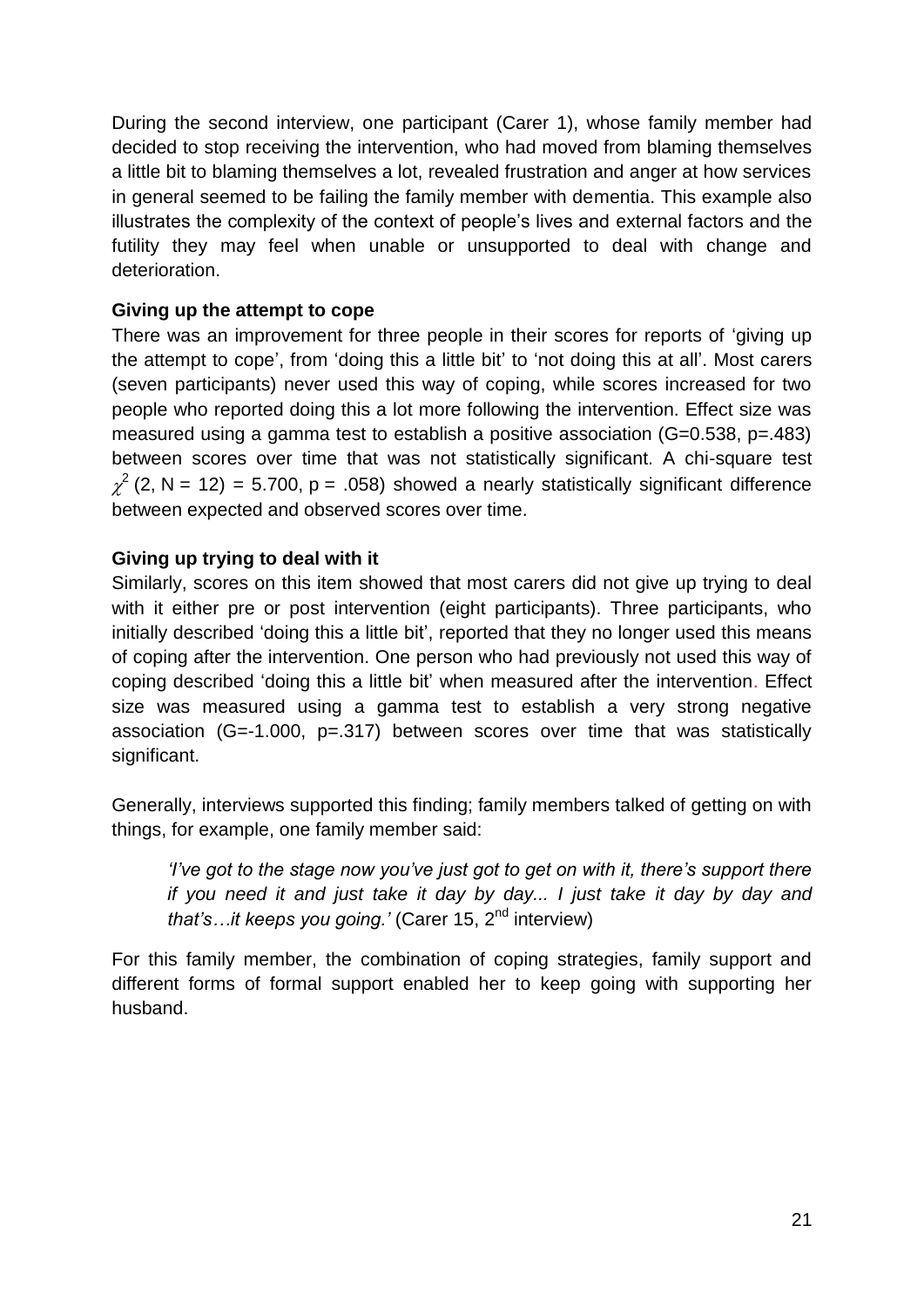During the second interview, one participant (Carer 1), whose family member had decided to stop receiving the intervention, who had moved from blaming themselves a little bit to blaming themselves a lot, revealed frustration and anger at how services in general seemed to be failing the family member with dementia. This example also illustrates the complexity of the context of people's lives and external factors and the futility they may feel when unable or unsupported to deal with change and deterioration.

**Giving up the attempt to cope**

There was an improvement for three people in their scores for reports of 'giving up the attempt to cope', from 'doing this a little bit' to 'not doing this at all'. Most carers (seven participants) never used this way of coping, while scores increased for two people who reported doing this a lot more following the intervention. Effect size was measured using a gamma test to establish a positive association (G=0.538, p=.483) between scores over time that was not statistically significant. A chi-square test $\chi^2$ (2, N = 12) = 5.700, p = .058) showed a nearly statistically significant difference between expected and observed scores over time.

**Giving up trying to deal with it**

Similarly, scores on this item showed that most carers did not give up trying to deal with it either pre or post intervention (eight participants). Three participants, who initially described 'doing this a little bit', reported that they no longer used this means of coping after the intervention. One person who had previously not used this way of coping described 'doing this a little bit' when measured after the intervention. Effect size was measured using a gamma test to establish a very strong negative association (G=-1.000, p=.317) between scores over time that was statistically significant.

Generally, interviews supported this finding; family members talked of getting on with things, for example, one family member said:

> *'I've got to the stage now you've just got to get on with it, there's support there if you need it and just take it day by day... I just take it day by day and that's…it keeps you going.'* (Carer 15, 2nd interview)

For this family member, the combination of coping strategies, family support and different forms of formal support enabled her to keep going with supporting her husband.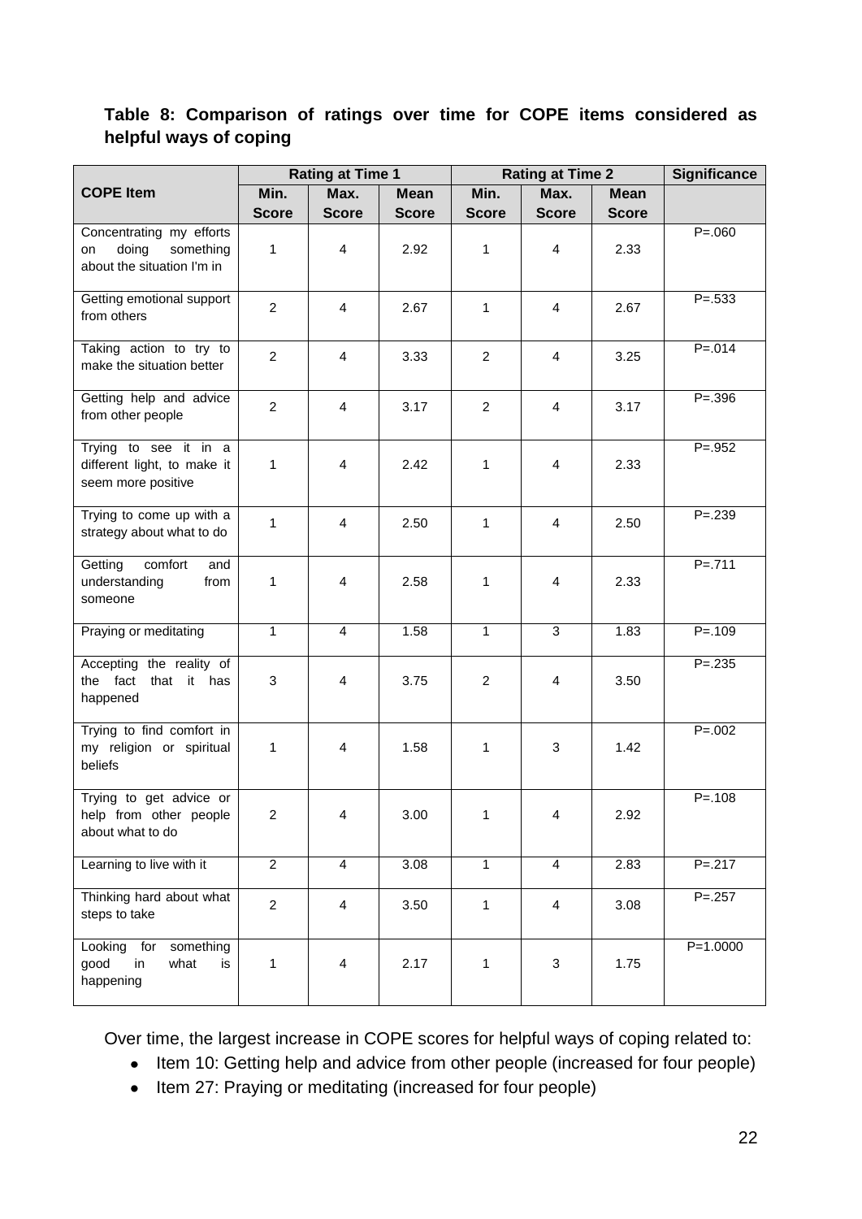**Table 8: Comparison of ratings over time for COPE items considered as helpful ways of coping**

| COPE Item | Rating at Time 1 | | | Rating at Time 2 | | | Significance |
|---|---|---|---|---|---|---|---|
| | Min. Score | Max. Score | Mean Score | Min. Score | Max. Score | Mean Score | |
| Concentrating my efforts on doing something about the situation I'm in | 1 | 4 | 2.92 | 1 | 4 | 2.33 | P=.060 |
| Getting emotional support from others | 2 | 4 | 2.67 | 1 | 4 | 2.67 | P=.533 |
| Taking action to try to make the situation better | 2 | 4 | 3.33 | 2 | 4 | 3.25 | P=.014 |
| Getting help and advice from other people | 2 | 4 | 3.17 | 2 | 4 | 3.17 | P=.396 |
| Trying to see it in a different light, to make it seem more positive | 1 | 4 | 2.42 | 1 | 4 | 2.33 | P=.952 |
| Trying to come up with a strategy about what to do | 1 | 4 | 2.50 | 1 | 4 | 2.50 | P=.239 |
| Getting comfort and understanding from someone | 1 | 4 | 2.58 | 1 | 4 | 2.33 | P=.711 |
| Praying or meditating | 1 | 4 | 1.58 | 1 | 3 | 1.83 | P=.109 |
| Accepting the reality of the fact that it has happened | 3 | 4 | 3.75 | 2 | 4 | 3.50 | P=.235 |
| Trying to find comfort in my religion or spiritual beliefs | 1 | 4 | 1.58 | 1 | 3 | 1.42 | P=.002 |
| Trying to get advice or help from other people about what to do | 2 | 4 | 3.00 | 1 | 4 | 2.92 | P=.108 |
| Learning to live with it | 2 | 4 | 3.08 | 1 | 4 | 2.83 | P=.217 |
| Thinking hard about what steps to take | 2 | 4 | 3.50 | 1 | 4 | 3.08 | P=.257 |
| Looking for something good in what is happening | 1 | 4 | 2.17 | 1 | 3 | 1.75 | P=1.0000 |

Over time, the largest increase in COPE scores for helpful ways of coping related to:

- Item 10: Getting help and advice from other people (increased for four people)
- Item 27: Praying or meditating (increased for four people)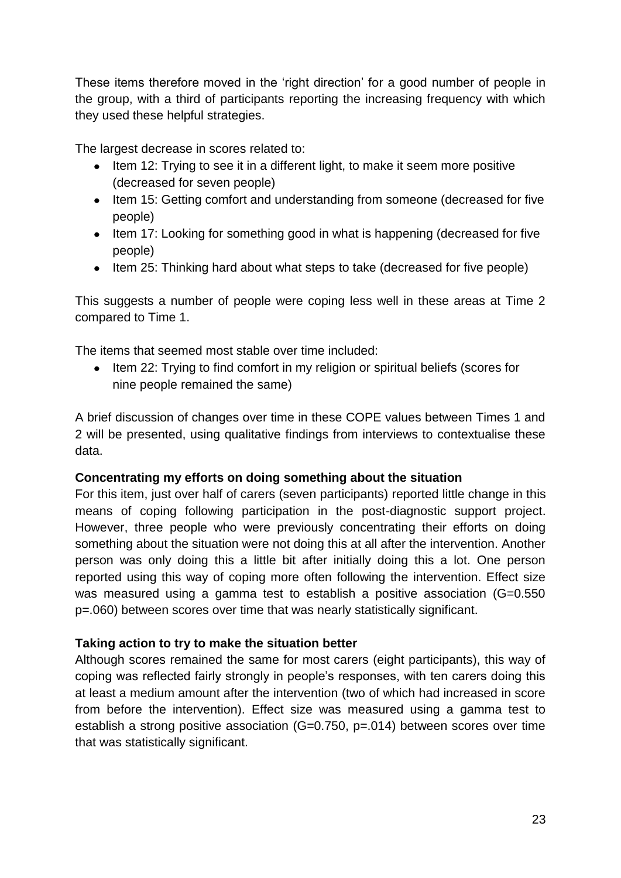These items therefore moved in the 'right direction' for a good number of people in the group, with a third of participants reporting the increasing frequency with which they used these helpful strategies.

The largest decrease in scores related to:

- Item 12: Trying to see it in a different light, to make it seem more positive (decreased for seven people)
- Item 15: Getting comfort and understanding from someone (decreased for five people)
- Item 17: Looking for something good in what is happening (decreased for five people)
- Item 25: Thinking hard about what steps to take (decreased for five people)

This suggests a number of people were coping less well in these areas at Time 2 compared to Time 1.

The items that seemed most stable over time included:

- Item 22: Trying to find comfort in my religion or spiritual beliefs (scores for nine people remained the same)

A brief discussion of changes over time in these COPE values between Times 1 and 2 will be presented, using qualitative findings from interviews to contextualise these data.

**Concentrating my efforts on doing something about the situation**

For this item, just over half of carers (seven participants) reported little change in this means of coping following participation in the post-diagnostic support project. However, three people who were previously concentrating their efforts on doing something about the situation were not doing this at all after the intervention. Another person was only doing this a little bit after initially doing this a lot. One person reported using this way of coping more often following the intervention. Effect size was measured using a gamma test to establish a positive association ($G=0.550$ $p=.060$) between scores over time that was nearly statistically significant.

**Taking action to try to make the situation better**

Although scores remained the same for most carers (eight participants), this way of coping was reflected fairly strongly in people's responses, with ten carers doing this at least a medium amount after the intervention (two of which had increased in score from before the intervention). Effect size was measured using a gamma test to establish a strong positive association ($G=0.750$, $p=.014$) between scores over time that was statistically significant.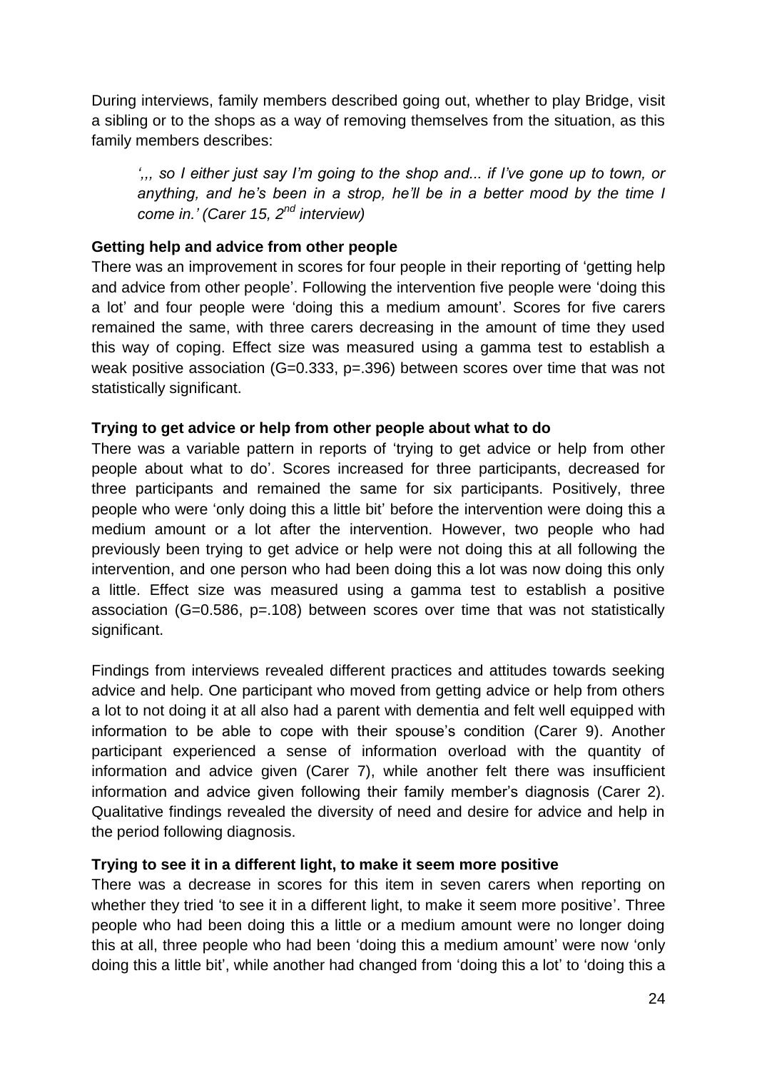During interviews, family members described going out, whether to play Bridge, visit a sibling or to the shops as a way of removing themselves from the situation, as this family members describes:

> *',,, so I either just say I'm going to the shop and... if I've gone up to town, or anything, and he's been in a strop, he'll be in a better mood by the time I come in.' (Carer 15, 2nd interview)*

**Getting help and advice from other people**

There was an improvement in scores for four people in their reporting of 'getting help and advice from other people'. Following the intervention five people were 'doing this a lot' and four people were 'doing this a medium amount'. Scores for five carers remained the same, with three carers decreasing in the amount of time they used this way of coping. Effect size was measured using a gamma test to establish a weak positive association (G=0.333, p=.396) between scores over time that was not statistically significant.

**Trying to get advice or help from other people about what to do**

There was a variable pattern in reports of 'trying to get advice or help from other people about what to do'. Scores increased for three participants, decreased for three participants and remained the same for six participants. Positively, three people who were 'only doing this a little bit' before the intervention were doing this a medium amount or a lot after the intervention. However, two people who had previously been trying to get advice or help were not doing this at all following the intervention, and one person who had been doing this a lot was now doing this only a little. Effect size was measured using a gamma test to establish a positive association (G=0.586, p=.108) between scores over time that was not statistically significant.

Findings from interviews revealed different practices and attitudes towards seeking advice and help. One participant who moved from getting advice or help from others a lot to not doing it at all also had a parent with dementia and felt well equipped with information to be able to cope with their spouse's condition (Carer 9). Another participant experienced a sense of information overload with the quantity of information and advice given (Carer 7), while another felt there was insufficient information and advice given following their family member's diagnosis (Carer 2). Qualitative findings revealed the diversity of need and desire for advice and help in the period following diagnosis.

**Trying to see it in a different light, to make it seem more positive**

There was a decrease in scores for this item in seven carers when reporting on whether they tried 'to see it in a different light, to make it seem more positive'. Three people who had been doing this a little or a medium amount were no longer doing this at all, three people who had been 'doing this a medium amount' were now 'only doing this a little bit', while another had changed from 'doing this a lot' to 'doing this a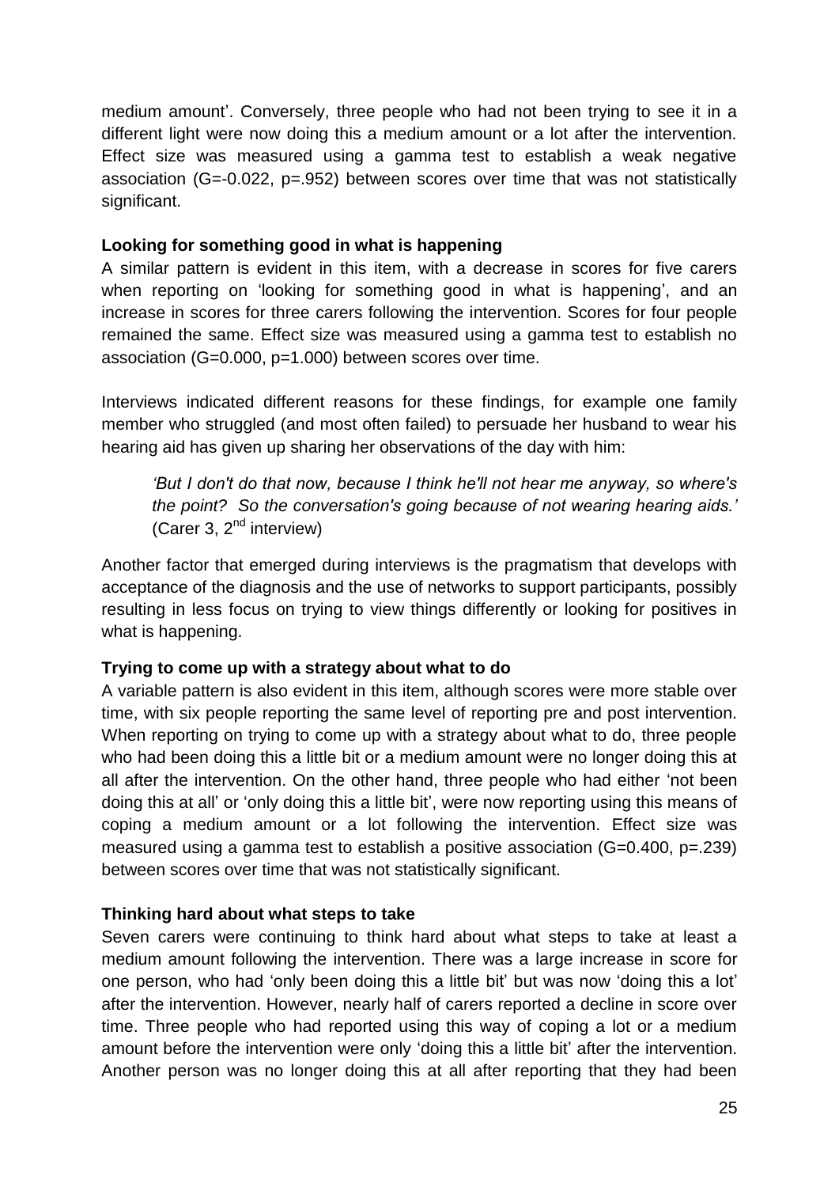medium amount'. Conversely, three people who had not been trying to see it in a different light were now doing this a medium amount or a lot after the intervention. Effect size was measured using a gamma test to establish a weak negative association ($G=-0.022$, $p=.952$) between scores over time that was not statistically significant.

**Looking for something good in what is happening**

A similar pattern is evident in this item, with a decrease in scores for five carers when reporting on 'looking for something good in what is happening', and an increase in scores for three carers following the intervention. Scores for four people remained the same. Effect size was measured using a gamma test to establish no association ($G=0.000$, $p=1.000$) between scores over time.

Interviews indicated different reasons for these findings, for example one family member who struggled (and most often failed) to persuade her husband to wear his hearing aid has given up sharing her observations of the day with him:

> *'But I don't do that now, because I think he'll not hear me anyway, so where's the point? So the conversation's going because of not wearing hearing aids.'* (Carer 3, 2nd interview)

Another factor that emerged during interviews is the pragmatism that develops with acceptance of the diagnosis and the use of networks to support participants, possibly resulting in less focus on trying to view things differently or looking for positives in what is happening.

**Trying to come up with a strategy about what to do**

A variable pattern is also evident in this item, although scores were more stable over time, with six people reporting the same level of reporting pre and post intervention. When reporting on trying to come up with a strategy about what to do, three people who had been doing this a little bit or a medium amount were no longer doing this at all after the intervention. On the other hand, three people who had either 'not been doing this at all' or 'only doing this a little bit', were now reporting using this means of coping a medium amount or a lot following the intervention. Effect size was measured using a gamma test to establish a positive association ($G=0.400$, $p=.239$) between scores over time that was not statistically significant.

**Thinking hard about what steps to take**

Seven carers were continuing to think hard about what steps to take at least a medium amount following the intervention. There was a large increase in score for one person, who had 'only been doing this a little bit' but was now 'doing this a lot' after the intervention. However, nearly half of carers reported a decline in score over time. Three people who had reported using this way of coping a lot or a medium amount before the intervention were only 'doing this a little bit' after the intervention. Another person was no longer doing this at all after reporting that they had been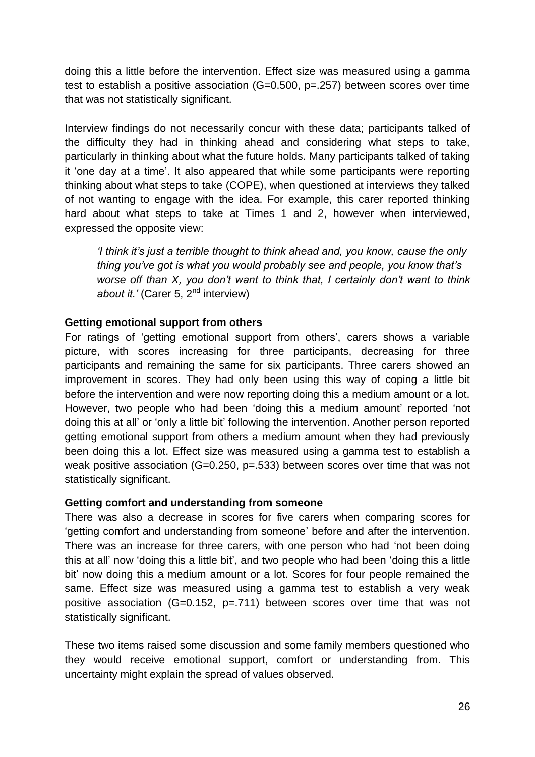doing this a little before the intervention. Effect size was measured using a gamma test to establish a positive association ($G=0.500$, $p=.257$) between scores over time that was not statistically significant.

Interview findings do not necessarily concur with these data; participants talked of the difficulty they had in thinking ahead and considering what steps to take, particularly in thinking about what the future holds. Many participants talked of taking it 'one day at a time'. It also appeared that while some participants were reporting thinking about what steps to take (COPE), when questioned at interviews they talked of not wanting to engage with the idea. For example, this carer reported thinking hard about what steps to take at Times 1 and 2, however when interviewed, expressed the opposite view:

> *'I think it's just a terrible thought to think ahead and, you know, cause the only thing you've got is what you would probably see and people, you know that's worse off than X, you don't want to think that, I certainly don't want to think about it.'* (Carer 5, 2nd interview)

**Getting emotional support from others**

For ratings of 'getting emotional support from others', carers shows a variable picture, with scores increasing for three participants, decreasing for three participants and remaining the same for six participants. Three carers showed an improvement in scores. They had only been using this way of coping a little bit before the intervention and were now reporting doing this a medium amount or a lot. However, two people who had been 'doing this a medium amount' reported 'not doing this at all' or 'only a little bit' following the intervention. Another person reported getting emotional support from others a medium amount when they had previously been doing this a lot. Effect size was measured using a gamma test to establish a weak positive association ($G=0.250$, $p=.533$) between scores over time that was not statistically significant.

**Getting comfort and understanding from someone**

There was also a decrease in scores for five carers when comparing scores for 'getting comfort and understanding from someone' before and after the intervention. There was an increase for three carers, with one person who had 'not been doing this at all' now 'doing this a little bit', and two people who had been 'doing this a little bit' now doing this a medium amount or a lot. Scores for four people remained the same. Effect size was measured using a gamma test to establish a very weak positive association ($G=0.152$, $p=.711$) between scores over time that was not statistically significant.

These two items raised some discussion and some family members questioned who they would receive emotional support, comfort or understanding from. This uncertainty might explain the spread of values observed.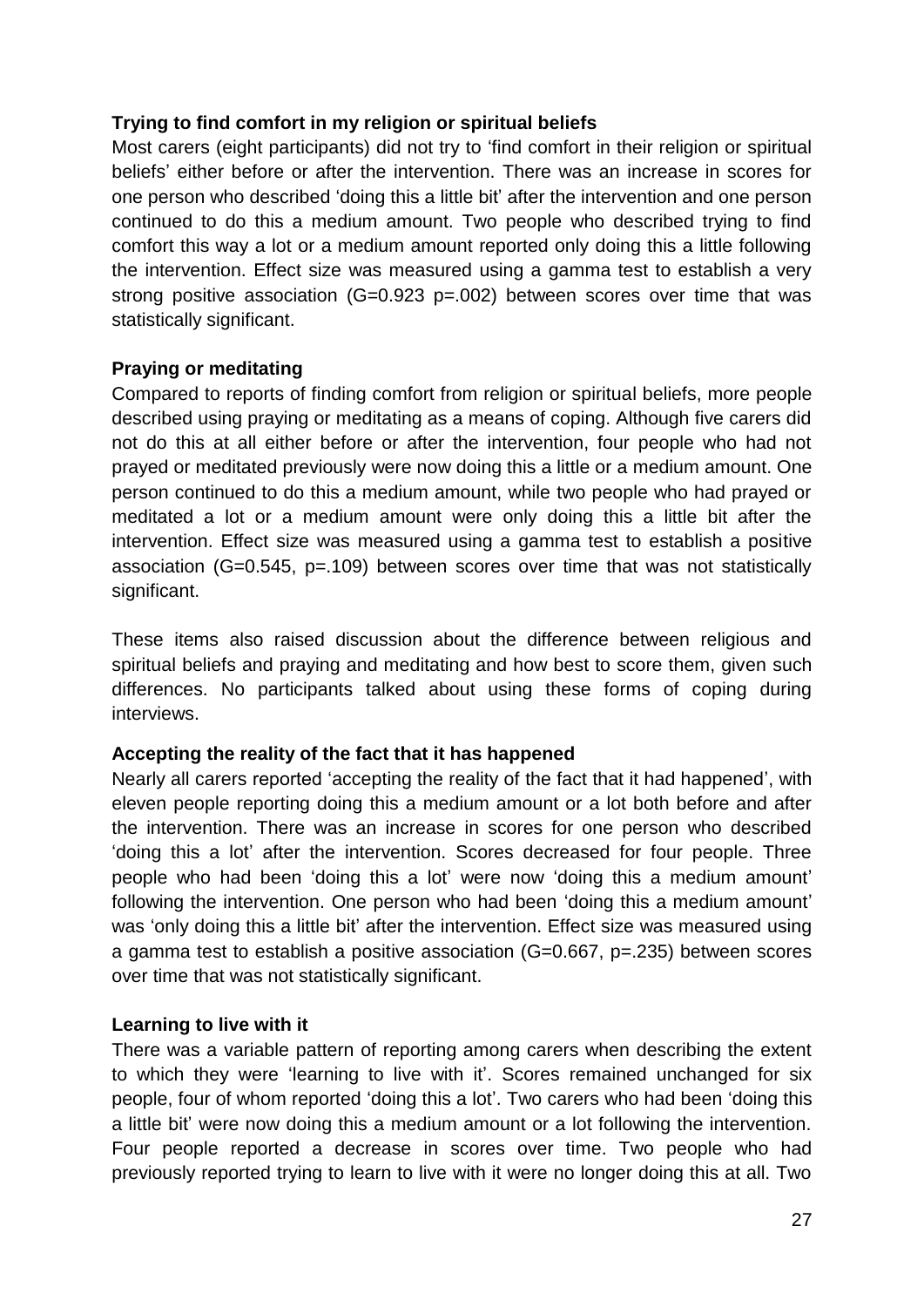**Trying to find comfort in my religion or spiritual beliefs**

Most carers (eight participants) did not try to 'find comfort in their religion or spiritual beliefs' either before or after the intervention. There was an increase in scores for one person who described 'doing this a little bit' after the intervention and one person continued to do this a medium amount. Two people who described trying to find comfort this way a lot or a medium amount reported only doing this a little following the intervention. Effect size was measured using a gamma test to establish a very strong positive association (G=0.923 p=.002) between scores over time that was statistically significant.

**Praying or meditating**

Compared to reports of finding comfort from religion or spiritual beliefs, more people described using praying or meditating as a means of coping. Although five carers did not do this at all either before or after the intervention, four people who had not prayed or meditated previously were now doing this a little or a medium amount. One person continued to do this a medium amount, while two people who had prayed or meditated a lot or a medium amount were only doing this a little bit after the intervention. Effect size was measured using a gamma test to establish a positive association (G=0.545, p=.109) between scores over time that was not statistically significant.

These items also raised discussion about the difference between religious and spiritual beliefs and praying and meditating and how best to score them, given such differences. No participants talked about using these forms of coping during interviews.

**Accepting the reality of the fact that it has happened**

Nearly all carers reported 'accepting the reality of the fact that it had happened', with eleven people reporting doing this a medium amount or a lot both before and after the intervention. There was an increase in scores for one person who described 'doing this a lot' after the intervention. Scores decreased for four people. Three people who had been 'doing this a lot' were now 'doing this a medium amount' following the intervention. One person who had been 'doing this a medium amount' was 'only doing this a little bit' after the intervention. Effect size was measured using a gamma test to establish a positive association (G=0.667, p=.235) between scores over time that was not statistically significant.

**Learning to live with it**

There was a variable pattern of reporting among carers when describing the extent to which they were 'learning to live with it'. Scores remained unchanged for six people, four of whom reported 'doing this a lot'. Two carers who had been 'doing this a little bit' were now doing this a medium amount or a lot following the intervention. Four people reported a decrease in scores over time. Two people who had previously reported trying to learn to live with it were no longer doing this at all. Two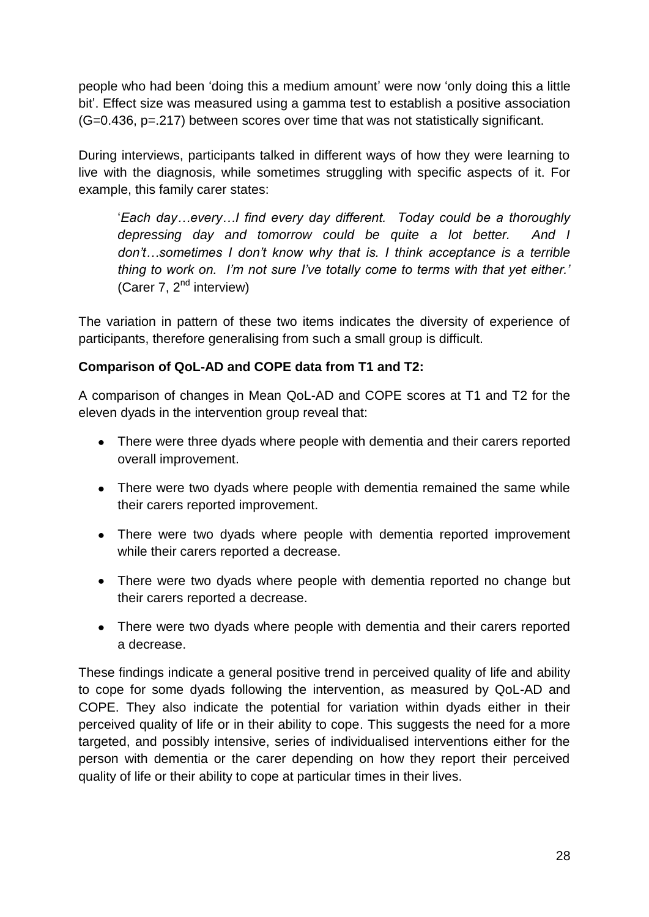people who had been 'doing this a medium amount' were now 'only doing this a little bit'. Effect size was measured using a gamma test to establish a positive association ($G=0.436$, $p=.217$) between scores over time that was not statistically significant.

During interviews, participants talked in different ways of how they were learning to live with the diagnosis, while sometimes struggling with specific aspects of it. For example, this family carer states:

> '*Each day…every…I find every day different. Today could be a thoroughly depressing day and tomorrow could be quite a lot better. And I don't…sometimes I don't know why that is. I think acceptance is a terrible thing to work on. I'm not sure I've totally come to terms with that yet either.'* (Carer 7, 2nd interview)

The variation in pattern of these two items indicates the diversity of experience of participants, therefore generalising from such a small group is difficult.

**Comparison of QoL-AD and COPE data from T1 and T2:**

A comparison of changes in Mean QoL-AD and COPE scores at T1 and T2 for the eleven dyads in the intervention group reveal that:

- There were three dyads where people with dementia and their carers reported overall improvement.
- There were two dyads where people with dementia remained the same while their carers reported improvement.
- There were two dyads where people with dementia reported improvement while their carers reported a decrease.
- There were two dyads where people with dementia reported no change but their carers reported a decrease.
- There were two dyads where people with dementia and their carers reported a decrease.

These findings indicate a general positive trend in perceived quality of life and ability to cope for some dyads following the intervention, as measured by QoL-AD and COPE. They also indicate the potential for variation within dyads either in their perceived quality of life or in their ability to cope. This suggests the need for a more targeted, and possibly intensive, series of individualised interventions either for the person with dementia or the carer depending on how they report their perceived quality of life or their ability to cope at particular times in their lives.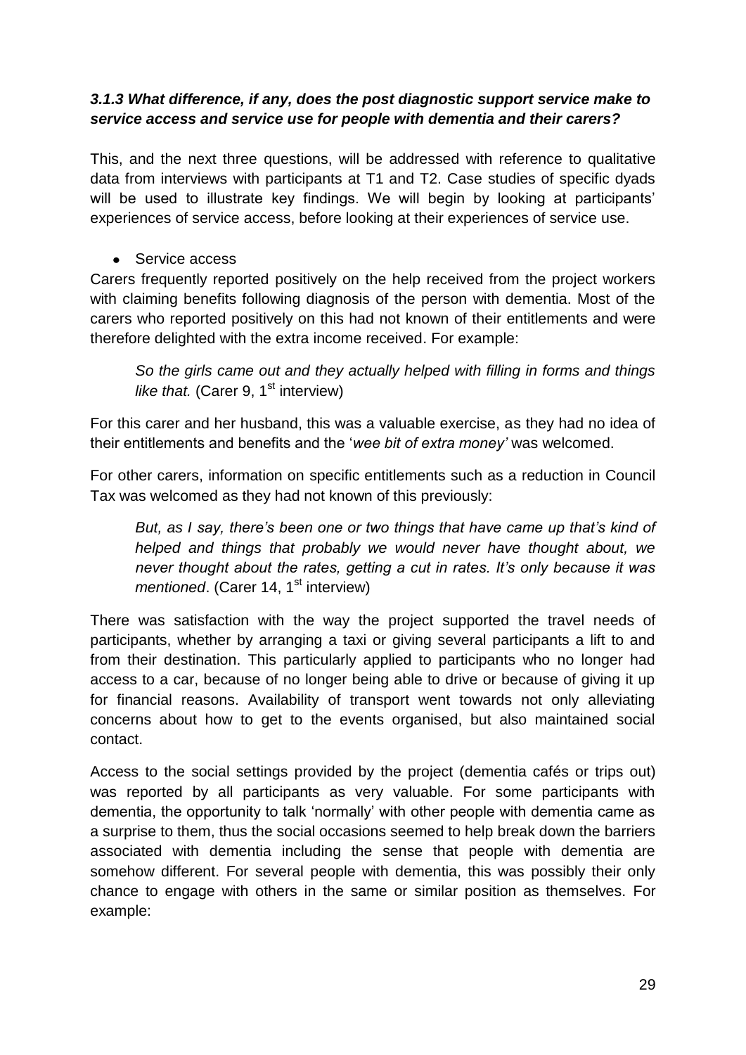### *3.1.3 What difference, if any, does the post diagnostic support service make to service access and service use for people with dementia and their carers?*

This, and the next three questions, will be addressed with reference to qualitative data from interviews with participants at T1 and T2. Case studies of specific dyads will be used to illustrate key findings. We will begin by looking at participants' experiences of service access, before looking at their experiences of service use.

- Service access

Carers frequently reported positively on the help received from the project workers with claiming benefits following diagnosis of the person with dementia. Most of the carers who reported positively on this had not known of their entitlements and were therefore delighted with the extra income received. For example:

> *So the girls came out and they actually helped with filling in forms and things like that.* (Carer 9, 1st interview)

For this carer and her husband, this was a valuable exercise, as they had no idea of their entitlements and benefits and the '*wee bit of extra money'* was welcomed.

For other carers, information on specific entitlements such as a reduction in Council Tax was welcomed as they had not known of this previously:

> *But, as I say, there's been one or two things that have came up that's kind of helped and things that probably we would never have thought about, we never thought about the rates, getting a cut in rates. It's only because it was mentioned*. (Carer 14, 1st interview)

There was satisfaction with the way the project supported the travel needs of participants, whether by arranging a taxi or giving several participants a lift to and from their destination. This particularly applied to participants who no longer had access to a car, because of no longer being able to drive or because of giving it up for financial reasons. Availability of transport went towards not only alleviating concerns about how to get to the events organised, but also maintained social contact.

Access to the social settings provided by the project (dementia cafés or trips out) was reported by all participants as very valuable. For some participants with dementia, the opportunity to talk 'normally' with other people with dementia came as a surprise to them, thus the social occasions seemed to help break down the barriers associated with dementia including the sense that people with dementia are somehow different. For several people with dementia, this was possibly their only chance to engage with others in the same or similar position as themselves. For example: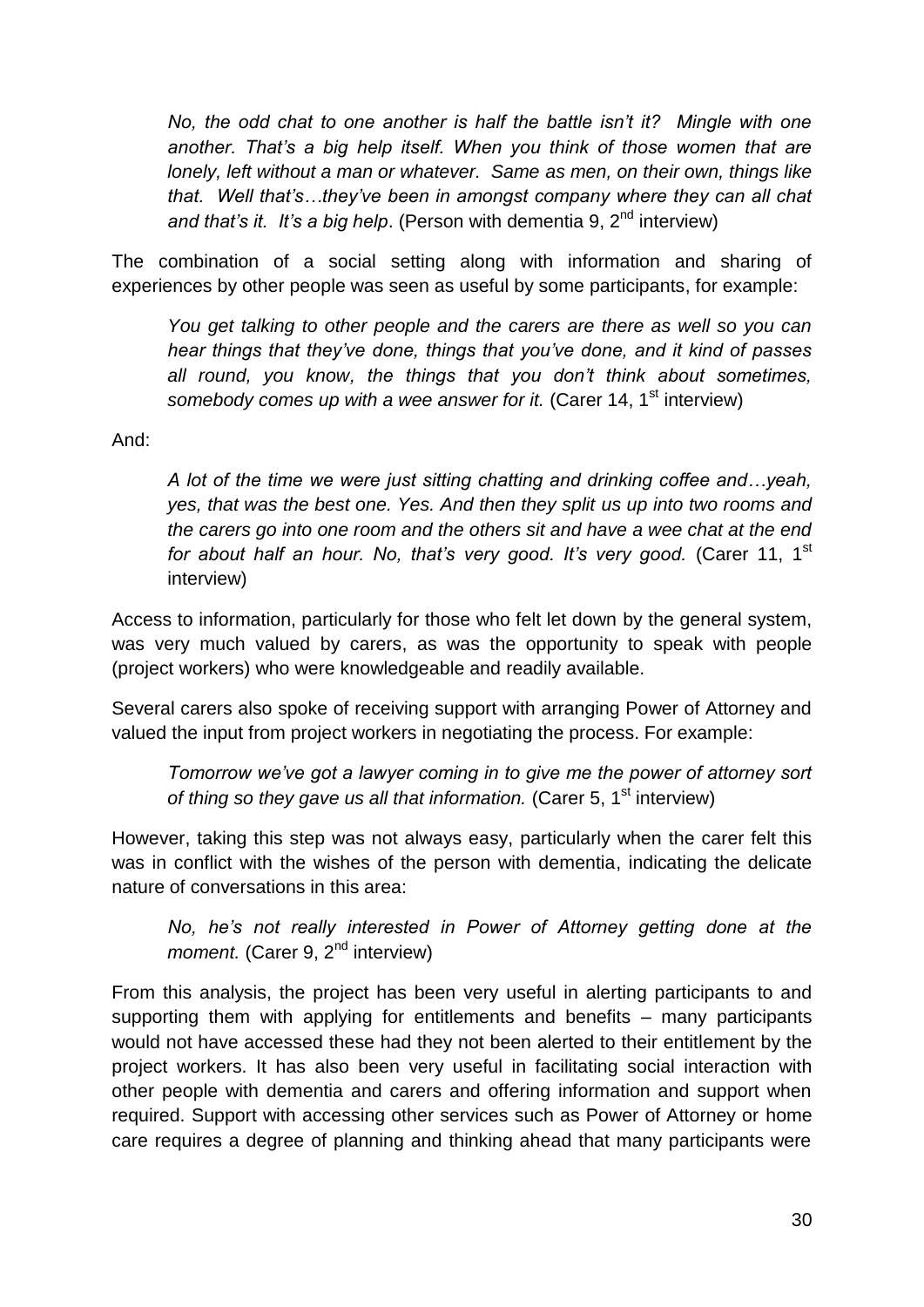*No, the odd chat to one another is half the battle isn't it? Mingle with one another. That's a big help itself. When you think of those women that are lonely, left without a man or whatever. Same as men, on their own, things like that. Well that's…they've been in amongst company where they can all chat and that's it. It's a big help*. (Person with dementia 9, 2nd interview)

The combination of a social setting along with information and sharing of experiences by other people was seen as useful by some participants, for example:

*You get talking to other people and the carers are there as well so you can hear things that they've done, things that you've done, and it kind of passes all round, you know, the things that you don't think about sometimes, somebody comes up with a wee answer for it.* (Carer 14, 1st interview)

And:

*A lot of the time we were just sitting chatting and drinking coffee and…yeah, yes, that was the best one. Yes. And then they split us up into two rooms and the carers go into one room and the others sit and have a wee chat at the end for about half an hour. No, that's very good. It's very good.* (Carer 11, 1st interview)

Access to information, particularly for those who felt let down by the general system, was very much valued by carers, as was the opportunity to speak with people (project workers) who were knowledgeable and readily available.

Several carers also spoke of receiving support with arranging Power of Attorney and valued the input from project workers in negotiating the process. For example:

*Tomorrow we've got a lawyer coming in to give me the power of attorney sort of thing so they gave us all that information.* (Carer 5, 1st interview)

However, taking this step was not always easy, particularly when the carer felt this was in conflict with the wishes of the person with dementia, indicating the delicate nature of conversations in this area:

*No, he's not really interested in Power of Attorney getting done at the moment.* (Carer 9, 2nd interview)

From this analysis, the project has been very useful in alerting participants to and supporting them with applying for entitlements and benefits – many participants would not have accessed these had they not been alerted to their entitlement by the project workers. It has also been very useful in facilitating social interaction with other people with dementia and carers and offering information and support when required. Support with accessing other services such as Power of Attorney or home care requires a degree of planning and thinking ahead that many participants were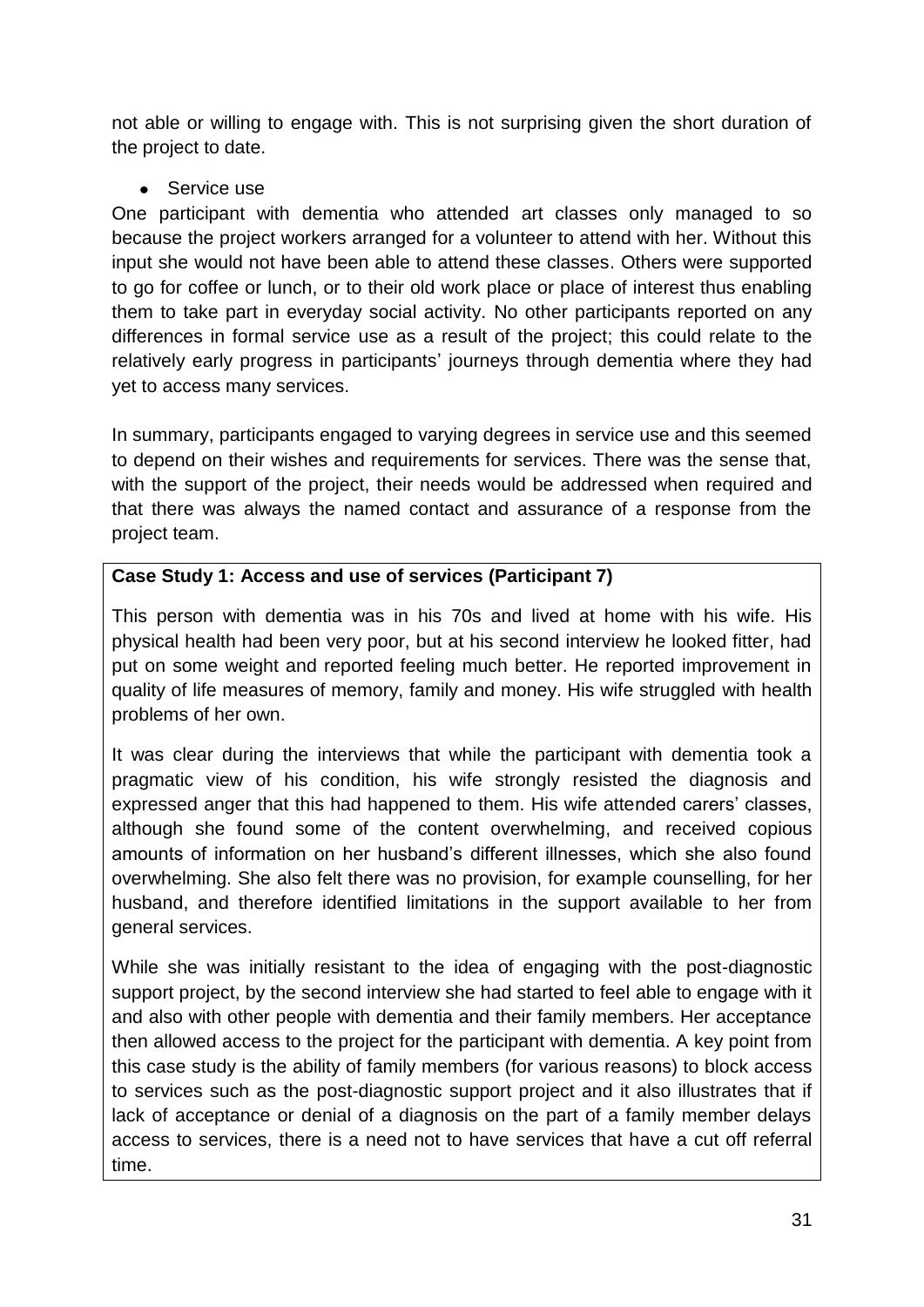not able or willing to engage with. This is not surprising given the short duration of the project to date.

- Service use

One participant with dementia who attended art classes only managed to so because the project workers arranged for a volunteer to attend with her. Without this input she would not have been able to attend these classes. Others were supported to go for coffee or lunch, or to their old work place or place of interest thus enabling them to take part in everyday social activity. No other participants reported on any differences in formal service use as a result of the project; this could relate to the relatively early progress in participants' journeys through dementia where they had yet to access many services.

In summary, participants engaged to varying degrees in service use and this seemed to depend on their wishes and requirements for services. There was the sense that, with the support of the project, their needs would be addressed when required and that there was always the named contact and assurance of a response from the project team.

**Case Study 1: Access and use of services (Participant 7)**

This person with dementia was in his 70s and lived at home with his wife. His physical health had been very poor, but at his second interview he looked fitter, had put on some weight and reported feeling much better. He reported improvement in quality of life measures of memory, family and money. His wife struggled with health problems of her own.

It was clear during the interviews that while the participant with dementia took a pragmatic view of his condition, his wife strongly resisted the diagnosis and expressed anger that this had happened to them. His wife attended carers' classes, although she found some of the content overwhelming, and received copious amounts of information on her husband's different illnesses, which she also found overwhelming. She also felt there was no provision, for example counselling, for her husband, and therefore identified limitations in the support available to her from general services.

While she was initially resistant to the idea of engaging with the post-diagnostic support project, by the second interview she had started to feel able to engage with it and also with other people with dementia and their family members. Her acceptance then allowed access to the project for the participant with dementia. A key point from this case study is the ability of family members (for various reasons) to block access to services such as the post-diagnostic support project and it also illustrates that if lack of acceptance or denial of a diagnosis on the part of a family member delays access to services, there is a need not to have services that have a cut off referral time.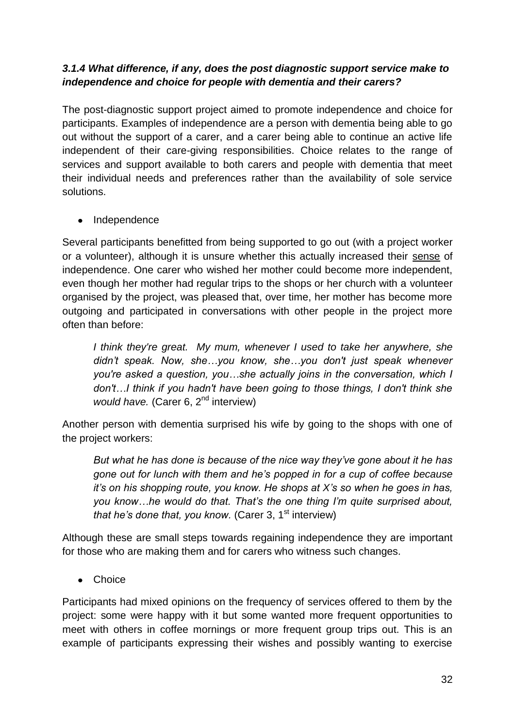### *3.1.4 What difference, if any, does the post diagnostic support service make to independence and choice for people with dementia and their carers?*

The post-diagnostic support project aimed to promote independence and choice for participants. Examples of independence are a person with dementia being able to go out without the support of a carer, and a carer being able to continue an active life independent of their care-giving responsibilities. Choice relates to the range of services and support available to both carers and people with dementia that meet their individual needs and preferences rather than the availability of sole service solutions.

- Independence

Several participants benefitted from being supported to go out (with a project worker or a volunteer), although it is unsure whether this actually increased their <u>sense</u> of independence. One carer who wished her mother could become more independent, even though her mother had regular trips to the shops or her church with a volunteer organised by the project, was pleased that, over time, her mother has become more outgoing and participated in conversations with other people in the project more often than before:

> *I think they're great. My mum, whenever I used to take her anywhere, she didn't speak. Now, she…you know, she…you don't just speak whenever you're asked a question, you…she actually joins in the conversation, which I don't…I think if you hadn't have been going to those things, I don't think she would have.* (Carer 6, 2nd interview)

Another person with dementia surprised his wife by going to the shops with one of the project workers:

> *But what he has done is because of the nice way they've gone about it he has gone out for lunch with them and he's popped in for a cup of coffee because it's on his shopping route, you know. He shops at X's so when he goes in has, you know…he would do that. That's the one thing I'm quite surprised about, that he's done that, you know.* (Carer 3, 1st interview)

Although these are small steps towards regaining independence they are important for those who are making them and for carers who witness such changes.

- Choice

Participants had mixed opinions on the frequency of services offered to them by the project: some were happy with it but some wanted more frequent opportunities to meet with others in coffee mornings or more frequent group trips out. This is an example of participants expressing their wishes and possibly wanting to exercise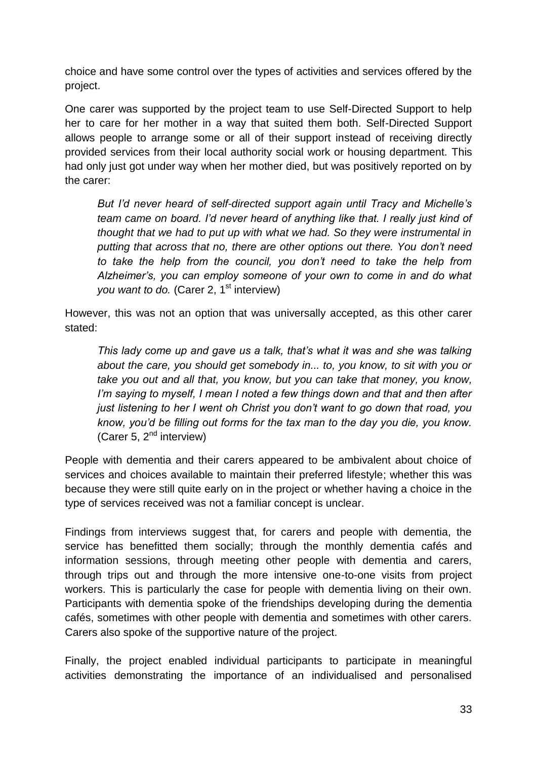choice and have some control over the types of activities and services offered by the project.

One carer was supported by the project team to use Self-Directed Support to help her to care for her mother in a way that suited them both. Self-Directed Support allows people to arrange some or all of their support instead of receiving directly provided services from their local authority social work or housing department. This had only just got under way when her mother died, but was positively reported on by the carer:

> *But I'd never heard of self-directed support again until Tracy and Michelle's team came on board. I'd never heard of anything like that. I really just kind of thought that we had to put up with what we had. So they were instrumental in putting that across that no, there are other options out there. You don't need to take the help from the council, you don't need to take the help from Alzheimer's, you can employ someone of your own to come in and do what you want to do.* (Carer 2, 1st interview)

However, this was not an option that was universally accepted, as this other carer stated:

> *This lady come up and gave us a talk, that's what it was and she was talking about the care, you should get somebody in... to, you know, to sit with you or take you out and all that, you know, but you can take that money, you know, I'm saying to myself, I mean I noted a few things down and that and then after just listening to her I went oh Christ you don't want to go down that road, you know, you'd be filling out forms for the tax man to the day you die, you know.* (Carer 5, 2nd interview)

People with dementia and their carers appeared to be ambivalent about choice of services and choices available to maintain their preferred lifestyle; whether this was because they were still quite early on in the project or whether having a choice in the type of services received was not a familiar concept is unclear.

Findings from interviews suggest that, for carers and people with dementia, the service has benefitted them socially; through the monthly dementia cafés and information sessions, through meeting other people with dementia and carers, through trips out and through the more intensive one-to-one visits from project workers. This is particularly the case for people with dementia living on their own. Participants with dementia spoke of the friendships developing during the dementia cafés, sometimes with other people with dementia and sometimes with other carers. Carers also spoke of the supportive nature of the project.

Finally, the project enabled individual participants to participate in meaningful activities demonstrating the importance of an individualised and personalised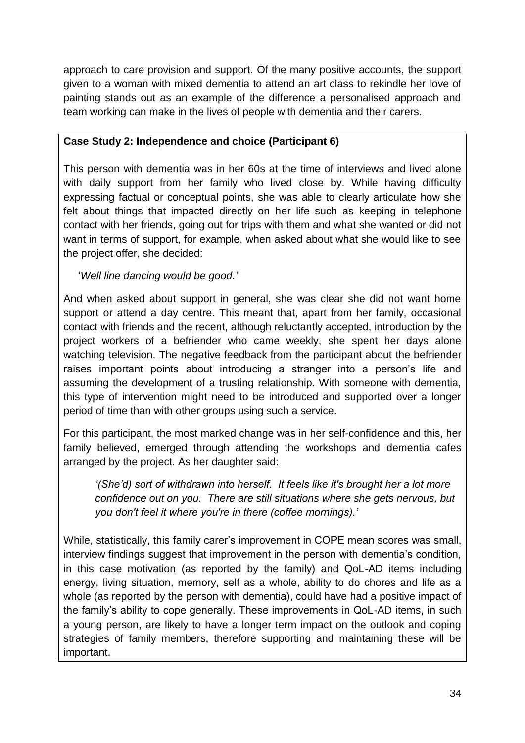approach to care provision and support. Of the many positive accounts, the support given to a woman with mixed dementia to attend an art class to rekindle her love of painting stands out as an example of the difference a personalised approach and team working can make in the lives of people with dementia and their carers.

**Case Study 2: Independence and choice (Participant 6)**

This person with dementia was in her 60s at the time of interviews and lived alone with daily support from her family who lived close by. While having difficulty expressing factual or conceptual points, she was able to clearly articulate how she felt about things that impacted directly on her life such as keeping in telephone contact with her friends, going out for trips with them and what she wanted or did not want in terms of support, for example, when asked about what she would like to see the project offer, she decided:

'*Well line dancing would be good.'*

And when asked about support in general, she was clear she did not want home support or attend a day centre. This meant that, apart from her family, occasional contact with friends and the recent, although reluctantly accepted, introduction by the project workers of a befriender who came weekly, she spent her days alone watching television. The negative feedback from the participant about the befriender raises important points about introducing a stranger into a person's life and assuming the development of a trusting relationship. With someone with dementia, this type of intervention might need to be introduced and supported over a longer period of time than with other groups using such a service.

For this participant, the most marked change was in her self-confidence and this, her family believed, emerged through attending the workshops and dementia cafes arranged by the project. As her daughter said:

> *'(She'd) sort of withdrawn into herself. It feels like it's brought her a lot more confidence out on you. There are still situations where she gets nervous, but you don't feel it where you're in there (coffee mornings).'*

While, statistically, this family carer's improvement in COPE mean scores was small, interview findings suggest that improvement in the person with dementia's condition, in this case motivation (as reported by the family) and QoL-AD items including energy, living situation, memory, self as a whole, ability to do chores and life as a whole (as reported by the person with dementia), could have had a positive impact of the family's ability to cope generally. These improvements in QoL-AD items, in such a young person, are likely to have a longer term impact on the outlook and coping strategies of family members, therefore supporting and maintaining these will be important.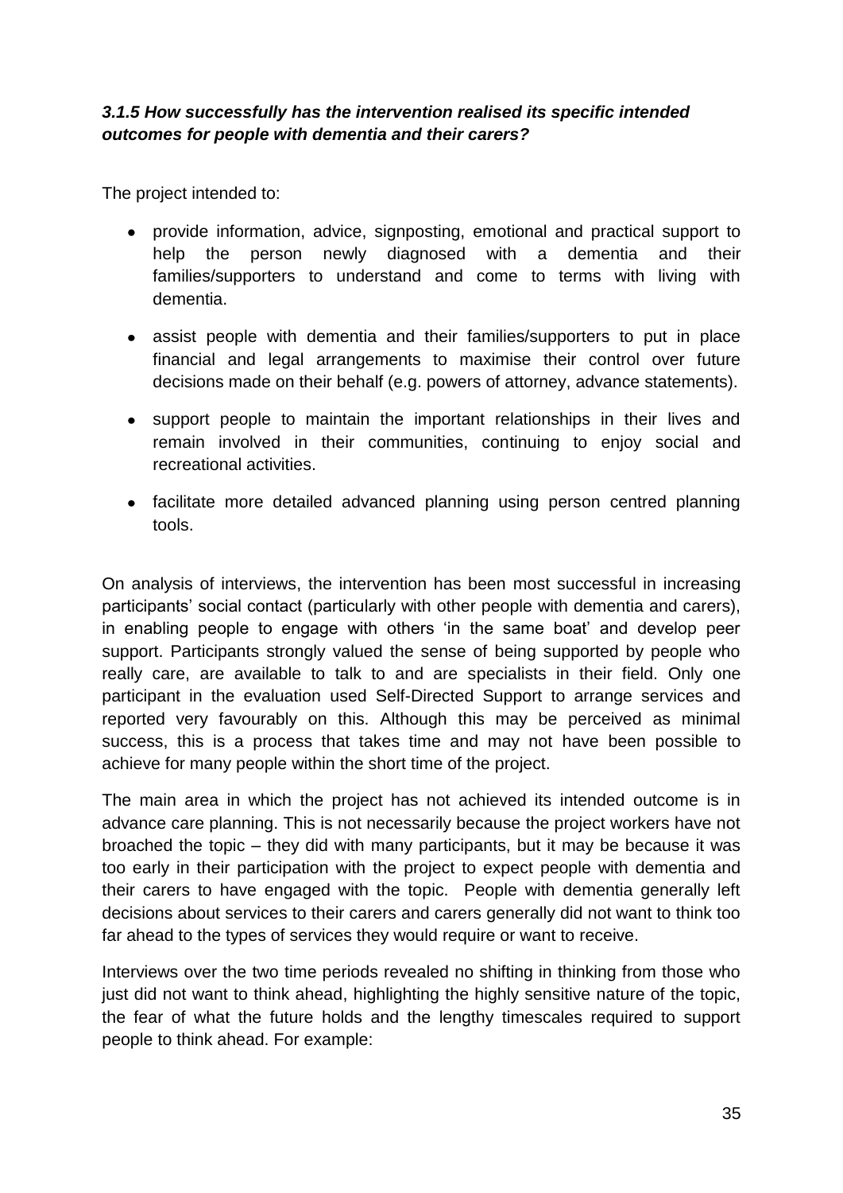### *3.1.5 How successfully has the intervention realised its specific intended outcomes for people with dementia and their carers?*

The project intended to:

- provide information, advice, signposting, emotional and practical support to help the person newly diagnosed with a dementia and their families/supporters to understand and come to terms with living with dementia.
- assist people with dementia and their families/supporters to put in place financial and legal arrangements to maximise their control over future decisions made on their behalf (e.g. powers of attorney, advance statements).
- support people to maintain the important relationships in their lives and remain involved in their communities, continuing to enjoy social and recreational activities.
- facilitate more detailed advanced planning using person centred planning tools.

On analysis of interviews, the intervention has been most successful in increasing participants' social contact (particularly with other people with dementia and carers), in enabling people to engage with others 'in the same boat' and develop peer support. Participants strongly valued the sense of being supported by people who really care, are available to talk to and are specialists in their field. Only one participant in the evaluation used Self-Directed Support to arrange services and reported very favourably on this. Although this may be perceived as minimal success, this is a process that takes time and may not have been possible to achieve for many people within the short time of the project.

The main area in which the project has not achieved its intended outcome is in advance care planning. This is not necessarily because the project workers have not broached the topic – they did with many participants, but it may be because it was too early in their participation with the project to expect people with dementia and their carers to have engaged with the topic. People with dementia generally left decisions about services to their carers and carers generally did not want to think too far ahead to the types of services they would require or want to receive.

Interviews over the two time periods revealed no shifting in thinking from those who just did not want to think ahead, highlighting the highly sensitive nature of the topic, the fear of what the future holds and the lengthy timescales required to support people to think ahead. For example: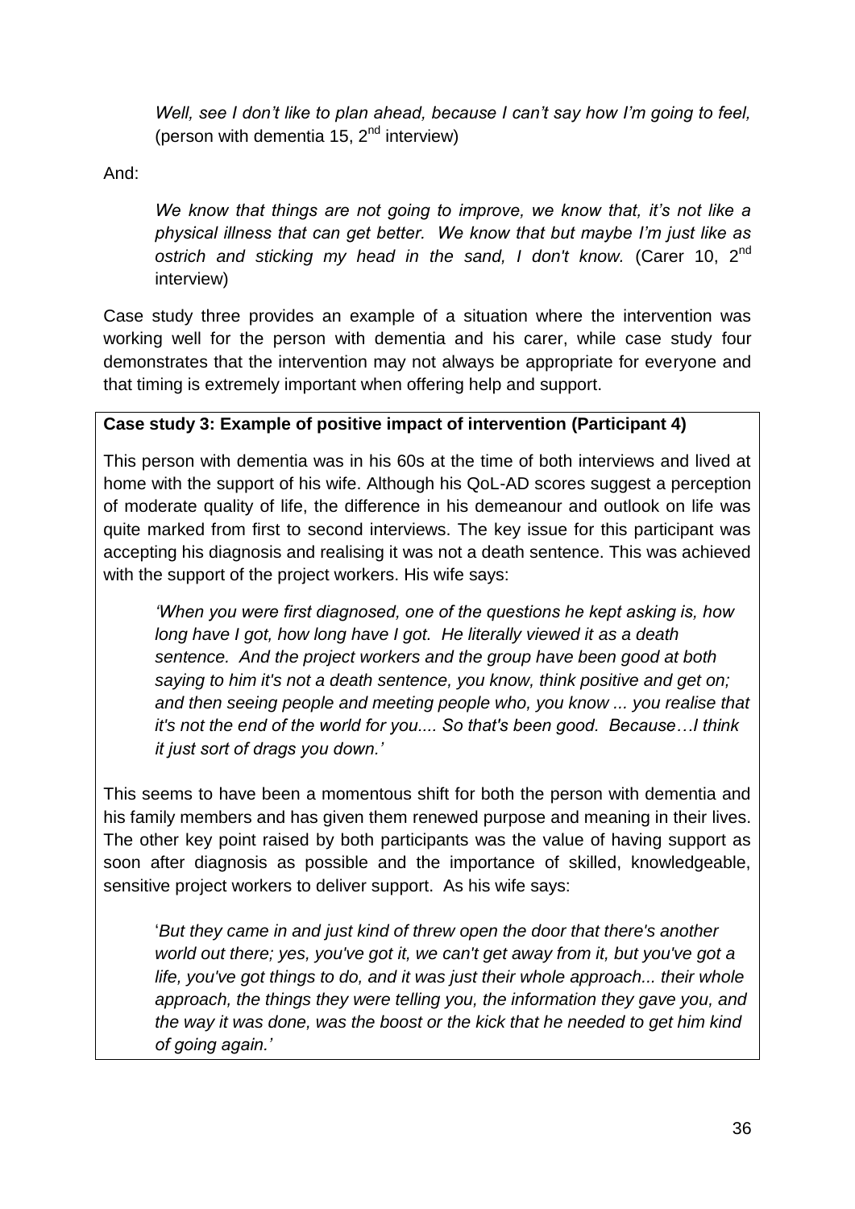> *Well, see I don't like to plan ahead, because I can't say how I'm going to feel,* (person with dementia 15, 2nd interview)

And:

> *We know that things are not going to improve, we know that, it's not like a physical illness that can get better. We know that but maybe I'm just like as ostrich and sticking my head in the sand, I don't know.* (Carer 10, 2nd interview)

Case study three provides an example of a situation where the intervention was working well for the person with dementia and his carer, while case study four demonstrates that the intervention may not always be appropriate for everyone and that timing is extremely important when offering help and support.

**Case study 3: Example of positive impact of intervention (Participant 4)**

This person with dementia was in his 60s at the time of both interviews and lived at home with the support of his wife. Although his QoL-AD scores suggest a perception of moderate quality of life, the difference in his demeanour and outlook on life was quite marked from first to second interviews. The key issue for this participant was accepting his diagnosis and realising it was not a death sentence. This was achieved with the support of the project workers. His wife says:

> *'When you were first diagnosed, one of the questions he kept asking is, how long have I got, how long have I got. He literally viewed it as a death sentence. And the project workers and the group have been good at both saying to him it's not a death sentence, you know, think positive and get on; and then seeing people and meeting people who, you know ... you realise that it's not the end of the world for you.... So that's been good. Because…I think it just sort of drags you down.'*

This seems to have been a momentous shift for both the person with dementia and his family members and has given them renewed purpose and meaning in their lives. The other key point raised by both participants was the value of having support as soon after diagnosis as possible and the importance of skilled, knowledgeable, sensitive project workers to deliver support. As his wife says:

> '*But they came in and just kind of threw open the door that there's another world out there; yes, you've got it, we can't get away from it, but you've got a life, you've got things to do, and it was just their whole approach... their whole approach, the things they were telling you, the information they gave you, and the way it was done, was the boost or the kick that he needed to get him kind of going again.'*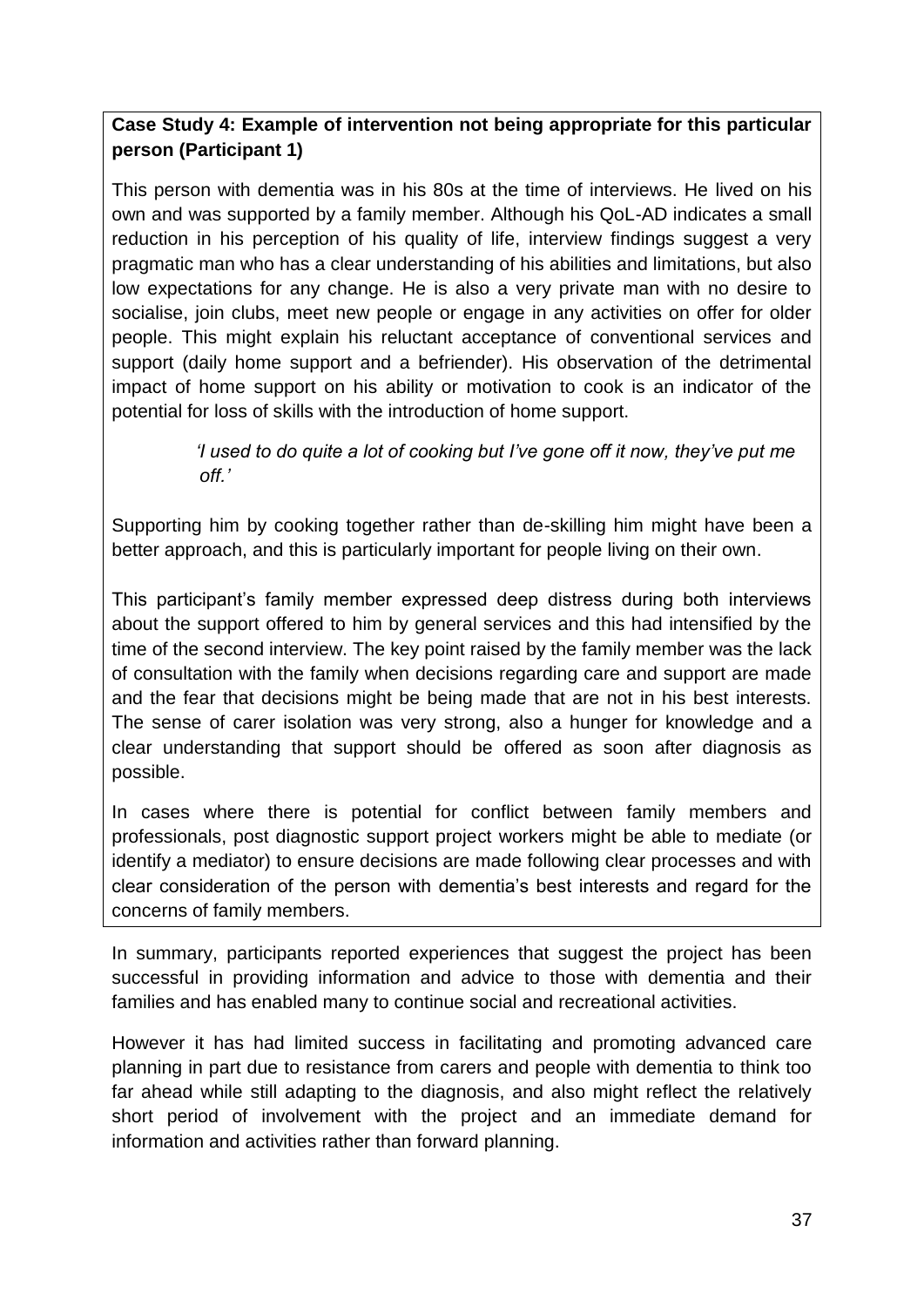**Case Study 4: Example of intervention not being appropriate for this particular person (Participant 1)**

This person with dementia was in his 80s at the time of interviews. He lived on his own and was supported by a family member. Although his QoL-AD indicates a small reduction in his perception of his quality of life, interview findings suggest a very pragmatic man who has a clear understanding of his abilities and limitations, but also low expectations for any change. He is also a very private man with no desire to socialise, join clubs, meet new people or engage in any activities on offer for older people. This might explain his reluctant acceptance of conventional services and support (daily home support and a befriender). His observation of the detrimental impact of home support on his ability or motivation to cook is an indicator of the potential for loss of skills with the introduction of home support.

> *'I used to do quite a lot of cooking but I've gone off it now, they've put me off.'*

Supporting him by cooking together rather than de-skilling him might have been a better approach, and this is particularly important for people living on their own.

This participant's family member expressed deep distress during both interviews about the support offered to him by general services and this had intensified by the time of the second interview. The key point raised by the family member was the lack of consultation with the family when decisions regarding care and support are made and the fear that decisions might be being made that are not in his best interests. The sense of carer isolation was very strong, also a hunger for knowledge and a clear understanding that support should be offered as soon after diagnosis as possible.

In cases where there is potential for conflict between family members and professionals, post diagnostic support project workers might be able to mediate (or identify a mediator) to ensure decisions are made following clear processes and with clear consideration of the person with dementia's best interests and regard for the concerns of family members.

In summary, participants reported experiences that suggest the project has been successful in providing information and advice to those with dementia and their families and has enabled many to continue social and recreational activities.

However it has had limited success in facilitating and promoting advanced care planning in part due to resistance from carers and people with dementia to think too far ahead while still adapting to the diagnosis, and also might reflect the relatively short period of involvement with the project and an immediate demand for information and activities rather than forward planning.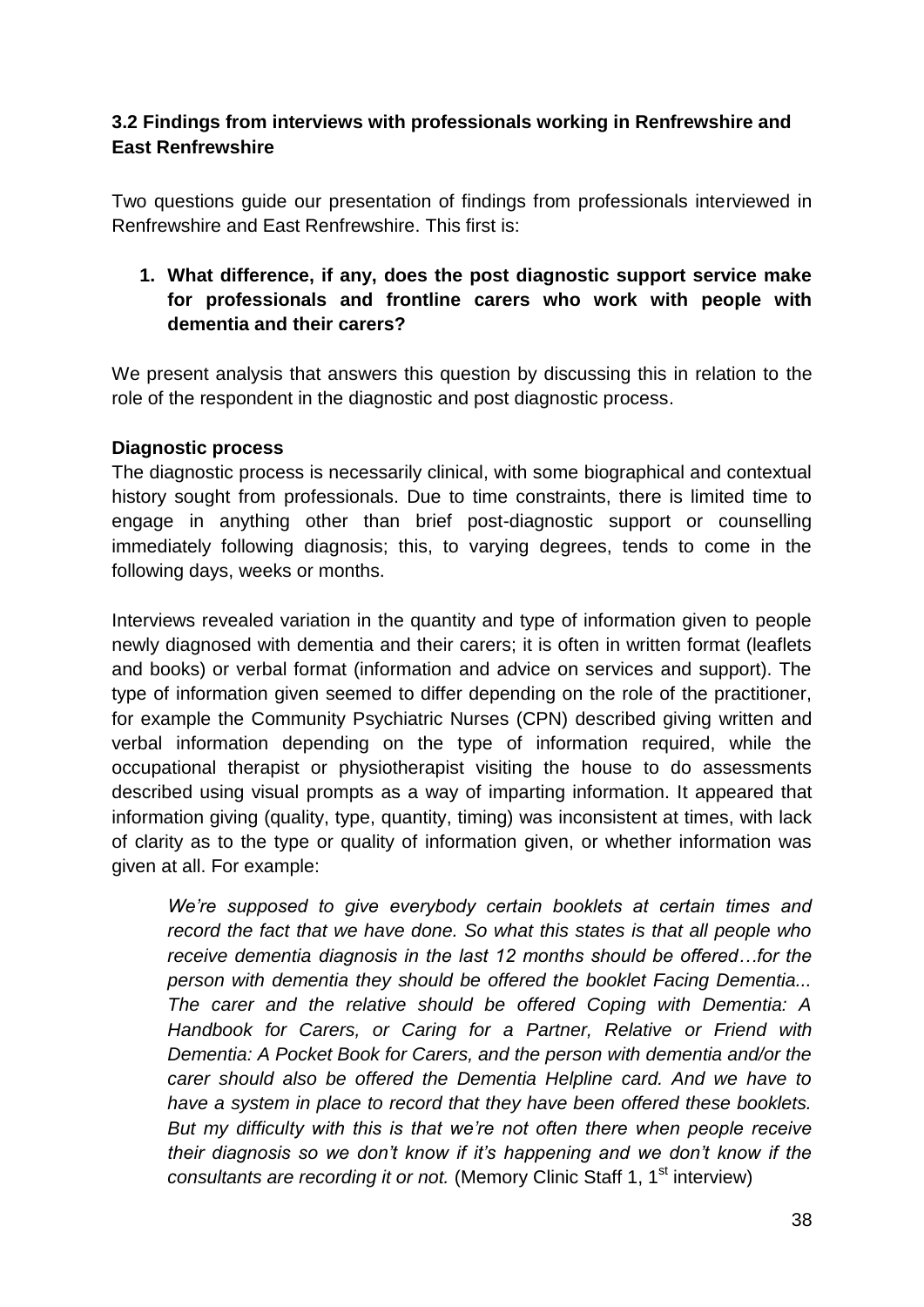### 3.2 Findings from interviews with professionals working in Renfrewshire and East Renfrewshire

Two questions guide our presentation of findings from professionals interviewed in Renfrewshire and East Renfrewshire. This first is:

1. **What difference, if any, does the post diagnostic support service make for professionals and frontline carers who work with people with dementia and their carers?**

We present analysis that answers this question by discussing this in relation to the role of the respondent in the diagnostic and post diagnostic process.

**Diagnostic process**

The diagnostic process is necessarily clinical, with some biographical and contextual history sought from professionals. Due to time constraints, there is limited time to engage in anything other than brief post-diagnostic support or counselling immediately following diagnosis; this, to varying degrees, tends to come in the following days, weeks or months.

Interviews revealed variation in the quantity and type of information given to people newly diagnosed with dementia and their carers; it is often in written format (leaflets and books) or verbal format (information and advice on services and support). The type of information given seemed to differ depending on the role of the practitioner, for example the Community Psychiatric Nurses (CPN) described giving written and verbal information depending on the type of information required, while the occupational therapist or physiotherapist visiting the house to do assessments described using visual prompts as a way of imparting information. It appeared that information giving (quality, type, quantity, timing) was inconsistent at times, with lack of clarity as to the type or quality of information given, or whether information was given at all. For example:

> *We're supposed to give everybody certain booklets at certain times and record the fact that we have done. So what this states is that all people who receive dementia diagnosis in the last 12 months should be offered…for the person with dementia they should be offered the booklet Facing Dementia... The carer and the relative should be offered Coping with Dementia: A Handbook for Carers, or Caring for a Partner, Relative or Friend with Dementia: A Pocket Book for Carers, and the person with dementia and/or the carer should also be offered the Dementia Helpline card. And we have to have a system in place to record that they have been offered these booklets. But my difficulty with this is that we're not often there when people receive their diagnosis so we don't know if it's happening and we don't know if the consultants are recording it or not.* (Memory Clinic Staff 1, 1st interview)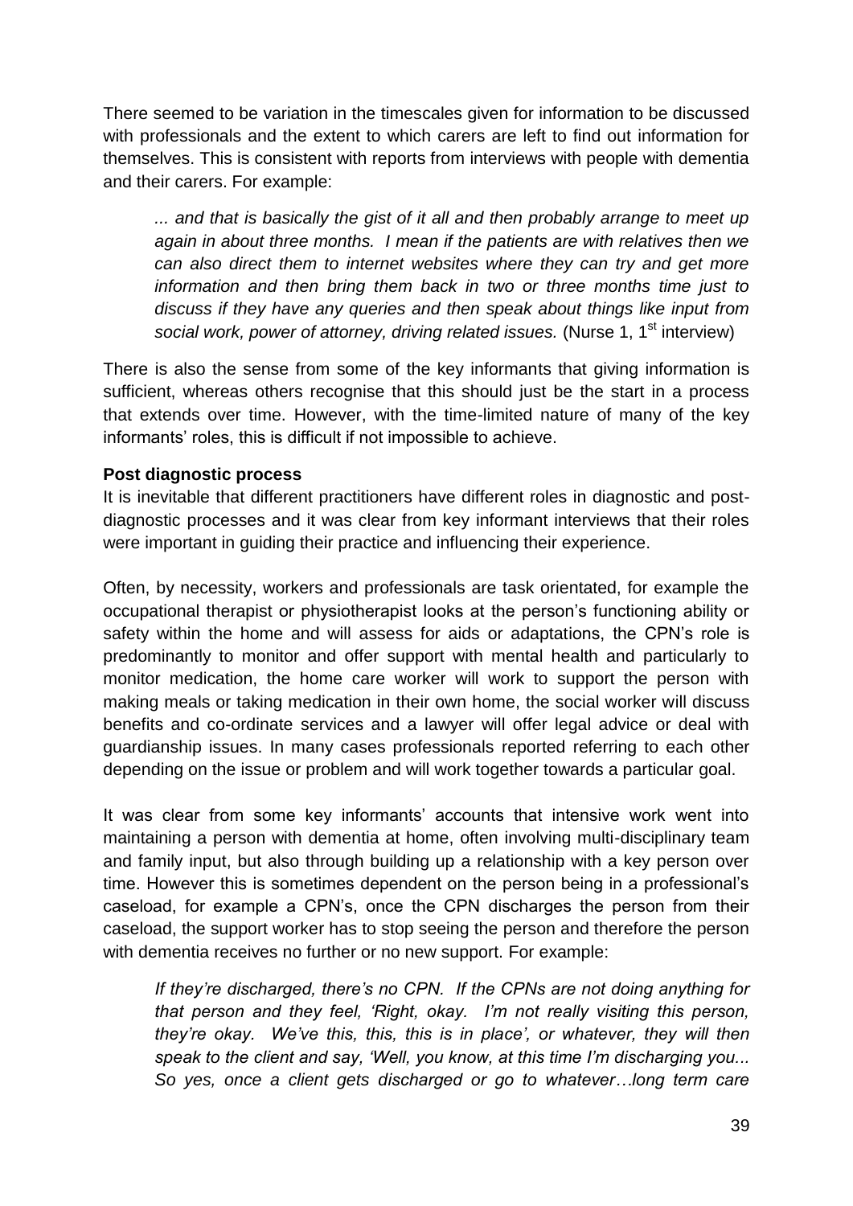There seemed to be variation in the timescales given for information to be discussed with professionals and the extent to which carers are left to find out information for themselves. This is consistent with reports from interviews with people with dementia and their carers. For example:

> *... and that is basically the gist of it all and then probably arrange to meet up again in about three months. I mean if the patients are with relatives then we can also direct them to internet websites where they can try and get more information and then bring them back in two or three months time just to discuss if they have any queries and then speak about things like input from social work, power of attorney, driving related issues.* (Nurse 1, 1st interview)

There is also the sense from some of the key informants that giving information is sufficient, whereas others recognise that this should just be the start in a process that extends over time. However, with the time-limited nature of many of the key informants' roles, this is difficult if not impossible to achieve.

**Post diagnostic process**

It is inevitable that different practitioners have different roles in diagnostic and post-diagnostic processes and it was clear from key informant interviews that their roles were important in guiding their practice and influencing their experience.

Often, by necessity, workers and professionals are task orientated, for example the occupational therapist or physiotherapist looks at the person's functioning ability or safety within the home and will assess for aids or adaptations, the CPN's role is predominantly to monitor and offer support with mental health and particularly to monitor medication, the home care worker will work to support the person with making meals or taking medication in their own home, the social worker will discuss benefits and co-ordinate services and a lawyer will offer legal advice or deal with guardianship issues. In many cases professionals reported referring to each other depending on the issue or problem and will work together towards a particular goal.

It was clear from some key informants' accounts that intensive work went into maintaining a person with dementia at home, often involving multi-disciplinary team and family input, but also through building up a relationship with a key person over time. However this is sometimes dependent on the person being in a professional's caseload, for example a CPN's, once the CPN discharges the person from their caseload, the support worker has to stop seeing the person and therefore the person with dementia receives no further or no new support. For example:

> *If they're discharged, there's no CPN. If the CPNs are not doing anything for that person and they feel, 'Right, okay. I'm not really visiting this person, they're okay. We've this, this, this is in place', or whatever, they will then speak to the client and say, 'Well, you know, at this time I'm discharging you... So yes, once a client gets discharged or go to whatever…long term care*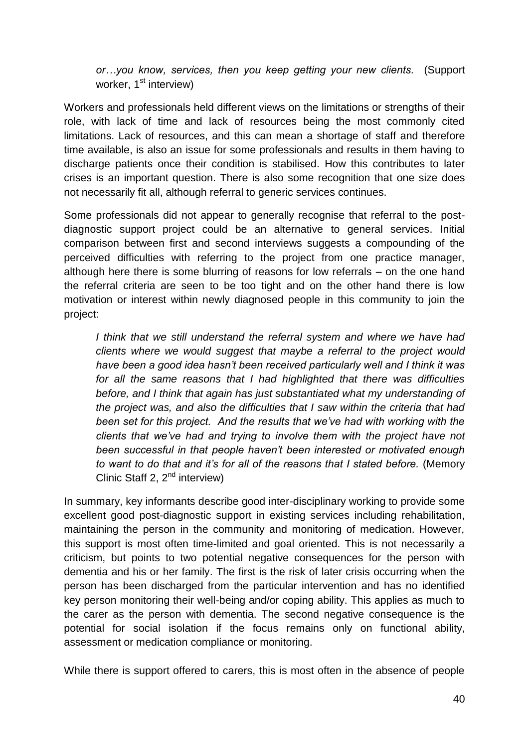*or…you know, services, then you keep getting your new clients.* (Support worker, 1st interview)

Workers and professionals held different views on the limitations or strengths of their role, with lack of time and lack of resources being the most commonly cited limitations. Lack of resources, and this can mean a shortage of staff and therefore time available, is also an issue for some professionals and results in them having to discharge patients once their condition is stabilised. How this contributes to later crises is an important question. There is also some recognition that one size does not necessarily fit all, although referral to generic services continues.

Some professionals did not appear to generally recognise that referral to the post-diagnostic support project could be an alternative to general services. Initial comparison between first and second interviews suggests a compounding of the perceived difficulties with referring to the project from one practice manager, although here there is some blurring of reasons for low referrals – on the one hand the referral criteria are seen to be too tight and on the other hand there is low motivation or interest within newly diagnosed people in this community to join the project:

> *I think that we still understand the referral system and where we have had clients where we would suggest that maybe a referral to the project would have been a good idea hasn't been received particularly well and I think it was for all the same reasons that I had highlighted that there was difficulties before, and I think that again has just substantiated what my understanding of the project was, and also the difficulties that I saw within the criteria that had been set for this project. And the results that we've had with working with the clients that we've had and trying to involve them with the project have not been successful in that people haven't been interested or motivated enough to want to do that and it's for all of the reasons that I stated before.* (Memory Clinic Staff 2, 2nd interview)

In summary, key informants describe good inter-disciplinary working to provide some excellent good post-diagnostic support in existing services including rehabilitation, maintaining the person in the community and monitoring of medication. However, this support is most often time-limited and goal oriented. This is not necessarily a criticism, but points to two potential negative consequences for the person with dementia and his or her family. The first is the risk of later crisis occurring when the person has been discharged from the particular intervention and has no identified key person monitoring their well-being and/or coping ability. This applies as much to the carer as the person with dementia. The second negative consequence is the potential for social isolation if the focus remains only on functional ability, assessment or medication compliance or monitoring.

While there is support offered to carers, this is most often in the absence of people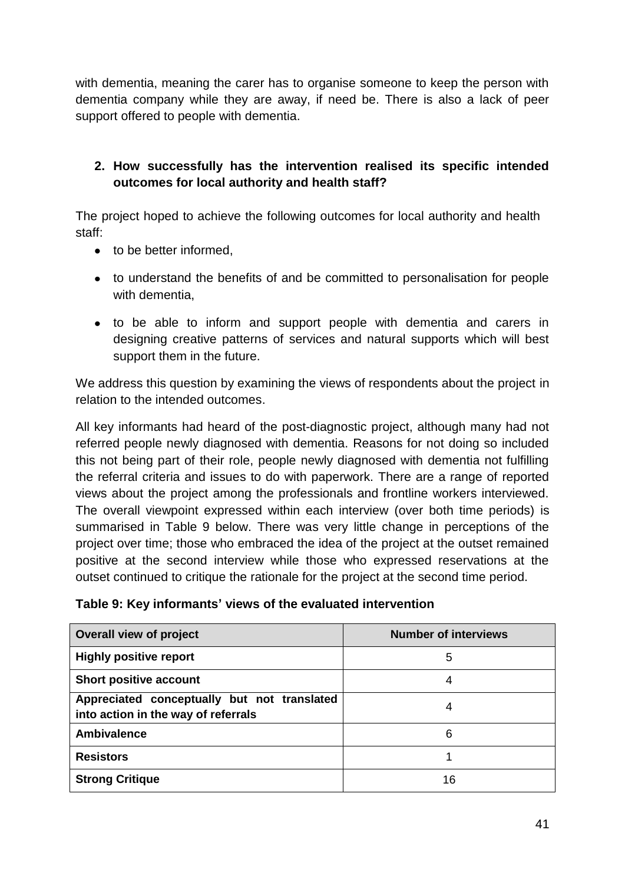with dementia, meaning the carer has to organise someone to keep the person with dementia company while they are away, if need be. There is also a lack of peer support offered to people with dementia.

### 2. How successfully has the intervention realised its specific intended outcomes for local authority and health staff?

The project hoped to achieve the following outcomes for local authority and health staff:

- to be better informed,
- to understand the benefits of and be committed to personalisation for people with dementia,
- to be able to inform and support people with dementia and carers in designing creative patterns of services and natural supports which will best support them in the future.

We address this question by examining the views of respondents about the project in relation to the intended outcomes.

All key informants had heard of the post-diagnostic project, although many had not referred people newly diagnosed with dementia. Reasons for not doing so included this not being part of their role, people newly diagnosed with dementia not fulfilling the referral criteria and issues to do with paperwork. There are a range of reported views about the project among the professionals and frontline workers interviewed. The overall viewpoint expressed within each interview (over both time periods) is summarised in Table 9 below. There was very little change in perceptions of the project over time; those who embraced the idea of the project at the outset remained positive at the second interview while those who expressed reservations at the outset continued to critique the rationale for the project at the second time period.

**Table 9: Key informants' views of the evaluated intervention**

| Overall view of project | Number of interviews |
|---|---|
| **Highly positive report** | 5 |
| **Short positive account** | 4 |
| **Appreciated conceptually but not translated into action in the way of referrals** | 4 |
| **Ambivalence** | 6 |
| **Resistors** | 1 |
| **Strong Critique** | 16 |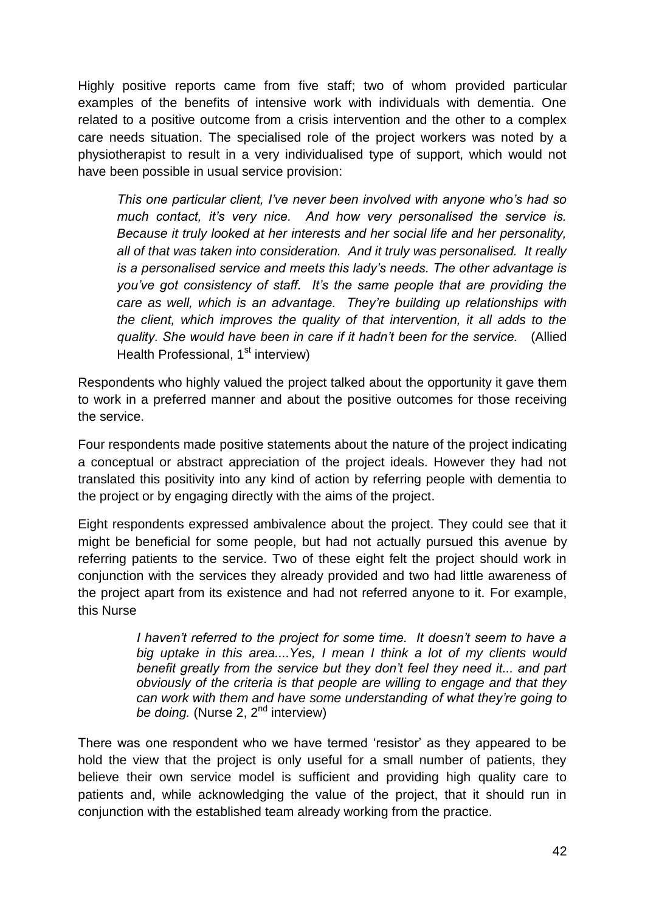Highly positive reports came from five staff; two of whom provided particular examples of the benefits of intensive work with individuals with dementia. One related to a positive outcome from a crisis intervention and the other to a complex care needs situation. The specialised role of the project workers was noted by a physiotherapist to result in a very individualised type of support, which would not have been possible in usual service provision:

> *This one particular client, I've never been involved with anyone who's had so much contact, it's very nice. And how very personalised the service is. Because it truly looked at her interests and her social life and her personality, all of that was taken into consideration. And it truly was personalised. It really is a personalised service and meets this lady's needs. The other advantage is you've got consistency of staff. It's the same people that are providing the care as well, which is an advantage. They're building up relationships with the client, which improves the quality of that intervention, it all adds to the quality. She would have been in care if it hadn't been for the service.* (Allied Health Professional, 1st interview)

Respondents who highly valued the project talked about the opportunity it gave them to work in a preferred manner and about the positive outcomes for those receiving the service.

Four respondents made positive statements about the nature of the project indicating a conceptual or abstract appreciation of the project ideals. However they had not translated this positivity into any kind of action by referring people with dementia to the project or by engaging directly with the aims of the project.

Eight respondents expressed ambivalence about the project. They could see that it might be beneficial for some people, but had not actually pursued this avenue by referring patients to the service. Two of these eight felt the project should work in conjunction with the services they already provided and two had little awareness of the project apart from its existence and had not referred anyone to it. For example, this Nurse

> *I haven't referred to the project for some time. It doesn't seem to have a big uptake in this area....Yes, I mean I think a lot of my clients would benefit greatly from the service but they don't feel they need it... and part obviously of the criteria is that people are willing to engage and that they can work with them and have some understanding of what they're going to be doing.* (Nurse 2, 2nd interview)

There was one respondent who we have termed 'resistor' as they appeared to be hold the view that the project is only useful for a small number of patients, they believe their own service model is sufficient and providing high quality care to patients and, while acknowledging the value of the project, that it should run in conjunction with the established team already working from the practice.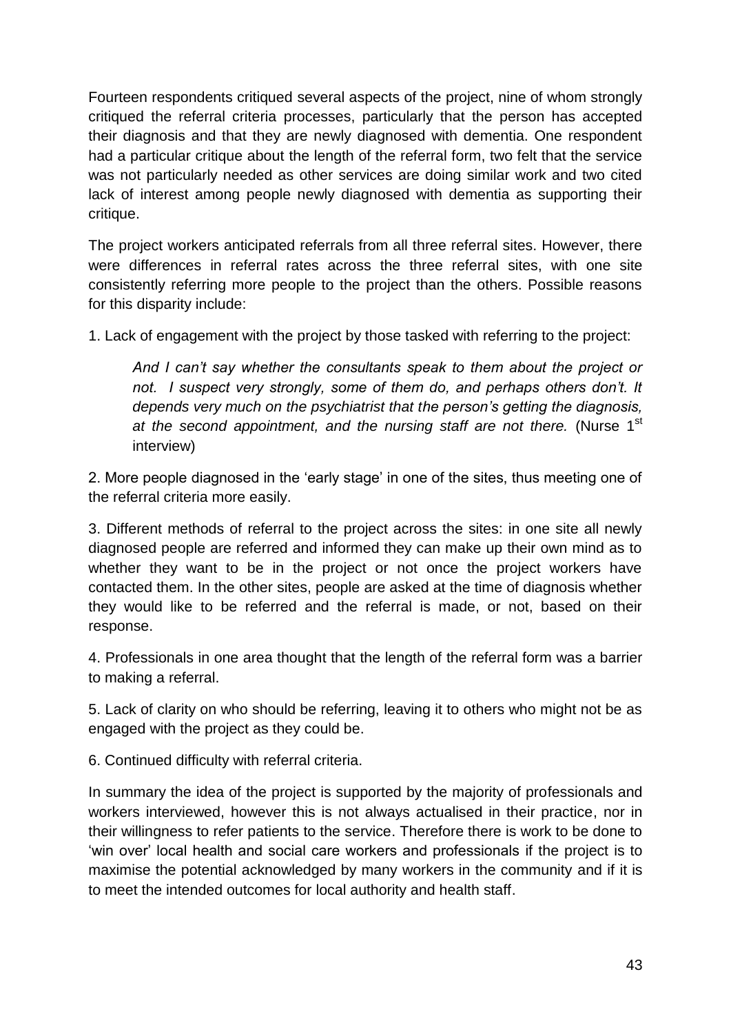Fourteen respondents critiqued several aspects of the project, nine of whom strongly critiqued the referral criteria processes, particularly that the person has accepted their diagnosis and that they are newly diagnosed with dementia. One respondent had a particular critique about the length of the referral form, two felt that the service was not particularly needed as other services are doing similar work and two cited lack of interest among people newly diagnosed with dementia as supporting their critique.

The project workers anticipated referrals from all three referral sites. However, there were differences in referral rates across the three referral sites, with one site consistently referring more people to the project than the others. Possible reasons for this disparity include:

1. Lack of engagement with the project by those tasked with referring to the project:

> *And I can't say whether the consultants speak to them about the project or not. I suspect very strongly, some of them do, and perhaps others don't. It depends very much on the psychiatrist that the person's getting the diagnosis, at the second appointment, and the nursing staff are not there.* (Nurse 1st interview)

2. More people diagnosed in the 'early stage' in one of the sites, thus meeting one of the referral criteria more easily.

3. Different methods of referral to the project across the sites: in one site all newly diagnosed people are referred and informed they can make up their own mind as to whether they want to be in the project or not once the project workers have contacted them. In the other sites, people are asked at the time of diagnosis whether they would like to be referred and the referral is made, or not, based on their response.

4. Professionals in one area thought that the length of the referral form was a barrier to making a referral.

5. Lack of clarity on who should be referring, leaving it to others who might not be as engaged with the project as they could be.

6. Continued difficulty with referral criteria.

In summary the idea of the project is supported by the majority of professionals and workers interviewed, however this is not always actualised in their practice, nor in their willingness to refer patients to the service. Therefore there is work to be done to 'win over' local health and social care workers and professionals if the project is to maximise the potential acknowledged by many workers in the community and if it is to meet the intended outcomes for local authority and health staff.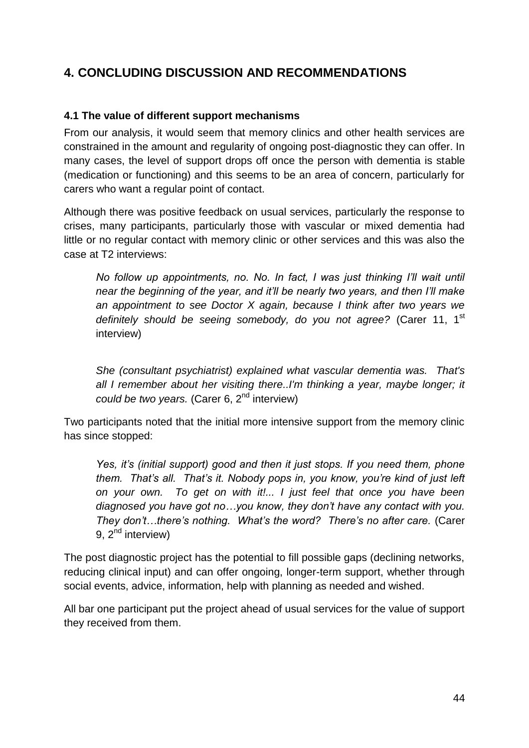# 4. CONCLUDING DISCUSSION AND RECOMMENDATIONS

### 4.1 The value of different support mechanisms

From our analysis, it would seem that memory clinics and other health services are constrained in the amount and regularity of ongoing post-diagnostic they can offer. In many cases, the level of support drops off once the person with dementia is stable (medication or functioning) and this seems to be an area of concern, particularly for carers who want a regular point of contact.

Although there was positive feedback on usual services, particularly the response to crises, many participants, particularly those with vascular or mixed dementia had little or no regular contact with memory clinic or other services and this was also the case at T2 interviews:

> *No follow up appointments, no. No. In fact, I was just thinking I'll wait until near the beginning of the year, and it'll be nearly two years, and then I'll make an appointment to see Doctor X again, because I think after two years we definitely should be seeing somebody, do you not agree?* (Carer 11, 1st interview)

> *She (consultant psychiatrist) explained what vascular dementia was. That's all I remember about her visiting there..I'm thinking a year, maybe longer; it could be two years.* (Carer 6, 2nd interview)

Two participants noted that the initial more intensive support from the memory clinic has since stopped:

> *Yes, it's (initial support) good and then it just stops. If you need them, phone them. That's all. That's it. Nobody pops in, you know, you're kind of just left on your own. To get on with it!... I just feel that once you have been diagnosed you have got no…you know, they don't have any contact with you. They don't…there's nothing. What's the word? There's no after care.* (Carer 9, 2nd interview)

The post diagnostic project has the potential to fill possible gaps (declining networks, reducing clinical input) and can offer ongoing, longer-term support, whether through social events, advice, information, help with planning as needed and wished.

All bar one participant put the project ahead of usual services for the value of support they received from them.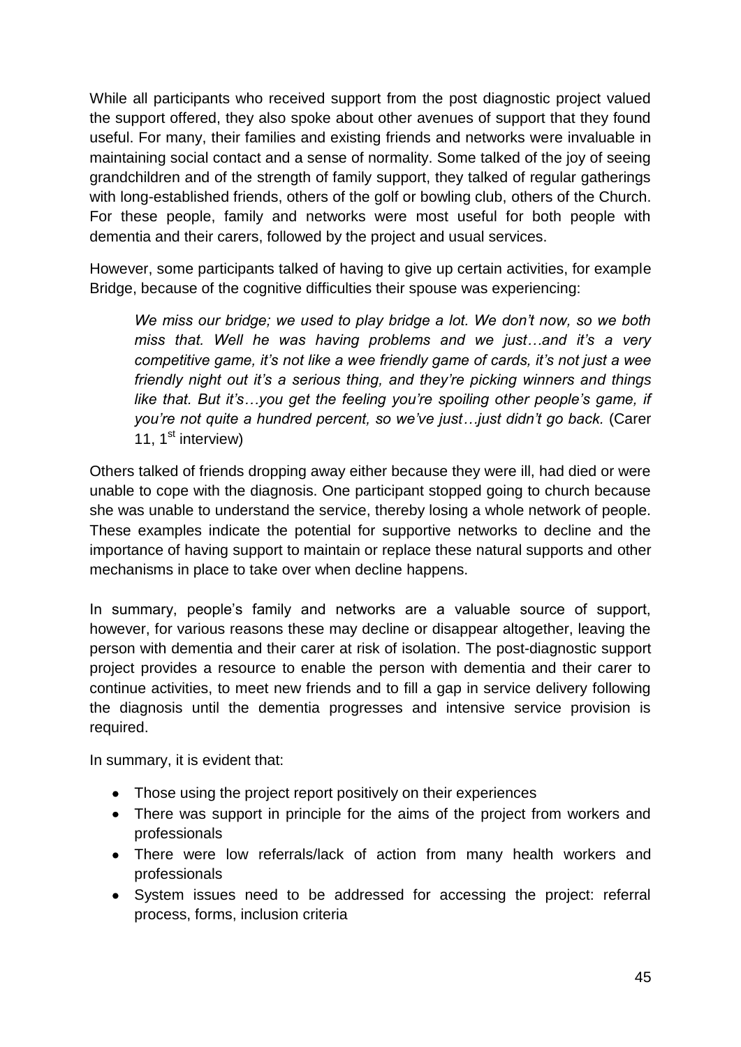While all participants who received support from the post diagnostic project valued the support offered, they also spoke about other avenues of support that they found useful. For many, their families and existing friends and networks were invaluable in maintaining social contact and a sense of normality. Some talked of the joy of seeing grandchildren and of the strength of family support, they talked of regular gatherings with long-established friends, others of the golf or bowling club, others of the Church. For these people, family and networks were most useful for both people with dementia and their carers, followed by the project and usual services.

However, some participants talked of having to give up certain activities, for example Bridge, because of the cognitive difficulties their spouse was experiencing:

> *We miss our bridge; we used to play bridge a lot. We don't now, so we both miss that. Well he was having problems and we just…and it's a very competitive game, it's not like a wee friendly game of cards, it's not just a wee friendly night out it's a serious thing, and they're picking winners and things like that. But it's…you get the feeling you're spoiling other people's game, if you're not quite a hundred percent, so we've just…just didn't go back.* (Carer 11, 1st interview)

Others talked of friends dropping away either because they were ill, had died or were unable to cope with the diagnosis. One participant stopped going to church because she was unable to understand the service, thereby losing a whole network of people. These examples indicate the potential for supportive networks to decline and the importance of having support to maintain or replace these natural supports and other mechanisms in place to take over when decline happens.

In summary, people's family and networks are a valuable source of support, however, for various reasons these may decline or disappear altogether, leaving the person with dementia and their carer at risk of isolation. The post-diagnostic support project provides a resource to enable the person with dementia and their carer to continue activities, to meet new friends and to fill a gap in service delivery following the diagnosis until the dementia progresses and intensive service provision is required.

In summary, it is evident that:

- Those using the project report positively on their experiences
- There was support in principle for the aims of the project from workers and professionals
- There were low referrals/lack of action from many health workers and professionals
- System issues need to be addressed for accessing the project: referral process, forms, inclusion criteria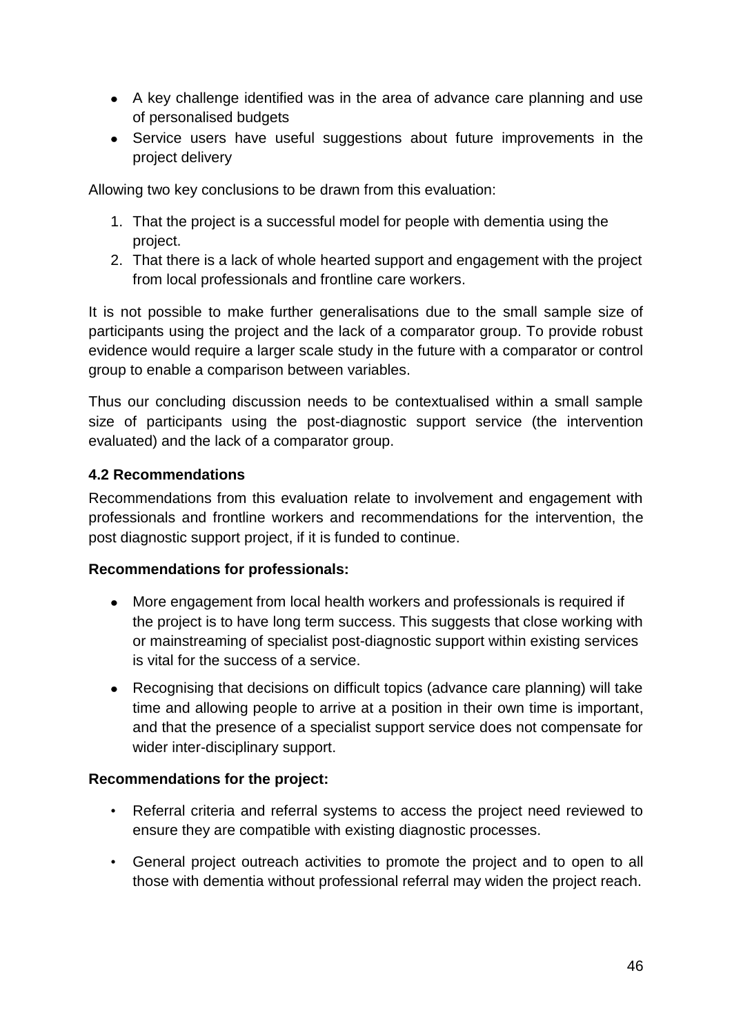- A key challenge identified was in the area of advance care planning and use of personalised budgets
- Service users have useful suggestions about future improvements in the project delivery

Allowing two key conclusions to be drawn from this evaluation:

1. That the project is a successful model for people with dementia using the project.
2. That there is a lack of whole hearted support and engagement with the project from local professionals and frontline care workers.

It is not possible to make further generalisations due to the small sample size of participants using the project and the lack of a comparator group. To provide robust evidence would require a larger scale study in the future with a comparator or control group to enable a comparison between variables.

Thus our concluding discussion needs to be contextualised within a small sample size of participants using the post-diagnostic support service (the intervention evaluated) and the lack of a comparator group.

### 4.2 Recommendations

Recommendations from this evaluation relate to involvement and engagement with professionals and frontline workers and recommendations for the intervention, the post diagnostic support project, if it is funded to continue.

**Recommendations for professionals:**

- More engagement from local health workers and professionals is required if the project is to have long term success. This suggests that close working with or mainstreaming of specialist post-diagnostic support within existing services is vital for the success of a service.
- Recognising that decisions on difficult topics (advance care planning) will take time and allowing people to arrive at a position in their own time is important, and that the presence of a specialist support service does not compensate for wider inter-disciplinary support.

**Recommendations for the project:**

- Referral criteria and referral systems to access the project need reviewed to ensure they are compatible with existing diagnostic processes.
- General project outreach activities to promote the project and to open to all those with dementia without professional referral may widen the project reach.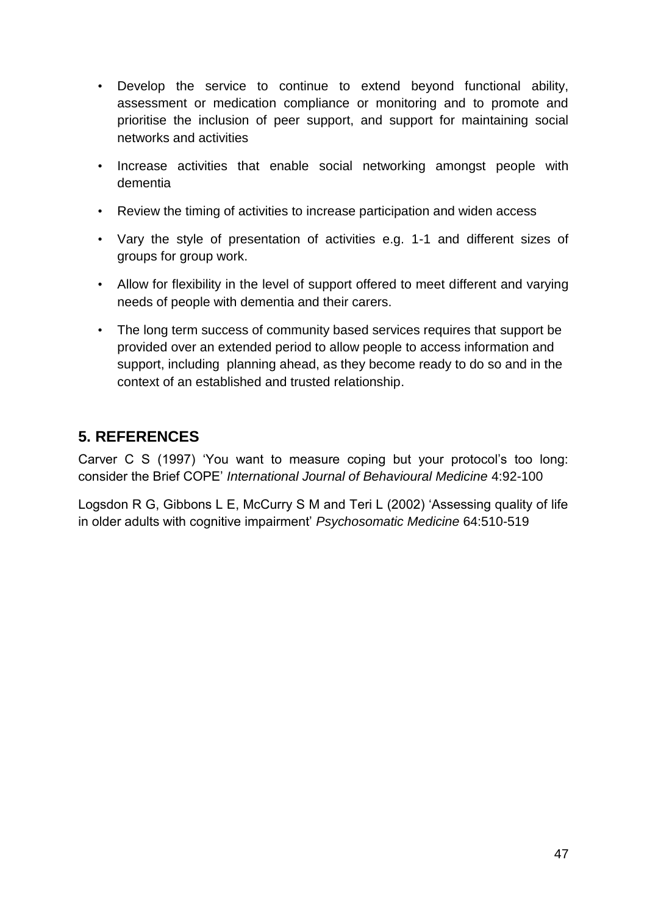- Develop the service to continue to extend beyond functional ability, assessment or medication compliance or monitoring and to promote and prioritise the inclusion of peer support, and support for maintaining social networks and activities
- Increase activities that enable social networking amongst people with dementia
- Review the timing of activities to increase participation and widen access
- Vary the style of presentation of activities e.g. 1-1 and different sizes of groups for group work.
- Allow for flexibility in the level of support offered to meet different and varying needs of people with dementia and their carers.
- The long term success of community based services requires that support be provided over an extended period to allow people to access information and support, including planning ahead, as they become ready to do so and in the context of an established and trusted relationship.

## 5. REFERENCES

Carver C S (1997) 'You want to measure coping but your protocol's too long: consider the Brief COPE' *International Journal of Behavioural Medicine* 4:92-100

Logsdon R G, Gibbons L E, McCurry S M and Teri L (2002) 'Assessing quality of life in older adults with cognitive impairment' *Psychosomatic Medicine* 64:510-519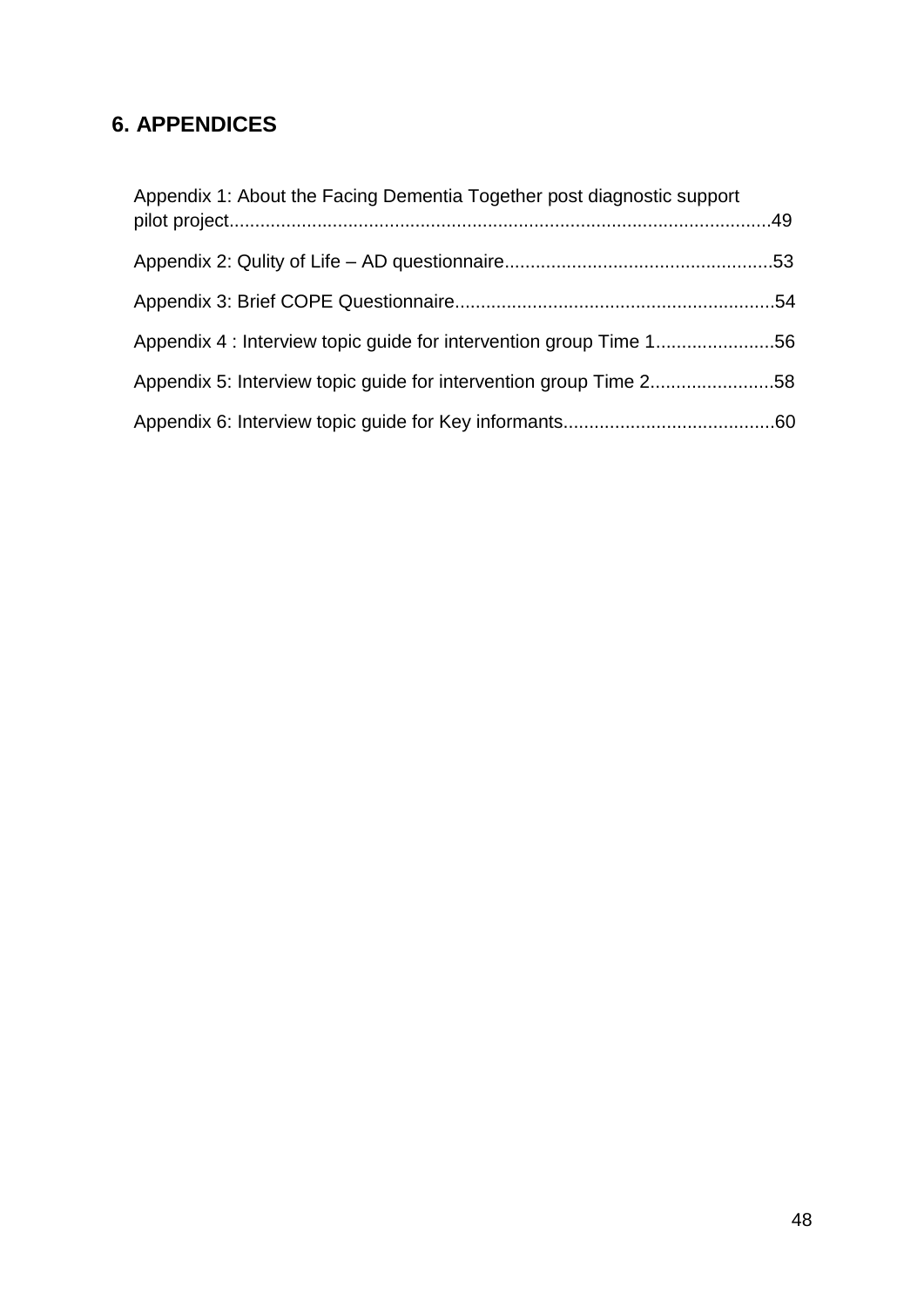# 6. APPENDICES

Appendix 1: About the Facing Dementia Together post diagnostic support pilot project........................................................................................................49

Appendix 2: Qulity of Life – AD questionnaire...................................................53

Appendix 3: Brief COPE Questionnaire.............................................................54

Appendix 4 : Interview topic guide for intervention group Time 1.......................56

Appendix 5: Interview topic guide for intervention group Time 2........................58

Appendix 6: Interview topic guide for Key informants.........................................60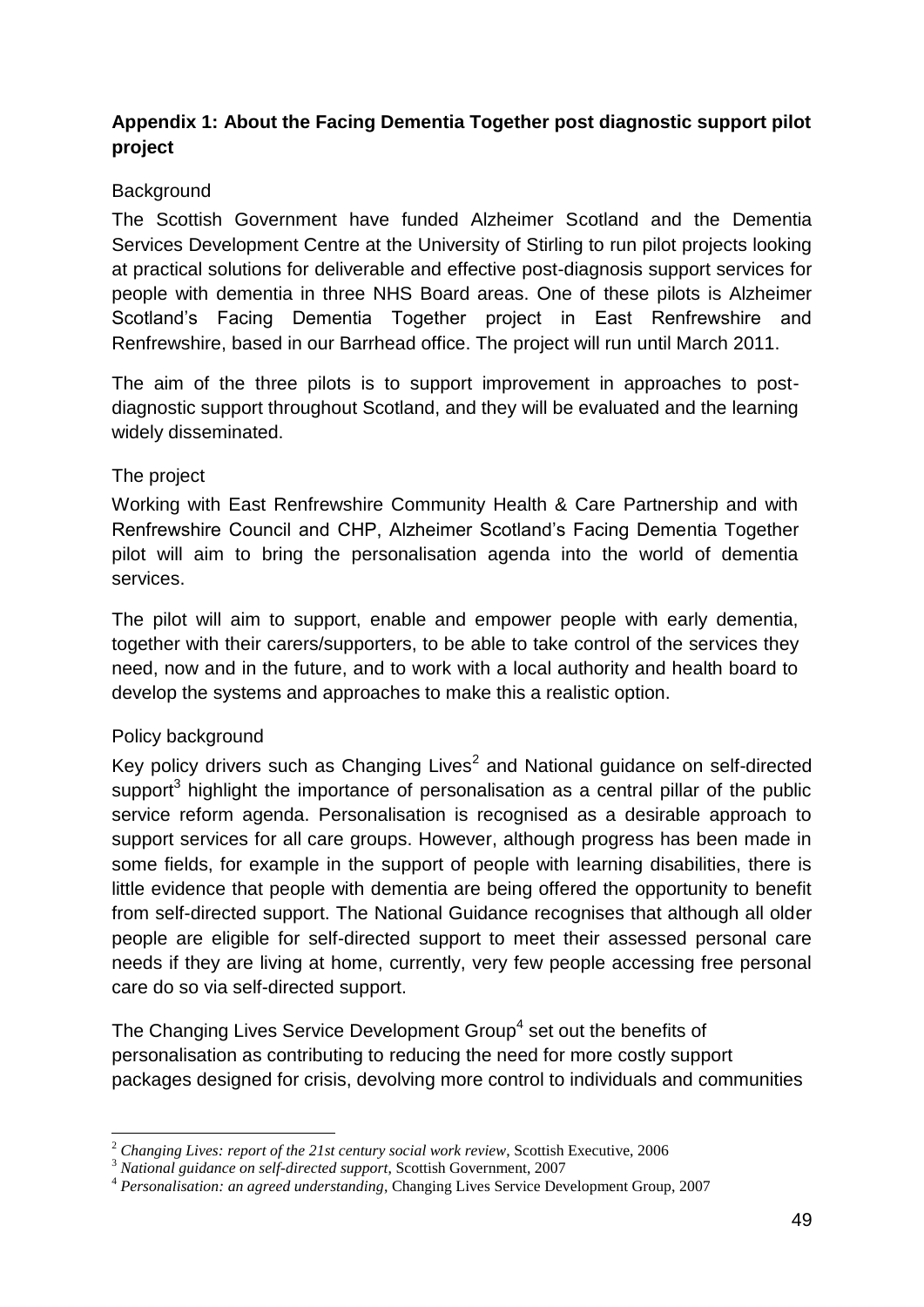## Appendix 1: About the Facing Dementia Together post diagnostic support pilot project

### Background

The Scottish Government have funded Alzheimer Scotland and the Dementia Services Development Centre at the University of Stirling to run pilot projects looking at practical solutions for deliverable and effective post-diagnosis support services for people with dementia in three NHS Board areas. One of these pilots is Alzheimer Scotland's Facing Dementia Together project in East Renfrewshire and Renfrewshire, based in our Barrhead office. The project will run until March 2011.

The aim of the three pilots is to support improvement in approaches to post-diagnostic support throughout Scotland, and they will be evaluated and the learning widely disseminated.

### The project

Working with East Renfrewshire Community Health & Care Partnership and with Renfrewshire Council and CHP, Alzheimer Scotland's Facing Dementia Together pilot will aim to bring the personalisation agenda into the world of dementia services.

The pilot will aim to support, enable and empower people with early dementia, together with their carers/supporters, to be able to take control of the services they need, now and in the future, and to work with a local authority and health board to develop the systems and approaches to make this a realistic option.

### Policy background

Key policy drivers such as Changing Lives[2] and National guidance on self-directed support[3] highlight the importance of personalisation as a central pillar of the public service reform agenda. Personalisation is recognised as a desirable approach to support services for all care groups. However, although progress has been made in some fields, for example in the support of people with learning disabilities, there is little evidence that people with dementia are being offered the opportunity to benefit from self-directed support. The National Guidance recognises that although all older people are eligible for self-directed support to meet their assessed personal care needs if they are living at home, currently, very few people accessing free personal care do so via self-directed support.

The Changing Lives Service Development Group[4] set out the benefits of personalisation as contributing to reducing the need for more costly support packages designed for crisis, devolving more control to individuals and communities

---

[2] *Changing Lives: report of the 21st century social work review*, Scottish Executive, 2006

[3] *National guidance on self-directed support*, Scottish Government, 2007

[4] *Personalisation: an agreed understanding*, Changing Lives Service Development Group, 2007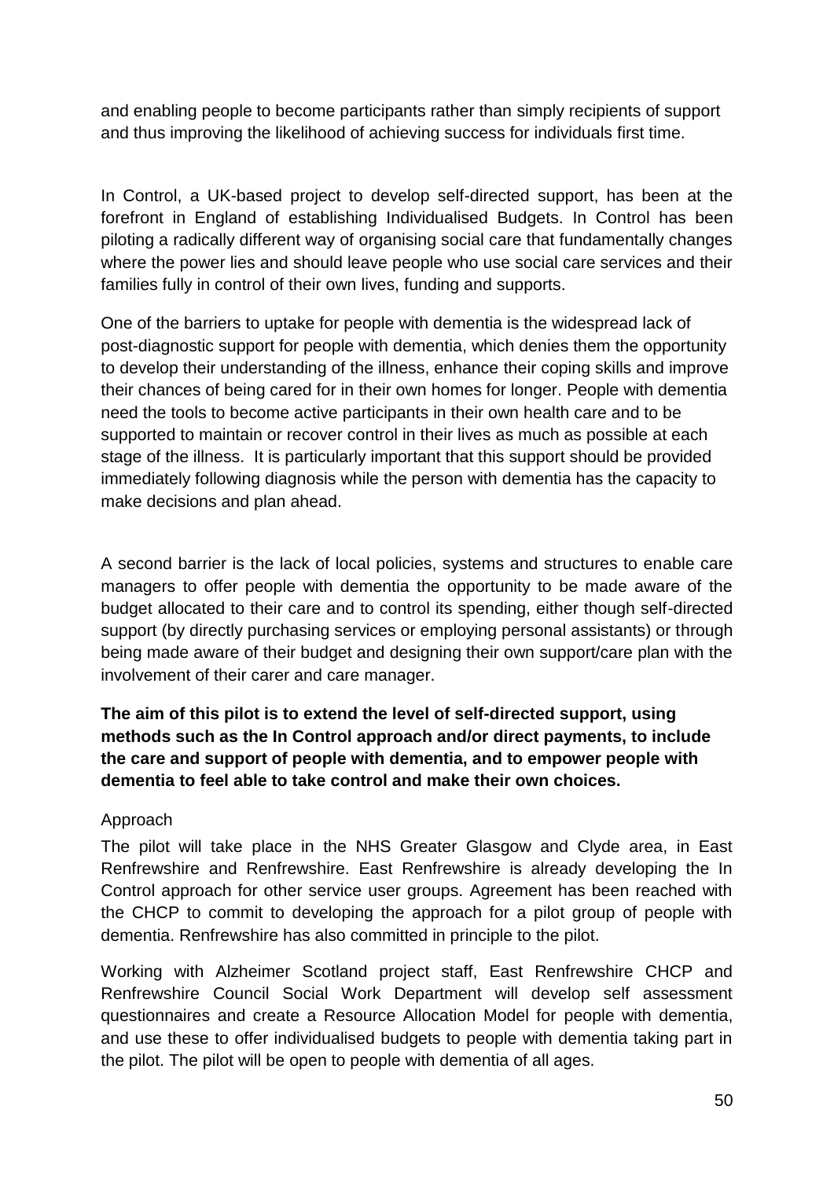and enabling people to become participants rather than simply recipients of support and thus improving the likelihood of achieving success for individuals first time.

In Control, a UK-based project to develop self-directed support, has been at the forefront in England of establishing Individualised Budgets. In Control has been piloting a radically different way of organising social care that fundamentally changes where the power lies and should leave people who use social care services and their families fully in control of their own lives, funding and supports.

One of the barriers to uptake for people with dementia is the widespread lack of post-diagnostic support for people with dementia, which denies them the opportunity to develop their understanding of the illness, enhance their coping skills and improve their chances of being cared for in their own homes for longer. People with dementia need the tools to become active participants in their own health care and to be supported to maintain or recover control in their lives as much as possible at each stage of the illness. It is particularly important that this support should be provided immediately following diagnosis while the person with dementia has the capacity to make decisions and plan ahead.

A second barrier is the lack of local policies, systems and structures to enable care managers to offer people with dementia the opportunity to be made aware of the budget allocated to their care and to control its spending, either though self-directed support (by directly purchasing services or employing personal assistants) or through being made aware of their budget and designing their own support/care plan with the involvement of their carer and care manager.

**The aim of this pilot is to extend the level of self-directed support, using methods such as the In Control approach and/or direct payments, to include the care and support of people with dementia, and to empower people with dementia to feel able to take control and make their own choices.**

Approach

The pilot will take place in the NHS Greater Glasgow and Clyde area, in East Renfrewshire and Renfrewshire. East Renfrewshire is already developing the In Control approach for other service user groups. Agreement has been reached with the CHCP to commit to developing the approach for a pilot group of people with dementia. Renfrewshire has also committed in principle to the pilot.

Working with Alzheimer Scotland project staff, East Renfrewshire CHCP and Renfrewshire Council Social Work Department will develop self assessment questionnaires and create a Resource Allocation Model for people with dementia, and use these to offer individualised budgets to people with dementia taking part in the pilot. The pilot will be open to people with dementia of all ages.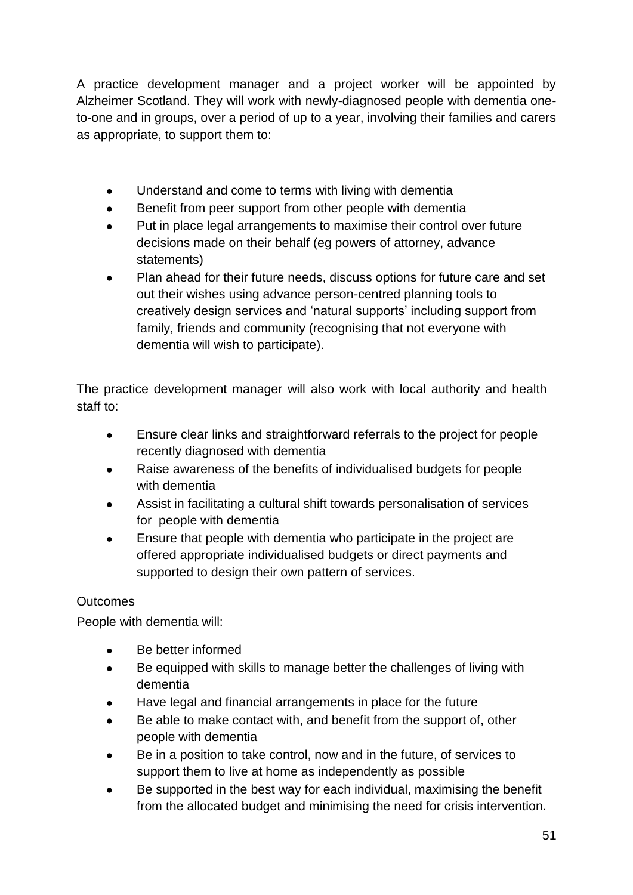A practice development manager and a project worker will be appointed by Alzheimer Scotland. They will work with newly-diagnosed people with dementia one-to-one and in groups, over a period of up to a year, involving their families and carers as appropriate, to support them to:

- Understand and come to terms with living with dementia
- Benefit from peer support from other people with dementia
- Put in place legal arrangements to maximise their control over future decisions made on their behalf (eg powers of attorney, advance statements)
- Plan ahead for their future needs, discuss options for future care and set out their wishes using advance person-centred planning tools to creatively design services and 'natural supports' including support from family, friends and community (recognising that not everyone with dementia will wish to participate).

The practice development manager will also work with local authority and health staff to:

- Ensure clear links and straightforward referrals to the project for people recently diagnosed with dementia
- Raise awareness of the benefits of individualised budgets for people with dementia
- Assist in facilitating a cultural shift towards personalisation of services for people with dementia
- Ensure that people with dementia who participate in the project are offered appropriate individualised budgets or direct payments and supported to design their own pattern of services.

Outcomes

People with dementia will:

- Be better informed
- Be equipped with skills to manage better the challenges of living with dementia
- Have legal and financial arrangements in place for the future
- Be able to make contact with, and benefit from the support of, other people with dementia
- Be in a position to take control, now and in the future, of services to support them to live at home as independently as possible
- Be supported in the best way for each individual, maximising the benefit from the allocated budget and minimising the need for crisis intervention.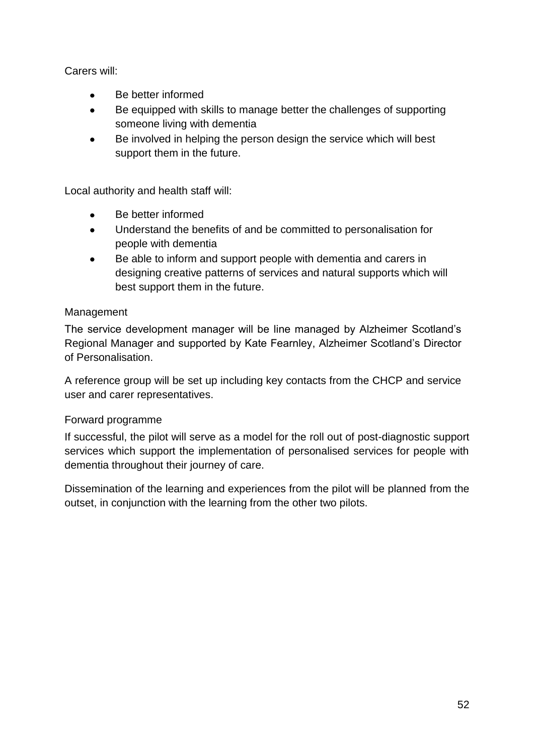Carers will:

- Be better informed
- Be equipped with skills to manage better the challenges of supporting someone living with dementia
- Be involved in helping the person design the service which will best support them in the future.

Local authority and health staff will:

- Be better informed
- Understand the benefits of and be committed to personalisation for people with dementia
- Be able to inform and support people with dementia and carers in designing creative patterns of services and natural supports which will best support them in the future.

### Management

The service development manager will be line managed by Alzheimer Scotland's Regional Manager and supported by Kate Fearnley, Alzheimer Scotland's Director of Personalisation.

A reference group will be set up including key contacts from the CHCP and service user and carer representatives.

### Forward programme

If successful, the pilot will serve as a model for the roll out of post-diagnostic support services which support the implementation of personalised services for people with dementia throughout their journey of care.

Dissemination of the learning and experiences from the pilot will be planned from the outset, in conjunction with the learning from the other two pilots.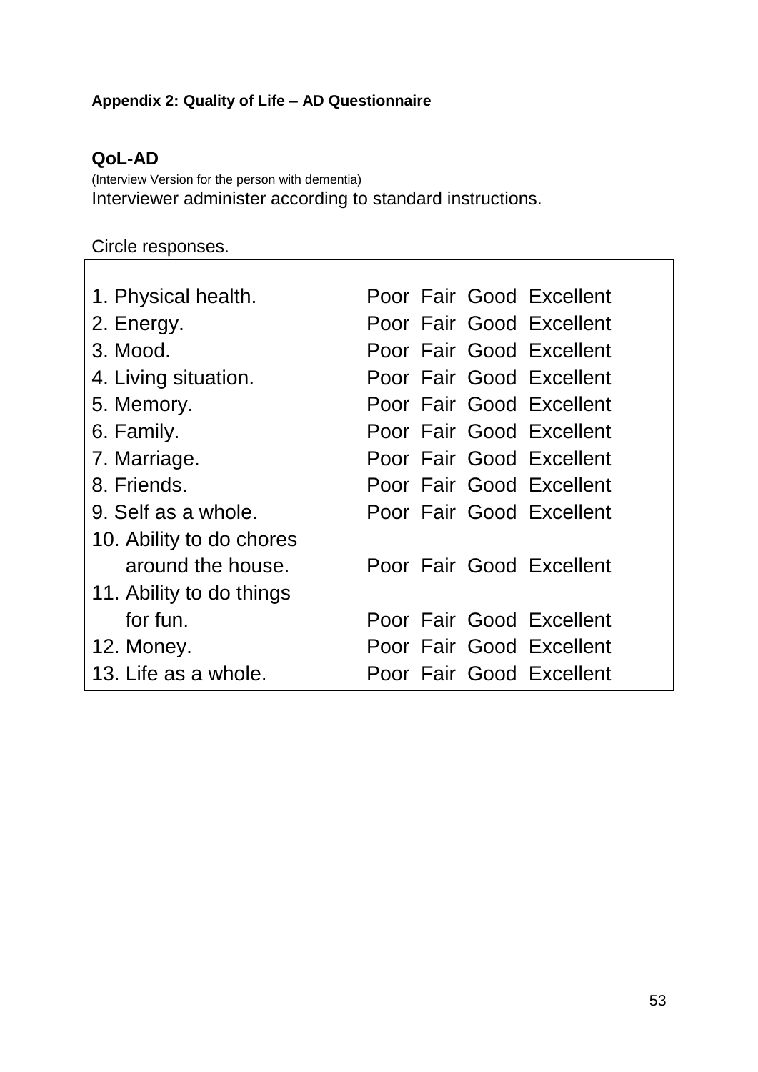**Appendix 2: Quality of Life – AD Questionnaire**

**QoL-AD**

(Interview Version for the person with dementia)

Interviewer administer according to standard instructions.

Circle responses.

| | | | | |
|---|---|---|---|---|
| 1. Physical health. | Poor | Fair | Good | Excellent |
| 2. Energy. | Poor | Fair | Good | Excellent |
| 3. Mood. | Poor | Fair | Good | Excellent |
| 4. Living situation. | Poor | Fair | Good | Excellent |
| 5. Memory. | Poor | Fair | Good | Excellent |
| 6. Family. | Poor | Fair | Good | Excellent |
| 7. Marriage. | Poor | Fair | Good | Excellent |
| 8. Friends. | Poor | Fair | Good | Excellent |
| 9. Self as a whole. | Poor | Fair | Good | Excellent |
| 10. Ability to do chores around the house. | Poor | Fair | Good | Excellent |
| 11. Ability to do things for fun. | Poor | Fair | Good | Excellent |
| 12. Money. | Poor | Fair | Good | Excellent |
| 13. Life as a whole. | Poor | Fair | Good | Excellent |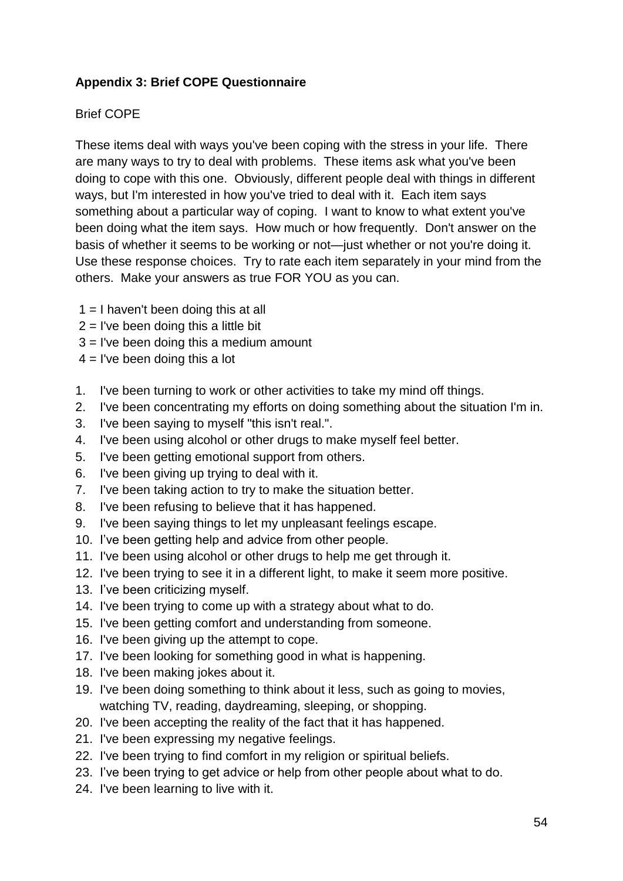**Appendix 3: Brief COPE Questionnaire**

Brief COPE

These items deal with ways you've been coping with the stress in your life. There are many ways to try to deal with problems. These items ask what you've been doing to cope with this one. Obviously, different people deal with things in different ways, but I'm interested in how you've tried to deal with it. Each item says something about a particular way of coping. I want to know to what extent you've been doing what the item says. How much or how frequently. Don't answer on the basis of whether it seems to be working or not—just whether or not you're doing it. Use these response choices. Try to rate each item separately in your mind from the others. Make your answers as true FOR YOU as you can.

1 = I haven't been doing this at all
2 = I've been doing this a little bit
3 = I've been doing this a medium amount
4 = I've been doing this a lot

1. I've been turning to work or other activities to take my mind off things.
2. I've been concentrating my efforts on doing something about the situation I'm in.
3. I've been saying to myself "this isn't real.".
4. I've been using alcohol or other drugs to make myself feel better.
5. I've been getting emotional support from others.
6. I've been giving up trying to deal with it.
7. I've been taking action to try to make the situation better.
8. I've been refusing to believe that it has happened.
9. I've been saying things to let my unpleasant feelings escape.
10. I've been getting help and advice from other people.
11. I've been using alcohol or other drugs to help me get through it.
12. I've been trying to see it in a different light, to make it seem more positive.
13. I've been criticizing myself.
14. I've been trying to come up with a strategy about what to do.
15. I've been getting comfort and understanding from someone.
16. I've been giving up the attempt to cope.
17. I've been looking for something good in what is happening.
18. I've been making jokes about it.
19. I've been doing something to think about it less, such as going to movies, watching TV, reading, daydreaming, sleeping, or shopping.
20. I've been accepting the reality of the fact that it has happened.
21. I've been expressing my negative feelings.
22. I've been trying to find comfort in my religion or spiritual beliefs.
23. I've been trying to get advice or help from other people about what to do.
24. I've been learning to live with it.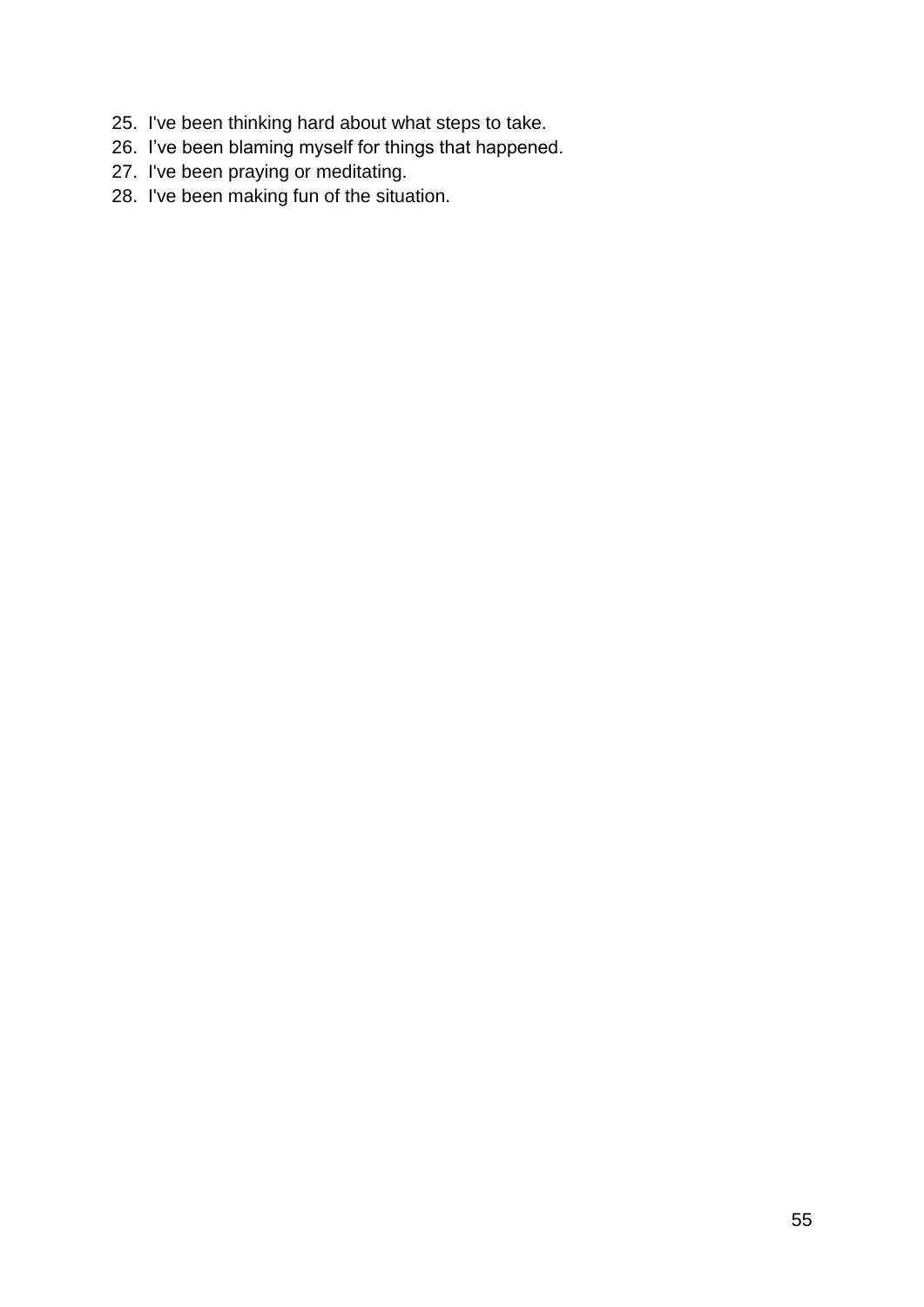25. I've been thinking hard about what steps to take.
26. I’ve been blaming myself for things that happened.
27. I've been praying or meditating.
28. I've been making fun of the situation.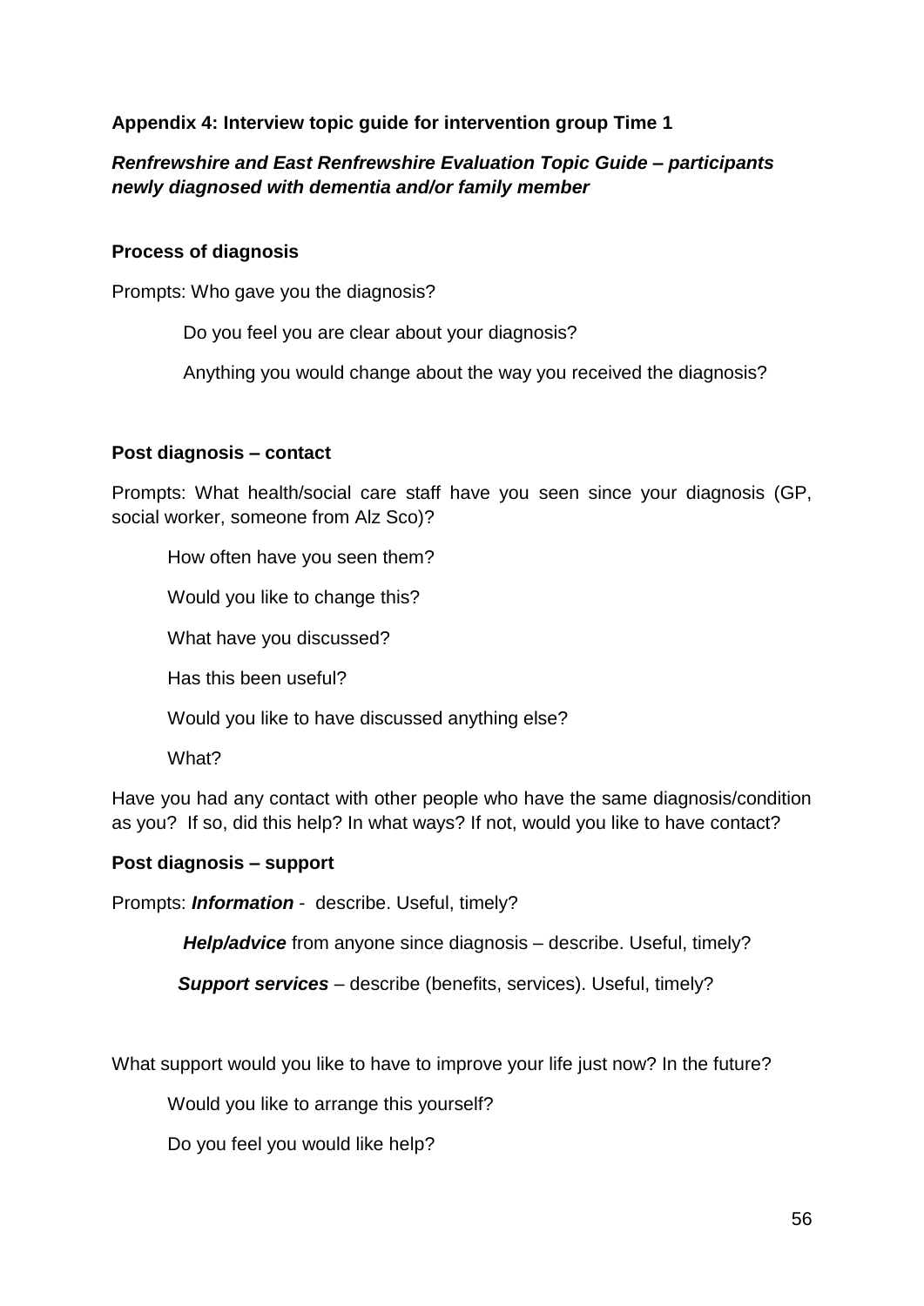**Appendix 4: Interview topic guide for intervention group Time 1**

***Renfrewshire and East Renfrewshire Evaluation Topic Guide – participants newly diagnosed with dementia and/or family member***

**Process of diagnosis**

Prompts: Who gave you the diagnosis?

Do you feel you are clear about your diagnosis?

Anything you would change about the way you received the diagnosis?

**Post diagnosis – contact**

Prompts: What health/social care staff have you seen since your diagnosis (GP, social worker, someone from Alz Sco)?

How often have you seen them?

Would you like to change this?

What have you discussed?

Has this been useful?

Would you like to have discussed anything else?

What?

Have you had any contact with other people who have the same diagnosis/condition as you? If so, did this help? In what ways? If not, would you like to have contact?

**Post diagnosis – support**

Prompts: ***Information*** - describe. Useful, timely?

***Help/advice*** from anyone since diagnosis – describe. Useful, timely?

***Support services*** – describe (benefits, services). Useful, timely?

What support would you like to have to improve your life just now? In the future?

Would you like to arrange this yourself?

Do you feel you would like help?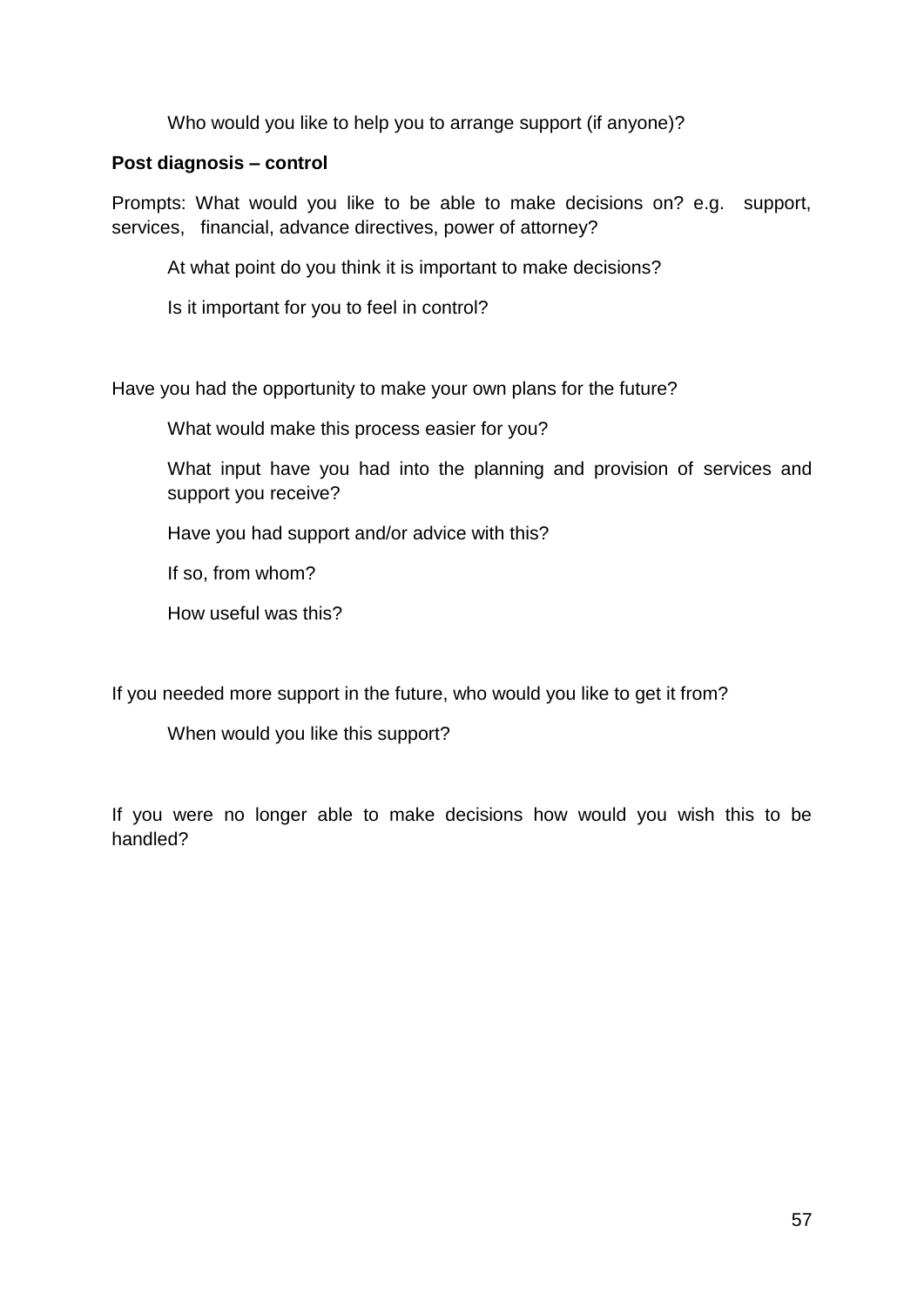Who would you like to help you to arrange support (if anyone)?

**Post diagnosis – control**

Prompts: What would you like to be able to make decisions on? e.g. support, services, financial, advance directives, power of attorney?

At what point do you think it is important to make decisions?

Is it important for you to feel in control?

Have you had the opportunity to make your own plans for the future?

What would make this process easier for you?

What input have you had into the planning and provision of services and support you receive?

Have you had support and/or advice with this?

If so, from whom?

How useful was this?

If you needed more support in the future, who would you like to get it from?

When would you like this support?

If you were no longer able to make decisions how would you wish this to be handled?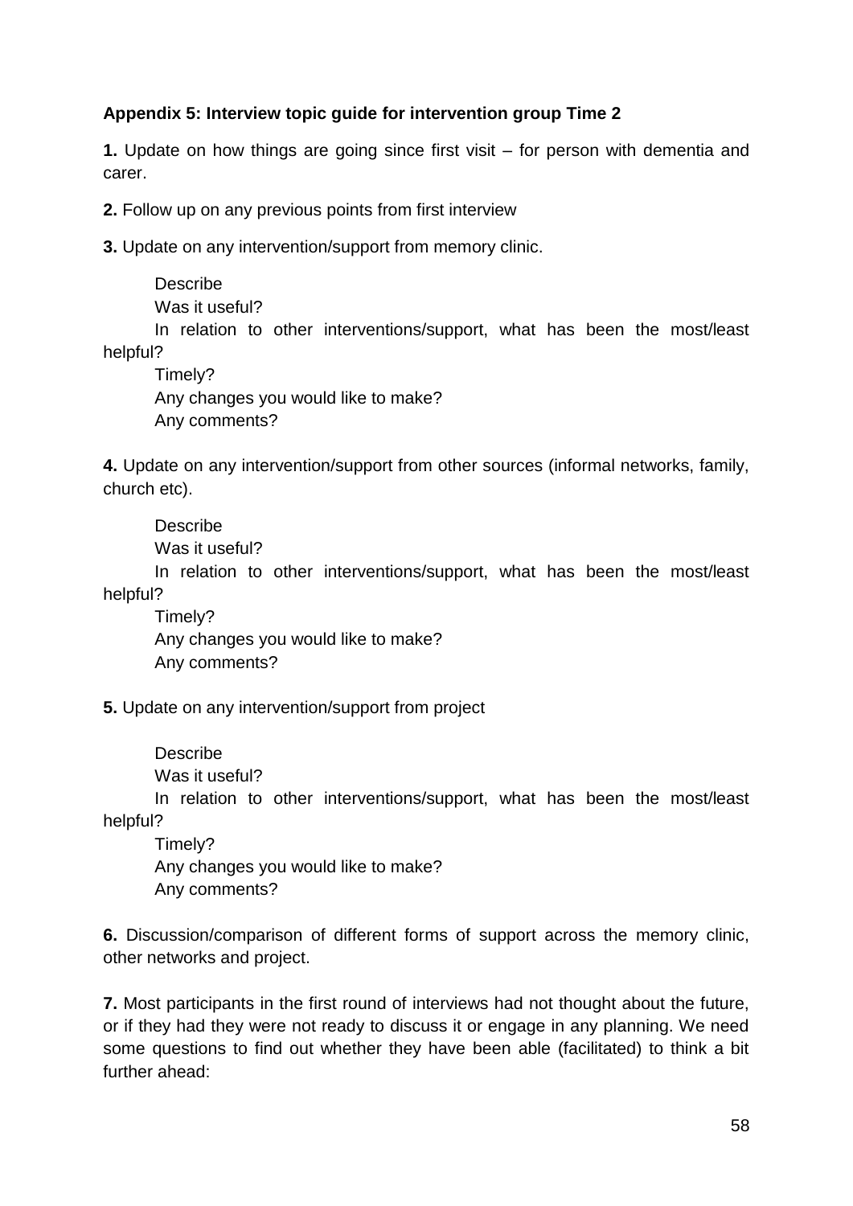**Appendix 5: Interview topic guide for intervention group Time 2**

**1.** Update on how things are going since first visit – for person with dementia and carer.

**2.** Follow up on any previous points from first interview

**3.** Update on any intervention/support from memory clinic.

Describe
Was it useful?
In relation to other interventions/support, what has been the most/least helpful?
Timely?
Any changes you would like to make?
Any comments?

**4.** Update on any intervention/support from other sources (informal networks, family, church etc).

Describe
Was it useful?
In relation to other interventions/support, what has been the most/least helpful?
Timely?
Any changes you would like to make?
Any comments?

**5.** Update on any intervention/support from project

Describe
Was it useful?
In relation to other interventions/support, what has been the most/least helpful?
Timely?
Any changes you would like to make?
Any comments?

**6.** Discussion/comparison of different forms of support across the memory clinic, other networks and project.

**7.** Most participants in the first round of interviews had not thought about the future, or if they had they were not ready to discuss it or engage in any planning. We need some questions to find out whether they have been able (facilitated) to think a bit further ahead: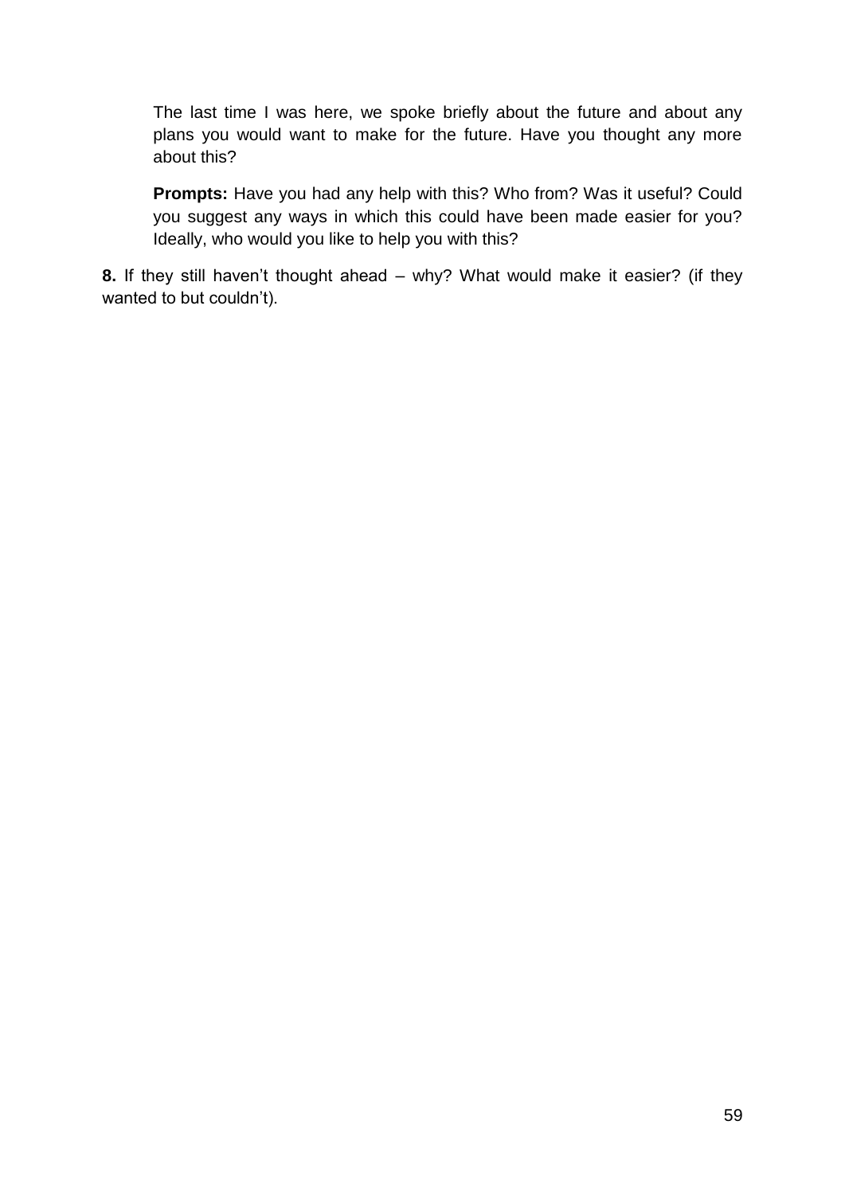The last time I was here, we spoke briefly about the future and about any plans you would want to make for the future. Have you thought any more about this?

**Prompts:** Have you had any help with this? Who from? Was it useful? Could you suggest any ways in which this could have been made easier for you? Ideally, who would you like to help you with this?

**8.** If they still haven't thought ahead – why? What would make it easier? (if they wanted to but couldn't).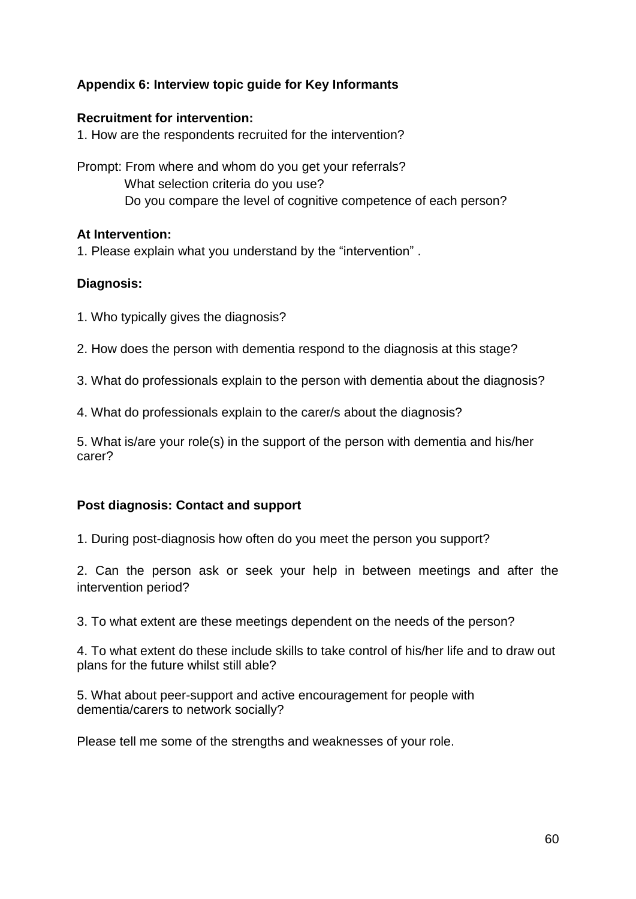**Appendix 6: Interview topic guide for Key Informants**

**Recruitment for intervention:**

1. How are the respondents recruited for the intervention?

Prompt: From where and whom do you get your referrals?
What selection criteria do you use?
Do you compare the level of cognitive competence of each person?

**At Intervention:**

1. Please explain what you understand by the "intervention" .

**Diagnosis:**

1. Who typically gives the diagnosis?

2. How does the person with dementia respond to the diagnosis at this stage?

3. What do professionals explain to the person with dementia about the diagnosis?

4. What do professionals explain to the carer/s about the diagnosis?

5. What is/are your role(s) in the support of the person with dementia and his/her carer?

**Post diagnosis: Contact and support**

1. During post-diagnosis how often do you meet the person you support?

2. Can the person ask or seek your help in between meetings and after the intervention period?

3. To what extent are these meetings dependent on the needs of the person?

4. To what extent do these include skills to take control of his/her life and to draw out plans for the future whilst still able?

5. What about peer-support and active encouragement for people with dementia/carers to network socially?

Please tell me some of the strengths and weaknesses of your role.